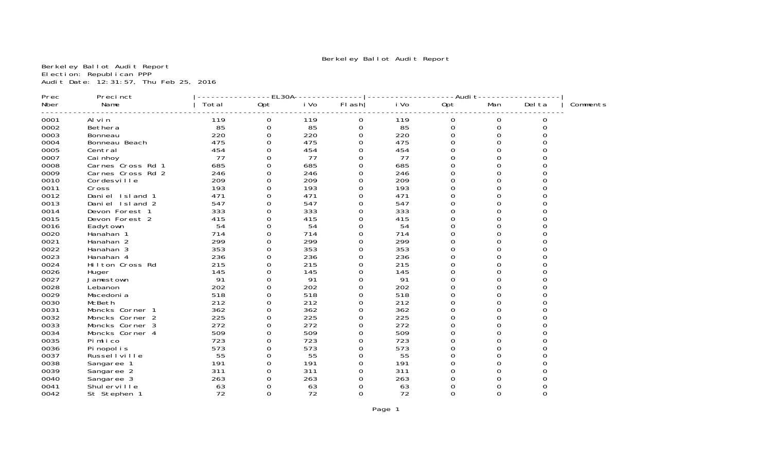Berkeley Ballot Audit Report

Berkeley Ballot Audit Report
Election: Republican PPP
Audit Date: 12:31:57, Thu Feb 25, 2016

| Prec | Precinct | EL30A | | | | Audit | | | | |
|---|---|---|---|---|---|---|---|---|---|---|
| Nber | Name | Total | Opt | iVo | Flash | iVo | Opt | Man | Delta | Comments |
| 0001 | Alvin | 119 | 0 | 119 | 0 | 119 | 0 | 0 | 0 | |
| 0002 | Bethera | 85 | 0 | 85 | 0 | 85 | 0 | 0 | 0 | |
| 0003 | Bonneau | 220 | 0 | 220 | 0 | 220 | 0 | 0 | 0 | |
| 0004 | Bonneau Beach | 475 | 0 | 475 | 0 | 475 | 0 | 0 | 0 | |
| 0005 | Central | 454 | 0 | 454 | 0 | 454 | 0 | 0 | 0 | |
| 0007 | Cainhoy | 77 | 0 | 77 | 0 | 77 | 0 | 0 | 0 | |
| 0008 | Carnes Cross Rd 1 | 685 | 0 | 685 | 0 | 685 | 0 | 0 | 0 | |
| 0009 | Carnes Cross Rd 2 | 246 | 0 | 246 | 0 | 246 | 0 | 0 | 0 | |
| 0010 | Cordesville | 209 | 0 | 209 | 0 | 209 | 0 | 0 | 0 | |
| 0011 | Cross | 193 | 0 | 193 | 0 | 193 | 0 | 0 | 0 | |
| 0012 | Daniel Island 1 | 471 | 0 | 471 | 0 | 471 | 0 | 0 | 0 | |
| 0013 | Daniel Island 2 | 547 | 0 | 547 | 0 | 547 | 0 | 0 | 0 | |
| 0014 | Devon Forest 1 | 333 | 0 | 333 | 0 | 333 | 0 | 0 | 0 | |
| 0015 | Devon Forest 2 | 415 | 0 | 415 | 0 | 415 | 0 | 0 | 0 | |
| 0016 | Eadytown | 54 | 0 | 54 | 0 | 54 | 0 | 0 | 0 | |
| 0020 | Hanahan 1 | 714 | 0 | 714 | 0 | 714 | 0 | 0 | 0 | |
| 0021 | Hanahan 2 | 299 | 0 | 299 | 0 | 299 | 0 | 0 | 0 | |
| 0022 | Hanahan 3 | 353 | 0 | 353 | 0 | 353 | 0 | 0 | 0 | |
| 0023 | Hanahan 4 | 236 | 0 | 236 | 0 | 236 | 0 | 0 | 0 | |
| 0024 | Hilton Cross Rd | 215 | 0 | 215 | 0 | 215 | 0 | 0 | 0 | |
| 0026 | Huger | 145 | 0 | 145 | 0 | 145 | 0 | 0 | 0 | |
| 0027 | Jamestown | 91 | 0 | 91 | 0 | 91 | 0 | 0 | 0 | |
| 0028 | Lebanon | 202 | 0 | 202 | 0 | 202 | 0 | 0 | 0 | |
| 0029 | Macedonia | 518 | 0 | 518 | 0 | 518 | 0 | 0 | 0 | |
| 0030 | McBeth | 212 | 0 | 212 | 0 | 212 | 0 | 0 | 0 | |
| 0031 | Moncks Corner 1 | 362 | 0 | 362 | 0 | 362 | 0 | 0 | 0 | |
| 0032 | Moncks Corner 2 | 225 | 0 | 225 | 0 | 225 | 0 | 0 | 0 | |
| 0033 | Moncks Corner 3 | 272 | 0 | 272 | 0 | 272 | 0 | 0 | 0 | |
| 0034 | Moncks Corner 4 | 509 | 0 | 509 | 0 | 509 | 0 | 0 | 0 | |
| 0035 | Pimlico | 723 | 0 | 723 | 0 | 723 | 0 | 0 | 0 | |
| 0036 | Pinopolis | 573 | 0 | 573 | 0 | 573 | 0 | 0 | 0 | |
| 0037 | Russellville | 55 | 0 | 55 | 0 | 55 | 0 | 0 | 0 | |
| 0038 | Sangaree 1 | 191 | 0 | 191 | 0 | 191 | 0 | 0 | 0 | |
| 0039 | Sangaree 2 | 311 | 0 | 311 | 0 | 311 | 0 | 0 | 0 | |
| 0040 | Sangaree 3 | 263 | 0 | 263 | 0 | 263 | 0 | 0 | 0 | |
| 0041 | Shulerville | 63 | 0 | 63 | 0 | 63 | 0 | 0 | 0 | |
| 0042 | St Stephen 1 | 72 | 0 | 72 | 0 | 72 | 0 | 0 | 0 | |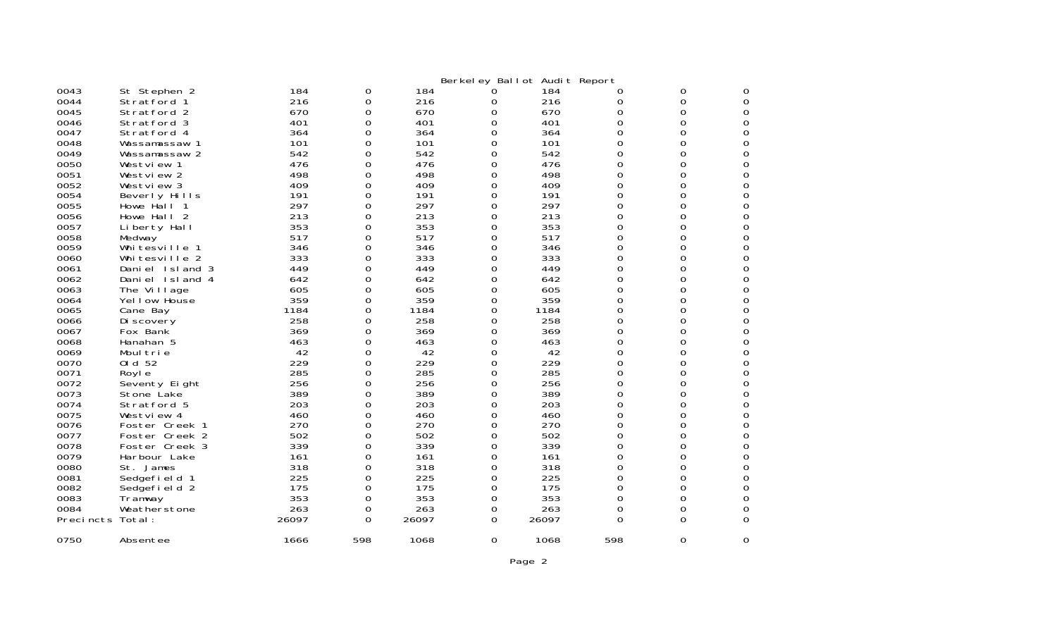Berkeley Ballot Audit Report

| | | | | | | | | | |
|---|---|---|---|---|---|---|---|---|---|
| 0043 | St Stephen 2 | 184 | 0 | 184 | 0 | 184 | 0 | 0 | 0 |
| 0044 | Stratford 1 | 216 | 0 | 216 | 0 | 216 | 0 | 0 | 0 |
| 0045 | Stratford 2 | 670 | 0 | 670 | 0 | 670 | 0 | 0 | 0 |
| 0046 | Stratford 3 | 401 | 0 | 401 | 0 | 401 | 0 | 0 | 0 |
| 0047 | Stratford 4 | 364 | 0 | 364 | 0 | 364 | 0 | 0 | 0 |
| 0048 | Wassamassaw 1 | 101 | 0 | 101 | 0 | 101 | 0 | 0 | 0 |
| 0049 | Wassamassaw 2 | 542 | 0 | 542 | 0 | 542 | 0 | 0 | 0 |
| 0050 | Westview 1 | 476 | 0 | 476 | 0 | 476 | 0 | 0 | 0 |
| 0051 | Westview 2 | 498 | 0 | 498 | 0 | 498 | 0 | 0 | 0 |
| 0052 | Westview 3 | 409 | 0 | 409 | 0 | 409 | 0 | 0 | 0 |
| 0054 | Beverly Hills | 191 | 0 | 191 | 0 | 191 | 0 | 0 | 0 |
| 0055 | Howe Hall 1 | 297 | 0 | 297 | 0 | 297 | 0 | 0 | 0 |
| 0056 | Howe Hall 2 | 213 | 0 | 213 | 0 | 213 | 0 | 0 | 0 |
| 0057 | Liberty Hall | 353 | 0 | 353 | 0 | 353 | 0 | 0 | 0 |
| 0058 | Medway | 517 | 0 | 517 | 0 | 517 | 0 | 0 | 0 |
| 0059 | Whitesville 1 | 346 | 0 | 346 | 0 | 346 | 0 | 0 | 0 |
| 0060 | Whitesville 2 | 333 | 0 | 333 | 0 | 333 | 0 | 0 | 0 |
| 0061 | Daniel Island 3 | 449 | 0 | 449 | 0 | 449 | 0 | 0 | 0 |
| 0062 | Daniel Island 4 | 642 | 0 | 642 | 0 | 642 | 0 | 0 | 0 |
| 0063 | The Village | 605 | 0 | 605 | 0 | 605 | 0 | 0 | 0 |
| 0064 | Yellow House | 359 | 0 | 359 | 0 | 359 | 0 | 0 | 0 |
| 0065 | Cane Bay | 1184 | 0 | 1184 | 0 | 1184 | 0 | 0 | 0 |
| 0066 | Discovery | 258 | 0 | 258 | 0 | 258 | 0 | 0 | 0 |
| 0067 | Fox Bank | 369 | 0 | 369 | 0 | 369 | 0 | 0 | 0 |
| 0068 | Hanahan 5 | 463 | 0 | 463 | 0 | 463 | 0 | 0 | 0 |
| 0069 | Moultrie | 42 | 0 | 42 | 0 | 42 | 0 | 0 | 0 |
| 0070 | Old 52 | 229 | 0 | 229 | 0 | 229 | 0 | 0 | 0 |
| 0071 | Royle | 285 | 0 | 285 | 0 | 285 | 0 | 0 | 0 |
| 0072 | Seventy Eight | 256 | 0 | 256 | 0 | 256 | 0 | 0 | 0 |
| 0073 | Stone Lake | 389 | 0 | 389 | 0 | 389 | 0 | 0 | 0 |
| 0074 | Stratford 5 | 203 | 0 | 203 | 0 | 203 | 0 | 0 | 0 |
| 0075 | Westview 4 | 460 | 0 | 460 | 0 | 460 | 0 | 0 | 0 |
| 0076 | Foster Creek 1 | 270 | 0 | 270 | 0 | 270 | 0 | 0 | 0 |
| 0077 | Foster Creek 2 | 502 | 0 | 502 | 0 | 502 | 0 | 0 | 0 |
| 0078 | Foster Creek 3 | 339 | 0 | 339 | 0 | 339 | 0 | 0 | 0 |
| 0079 | Harbour Lake | 161 | 0 | 161 | 0 | 161 | 0 | 0 | 0 |
| 0080 | St. James | 318 | 0 | 318 | 0 | 318 | 0 | 0 | 0 |
| 0081 | Sedgefield 1 | 225 | 0 | 225 | 0 | 225 | 0 | 0 | 0 |
| 0082 | Sedgefield 2 | 175 | 0 | 175 | 0 | 175 | 0 | 0 | 0 |
| 0083 | Tramway | 353 | 0 | 353 | 0 | 353 | 0 | 0 | 0 |
| 0084 | Weatherstone | 263 | 0 | 263 | 0 | 263 | 0 | 0 | 0 |
| Precincts Total: | | 26097 | 0 | 26097 | 0 | 26097 | 0 | 0 | 0 |
| 0750 | Absentee | 1666 | 598 | 1068 | 0 | 1068 | 598 | 0 | 0 |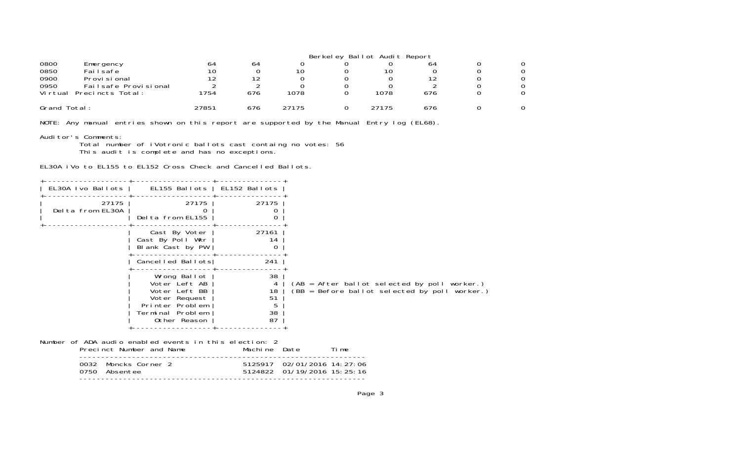# Berkeley Ballot Audit Report

| | | | | | | | | | |
|---|---|---|---|---|---|---|---|---|---|
| 0800 | Emergency | 64 | 64 | 0 | 0 | 0 | 64 | 0 | 0 |
| 0850 | Failsafe | 10 | 0 | 10 | 0 | 10 | 0 | 0 | 0 |
| 0900 | Provisional | 12 | 12 | 0 | 0 | 0 | 12 | 0 | 0 |
| 0950 | Failsafe Provisional | 2 | 2 | 0 | 0 | 0 | 2 | 0 | 0 |
| Virtual Precincts Total: | | 1754 | 676 | 1078 | 0 | 1078 | 676 | 0 | 0 |
| Grand Total: | | 27851 | 676 | 27175 | 0 | 27175 | 676 | 0 | 0 |

NOTE: Any manual entries shown on this report are supported by the Manual Entry log (EL68).

Auditor's Comments:

Total number of iVotronic ballots cast containg no votes: 56

This audit is complete and has no exceptions.

EL30A iVo to EL155 to EL152 Cross Check and Cancelled Ballots.

| EL30A Ivo Ballots | EL155 Ballots | EL152 Ballots |
|---|---|---|
| 27175 | 27175 | 27175 |
| Delta from EL30A | 0 | 0 |
| | Delta from EL155 | 0 |
| | Cast By Voter | 27161 |
| | Cast By Poll Wkr | 14 |
| | Blank Cast by PW | 0 |
| | Cancelled Ballots | 241 |
| | Wrong Ballot | 38 |
| | Voter Left AB | 4 |
| | Voter Left BB | 18 |
| | Voter Request | 51 |
| | Printer Problem | 5 |
| | Terminal Problem | 38 |
| | Other Reason | 87 |

(AB = After ballot selected by poll worker.)
(BB = Before ballot selected by poll worker.)

Number of ADA audio enabled events in this election: 2

| Precinct Number and Name | Machine | Date | Time |
|---|---|---|---|
| 0032 Moncks Corner 2 | 5125917 | 02/01/2016 | 14:27:06 |
| 0750 Absentee | 5124822 | 01/19/2016 | 15:25:16 |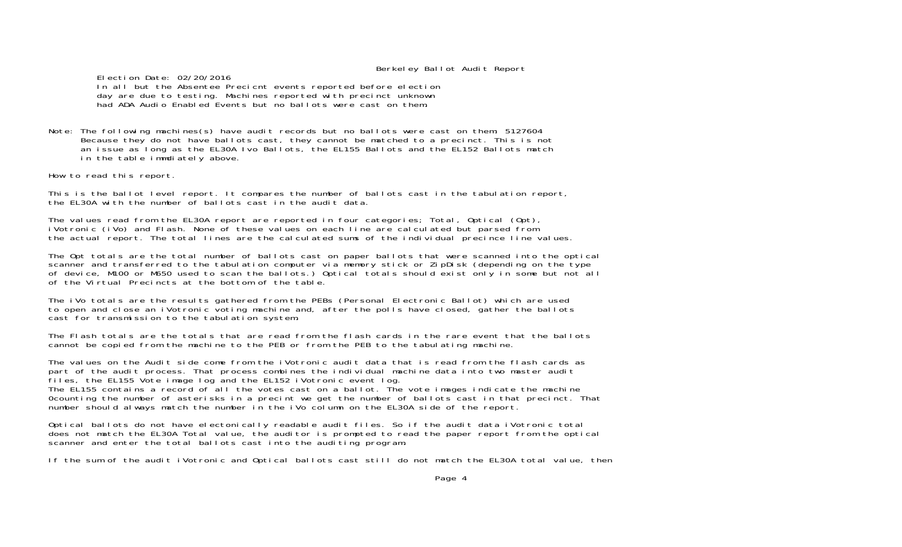Berkeley Ballot Audit Report

Election Date: 02/20/2016
In all but the Absentee Precicnt events reported before election day are due to testing. Machines reported with precinct unknown had ADA Audio Enabled Events but no ballots were cast on them.

Note: The following machines(s) have audit records but no ballots were cast on them: 5127604
Because they do not have ballots cast, they cannot be matched to a precinct. This is not an issue as long as the EL30A Ivo Ballots, the EL155 Ballots and the EL152 Ballots match in the table immdiately above.

How to read this report.

This is the ballot level report. It compares the number of ballots cast in the tabulation report, the EL30A with the number of ballots cast in the audit data.

The values read from the EL30A report are reported in four categories; Total, Optical (Opt), iVotronic (iVo) and Flash. None of these values on each line are calculated but parsed from the actual report. The total lines are the calculated sums of the individual precince line values.

The Opt totals are the total number of ballots cast on paper ballots that were scanned into the optical scanner and transferred to the tabulation computer via memory stick or ZipDisk (depending on the type of device, M100 or M650 used to scan the ballots.) Optical totals should exist only in some but not all of the Virtual Precincts at the bottom of the table.

The iVo totals are the results gathered from the PEBs (Personal Electronic Ballot) which are used to open and close an iVotronic voting machine and, after the polls have closed, gather the ballots cast for transmission to the tabulation system.

The Flash totals are the totals that are read from the flash cards in the rare event that the ballots cannot be copied from the machine to the PEB or from the PEB to the tabulating machine.

The values on the Audit side come from the iVotronic audit data that is read from the flash cards as part of the audit process. That process combines the individual machine data into two master audit files, the EL155 Vote image log and the EL152 iVotronic event log.
The EL155 contains a record of all the votes cast on a ballot. The vote images indicate the machine 0counting the number of asterisks in a precint we get the number of ballots cast in that precinct. That number should always match the number in the iVo column on the EL30A side of the report.

Optical ballots do not have electonically readable audit files. So if the audit data iVotronic total does not match the EL30A Total value, the auditor is prompted to read the paper report from the optical scanner and enter the total ballots cast into the auditing program.

If the sum of the audit iVotronic and Optical ballots cast still do not match the EL30A total value, then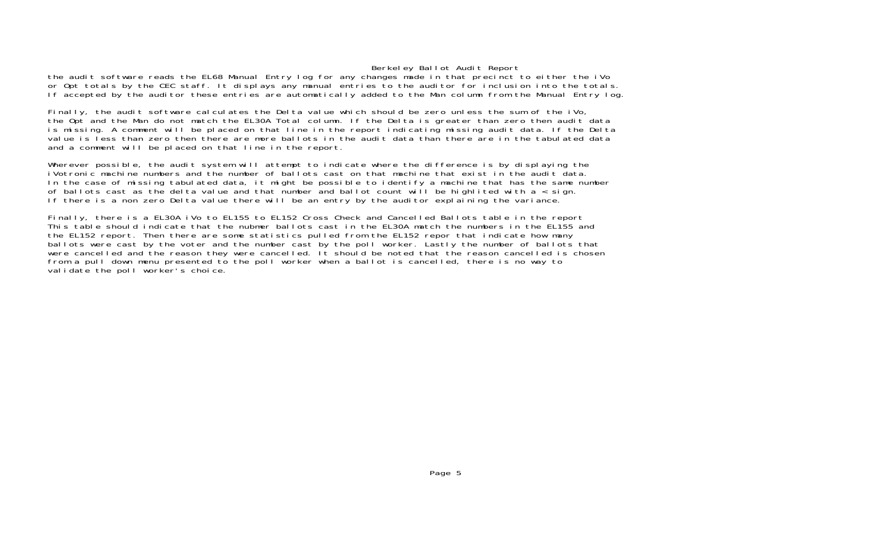the audit software reads the EL68 Manual Entry log for any changes made in that precinct to either the iVo or Opt totals by the CEC staff. It displays any manual entries to the auditor for inclusion into the totals. If accepted by the auditor these entries are automatically added to the Man column from the Manual Entry log.

Finally, the audit software calculates the Delta value which should be zero unless the sum of the iVo, the Opt and the Man do not match the EL30A Total column. If the Delta is greater than zero then audit data is missing. A comment will be placed on that line in the report indicating missing audit data. If the Delta value is less than zero then there are more ballots in the audit data than there are in the tabulated data and a comment will be placed on that line in the report.

Wherever possible, the audit system will attempt to indicate where the difference is by displaying the iVotronic machine numbers and the number of ballots cast on that machine that exist in the audit data. In the case of missing tabulated data, it might be possible to identify a machine that has the same number of ballots cast as the delta value and that number and ballot count will be highlited with a < sign. If there is a non zero Delta value there will be an entry by the auditor explaining the variance.

Finally, there is a EL30A iVo to EL155 to EL152 Cross Check and Cancelled Ballots table in the report This table should indicate that the nubmer ballots cast in the EL30A match the numbers in the EL155 and the EL152 report. Then there are some statistics pulled from the EL152 repor that indicate how many ballots were cast by the voter and the number cast by the poll worker. Lastly the number of ballots that were cancelled and the reason they were cancelled. It should be noted that the reason cancelled is chosen from a pull down menu presented to the poll worker when a ballot is cancelled, there is no way to validate the poll worker's choice.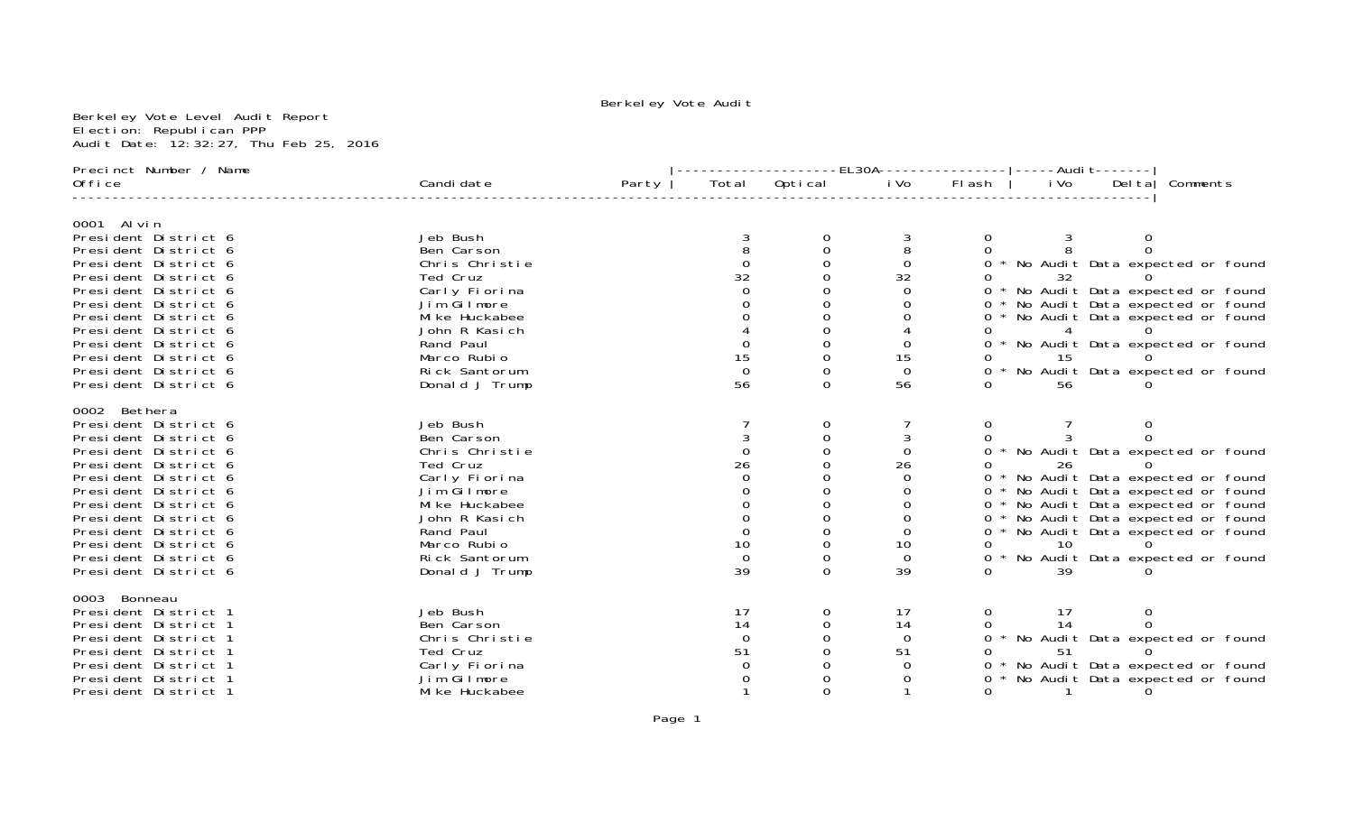Berkeley Vote Audit

Berkeley Vote Level Audit Report
Election: Republican PPP
Audit Date: 12:32:27, Thu Feb 25, 2016

| Precinct Number / Name | | | EL30A | | | | Audit | | |
|---|---|---|---|---|---|---|---|---|---|
| Office | Candidate | Party | Total | Optical | iVo | Flash | iVo | Delta | Comments |
| **0001 Alvin** | | | | | | | | | |
| President District 6 | Jeb Bush | | 3 | 0 | 3 | 0 | 3 | 0 | |
| President District 6 | Ben Carson | | 8 | 0 | 8 | 0 | 8 | 0 | |
| President District 6 | Chris Christie | | 0 | 0 | 0 | 0 | | | * No Audit Data expected or found |
| President District 6 | Ted Cruz | | 32 | 0 | 32 | 0 | 32 | 0 | |
| President District 6 | Carly Fiorina | | 0 | 0 | 0 | 0 | | | * No Audit Data expected or found |
| President District 6 | Jim Gilmore | | 0 | 0 | 0 | 0 | | | * No Audit Data expected or found |
| President District 6 | Mike Huckabee | | 0 | 0 | 0 | 0 | | | * No Audit Data expected or found |
| President District 6 | John R Kasich | | 4 | 0 | 4 | 0 | 4 | 0 | |
| President District 6 | Rand Paul | | 0 | 0 | 0 | 0 | | | * No Audit Data expected or found |
| President District 6 | Marco Rubio | | 15 | 0 | 15 | 0 | 15 | 0 | |
| President District 6 | Rick Santorum | | 0 | 0 | 0 | 0 | | | * No Audit Data expected or found |
| President District 6 | Donald J Trump | | 56 | 0 | 56 | 0 | 56 | 0 | |
| **0002 Bethera** | | | | | | | | | |
| President District 6 | Jeb Bush | | 7 | 0 | 7 | 0 | 7 | 0 | |
| President District 6 | Ben Carson | | 3 | 0 | 3 | 0 | 3 | 0 | |
| President District 6 | Chris Christie | | 0 | 0 | 0 | 0 | | | * No Audit Data expected or found |
| President District 6 | Ted Cruz | | 26 | 0 | 26 | 0 | 26 | 0 | |
| President District 6 | Carly Fiorina | | 0 | 0 | 0 | 0 | | | * No Audit Data expected or found |
| President District 6 | Jim Gilmore | | 0 | 0 | 0 | 0 | | | * No Audit Data expected or found |
| President District 6 | Mike Huckabee | | 0 | 0 | 0 | 0 | | | * No Audit Data expected or found |
| President District 6 | John R Kasich | | 0 | 0 | 0 | 0 | | | * No Audit Data expected or found |
| President District 6 | Rand Paul | | 0 | 0 | 0 | 0 | | | * No Audit Data expected or found |
| President District 6 | Marco Rubio | | 10 | 0 | 10 | 0 | 10 | 0 | |
| President District 6 | Rick Santorum | | 0 | 0 | 0 | 0 | | | * No Audit Data expected or found |
| President District 6 | Donald J Trump | | 39 | 0 | 39 | 0 | 39 | 0 | |
| **0003 Bonneau** | | | | | | | | | |
| President District 1 | Jeb Bush | | 17 | 0 | 17 | 0 | 17 | 0 | |
| President District 1 | Ben Carson | | 14 | 0 | 14 | 0 | 14 | 0 | |
| President District 1 | Chris Christie | | 0 | 0 | 0 | 0 | | | * No Audit Data expected or found |
| President District 1 | Ted Cruz | | 51 | 0 | 51 | 0 | 51 | 0 | |
| President District 1 | Carly Fiorina | | 0 | 0 | 0 | 0 | | | * No Audit Data expected or found |
| President District 1 | Jim Gilmore | | 0 | 0 | 0 | 0 | | | * No Audit Data expected or found |
| President District 1 | Mike Huckabee | | 1 | 0 | 1 | 0 | 1 | 0 | |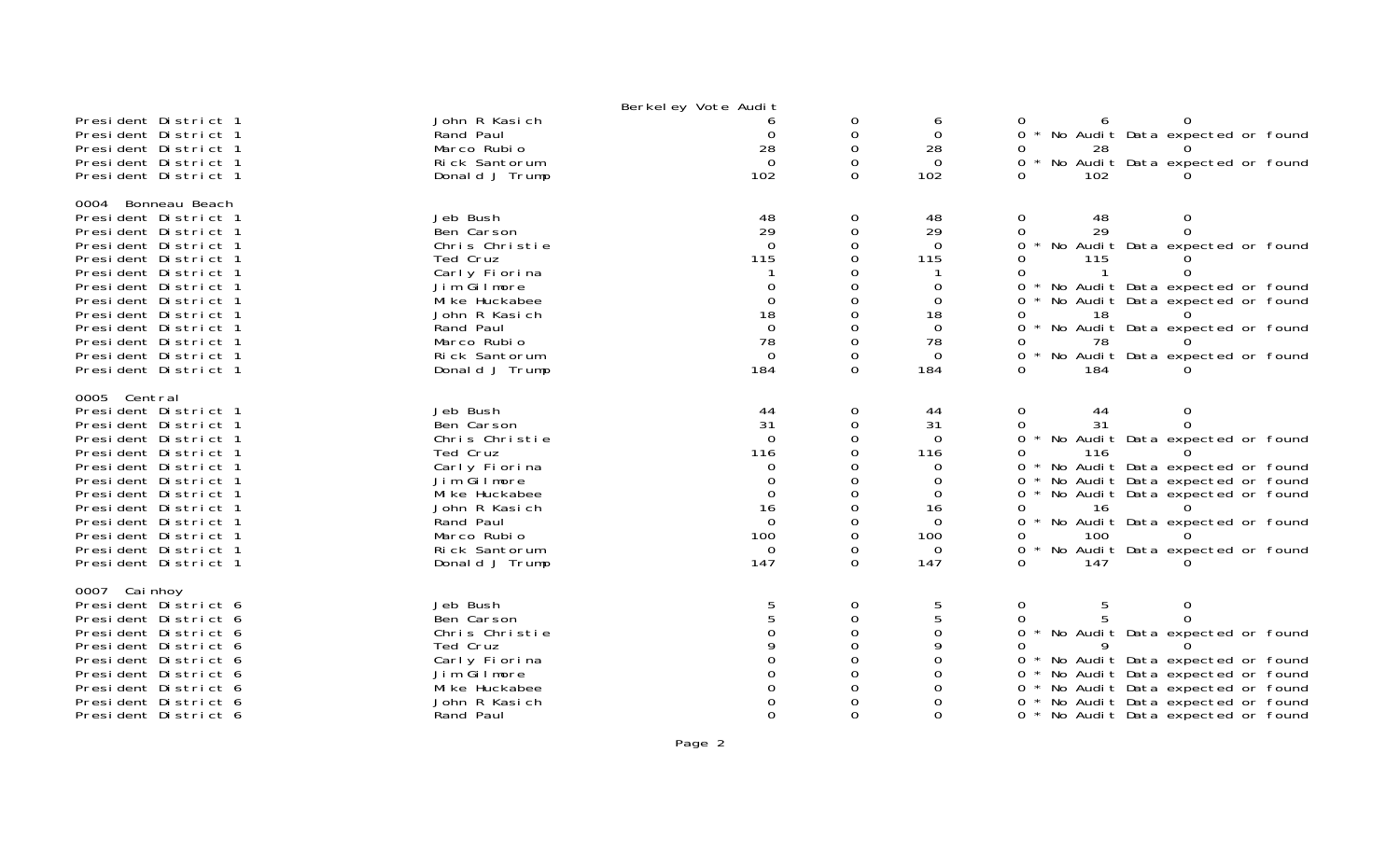Berkeley Vote Audit

| | | | | | | | |
|---|---|---|---|---|---|---|---|
| President District 1 | John R Kasich | 6 | 0 | 6 | 0 | 6 | 0 |
| President District 1 | Rand Paul | 0 | 0 | 0 | 0 * No Audit Data expected or found | | |
| President District 1 | Marco Rubio | 28 | 0 | 28 | 0 | 28 | 0 |
| President District 1 | Rick Santorum | 0 | 0 | 0 | 0 * No Audit Data expected or found | | |
| President District 1 | Donald J Trump | 102 | 0 | 102 | 0 | 102 | 0 |

0004 Bonneau Beach

| | | | | | | | |
|---|---|---|---|---|---|---|---|
| President District 1 | Jeb Bush | 48 | 0 | 48 | 0 | 48 | 0 |
| President District 1 | Ben Carson | 29 | 0 | 29 | 0 | 29 | 0 |
| President District 1 | Chris Christie | 0 | 0 | 0 | 0 * No Audit Data expected or found | | |
| President District 1 | Ted Cruz | 115 | 0 | 115 | 0 | 115 | 0 |
| President District 1 | Carly Fiorina | 1 | 0 | 1 | 0 | 1 | 0 |
| President District 1 | Jim Gilmore | 0 | 0 | 0 | 0 * No Audit Data expected or found | | |
| President District 1 | Mike Huckabee | 0 | 0 | 0 | 0 * No Audit Data expected or found | | |
| President District 1 | John R Kasich | 18 | 0 | 18 | 0 | 18 | 0 |
| President District 1 | Rand Paul | 0 | 0 | 0 | 0 * No Audit Data expected or found | | |
| President District 1 | Marco Rubio | 78 | 0 | 78 | 0 | 78 | 0 |
| President District 1 | Rick Santorum | 0 | 0 | 0 | 0 * No Audit Data expected or found | | |
| President District 1 | Donald J Trump | 184 | 0 | 184 | 0 | 184 | 0 |

0005 Central

| | | | | | | | |
|---|---|---|---|---|---|---|---|
| President District 1 | Jeb Bush | 44 | 0 | 44 | 0 | 44 | 0 |
| President District 1 | Ben Carson | 31 | 0 | 31 | 0 | 31 | 0 |
| President District 1 | Chris Christie | 0 | 0 | 0 | 0 * No Audit Data expected or found | | |
| President District 1 | Ted Cruz | 116 | 0 | 116 | 0 | 116 | 0 |
| President District 1 | Carly Fiorina | 0 | 0 | 0 | 0 * No Audit Data expected or found | | |
| President District 1 | Jim Gilmore | 0 | 0 | 0 | 0 * No Audit Data expected or found | | |
| President District 1 | Mike Huckabee | 0 | 0 | 0 | 0 * No Audit Data expected or found | | |
| President District 1 | John R Kasich | 16 | 0 | 16 | 0 | 16 | 0 |
| President District 1 | Rand Paul | 0 | 0 | 0 | 0 * No Audit Data expected or found | | |
| President District 1 | Marco Rubio | 100 | 0 | 100 | 0 | 100 | 0 |
| President District 1 | Rick Santorum | 0 | 0 | 0 | 0 * No Audit Data expected or found | | |
| President District 1 | Donald J Trump | 147 | 0 | 147 | 0 | 147 | 0 |

0007 Cainhoy

| | | | | | | | |
|---|---|---|---|---|---|---|---|
| President District 6 | Jeb Bush | 5 | 0 | 5 | 0 | 5 | 0 |
| President District 6 | Ben Carson | 5 | 0 | 5 | 0 | 5 | 0 |
| President District 6 | Chris Christie | 0 | 0 | 0 | 0 * No Audit Data expected or found | | |
| President District 6 | Ted Cruz | 9 | 0 | 9 | 0 | 9 | 0 |
| President District 6 | Carly Fiorina | 0 | 0 | 0 | 0 * No Audit Data expected or found | | |
| President District 6 | Jim Gilmore | 0 | 0 | 0 | 0 * No Audit Data expected or found | | |
| President District 6 | Mike Huckabee | 0 | 0 | 0 | 0 * No Audit Data expected or found | | |
| President District 6 | John R Kasich | 0 | 0 | 0 | 0 * No Audit Data expected or found | | |
| President District 6 | Rand Paul | 0 | 0 | 0 | 0 * No Audit Data expected or found | | |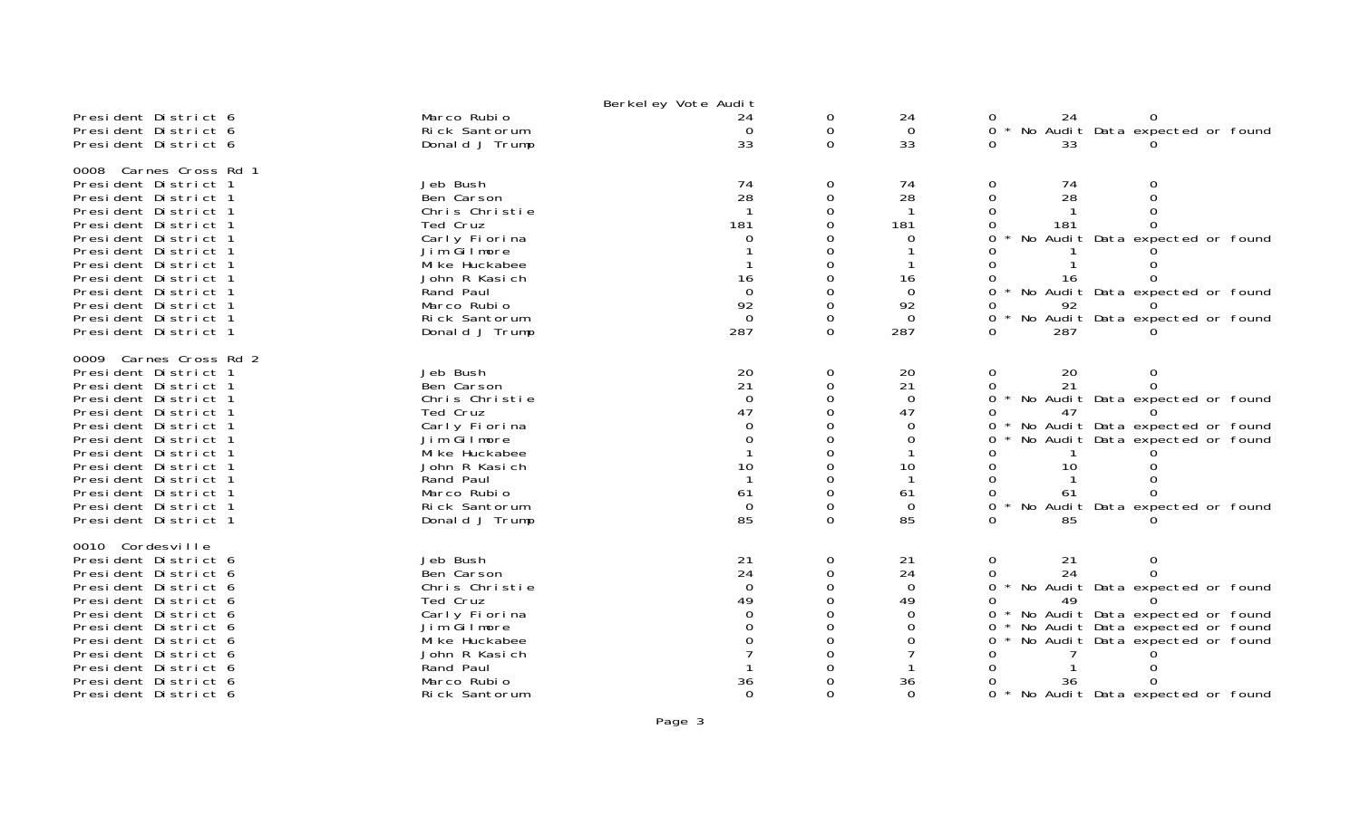Berkeley Vote Audit

| | | | | | | | |
|---|---|---|---|---|---|---|---|
| President District 6 | Marco Rubio | 24 | 0 | 24 | 0 | 24 | 0 |
| President District 6 | Rick Santorum | 0 | 0 | 0 | 0 * No Audit Data expected or found | | |
| President District 6 | Donald J Trump | 33 | 0 | 33 | 0 | 33 | 0 |
| **0008 Carnes Cross Rd 1** | | | | | | | |
| President District 1 | Jeb Bush | 74 | 0 | 74 | 0 | 74 | 0 |
| President District 1 | Ben Carson | 28 | 0 | 28 | 0 | 28 | 0 |
| President District 1 | Chris Christie | 1 | 0 | 1 | 0 | 1 | 0 |
| President District 1 | Ted Cruz | 181 | 0 | 181 | 0 | 181 | 0 |
| President District 1 | Carly Fiorina | 0 | 0 | 0 | 0 * No Audit Data expected or found | | |
| President District 1 | Jim Gilmore | 1 | 0 | 1 | 0 | 1 | 0 |
| President District 1 | Mike Huckabee | 1 | 0 | 1 | 0 | 1 | 0 |
| President District 1 | John R Kasich | 16 | 0 | 16 | 0 | 16 | 0 |
| President District 1 | Rand Paul | 0 | 0 | 0 | 0 * No Audit Data expected or found | | |
| President District 1 | Marco Rubio | 92 | 0 | 92 | 0 | 92 | 0 |
| President District 1 | Rick Santorum | 0 | 0 | 0 | 0 * No Audit Data expected or found | | |
| President District 1 | Donald J Trump | 287 | 0 | 287 | 0 | 287 | 0 |
| **0009 Carnes Cross Rd 2** | | | | | | | |
| President District 1 | Jeb Bush | 20 | 0 | 20 | 0 | 20 | 0 |
| President District 1 | Ben Carson | 21 | 0 | 21 | 0 | 21 | 0 |
| President District 1 | Chris Christie | 0 | 0 | 0 | 0 * No Audit Data expected or found | | |
| President District 1 | Ted Cruz | 47 | 0 | 47 | 0 | 47 | 0 |
| President District 1 | Carly Fiorina | 0 | 0 | 0 | 0 * No Audit Data expected or found | | |
| President District 1 | Jim Gilmore | 0 | 0 | 0 | 0 * No Audit Data expected or found | | |
| President District 1 | Mike Huckabee | 1 | 0 | 1 | 0 | 1 | 0 |
| President District 1 | John R Kasich | 10 | 0 | 10 | 0 | 10 | 0 |
| President District 1 | Rand Paul | 1 | 0 | 1 | 0 | 1 | 0 |
| President District 1 | Marco Rubio | 61 | 0 | 61 | 0 | 61 | 0 |
| President District 1 | Rick Santorum | 0 | 0 | 0 | 0 * No Audit Data expected or found | | |
| President District 1 | Donald J Trump | 85 | 0 | 85 | 0 | 85 | 0 |
| **0010 Cordesville** | | | | | | | |
| President District 6 | Jeb Bush | 21 | 0 | 21 | 0 | 21 | 0 |
| President District 6 | Ben Carson | 24 | 0 | 24 | 0 | 24 | 0 |
| President District 6 | Chris Christie | 0 | 0 | 0 | 0 * No Audit Data expected or found | | |
| President District 6 | Ted Cruz | 49 | 0 | 49 | 0 | 49 | 0 |
| President District 6 | Carly Fiorina | 0 | 0 | 0 | 0 * No Audit Data expected or found | | |
| President District 6 | Jim Gilmore | 0 | 0 | 0 | 0 * No Audit Data expected or found | | |
| President District 6 | Mike Huckabee | 0 | 0 | 0 | 0 * No Audit Data expected or found | | |
| President District 6 | John R Kasich | 7 | 0 | 7 | 0 | 7 | 0 |
| President District 6 | Rand Paul | 1 | 0 | 1 | 0 | 1 | 0 |
| President District 6 | Marco Rubio | 36 | 0 | 36 | 0 | 36 | 0 |
| President District 6 | Rick Santorum | 0 | 0 | 0 | 0 * No Audit Data expected or found | | |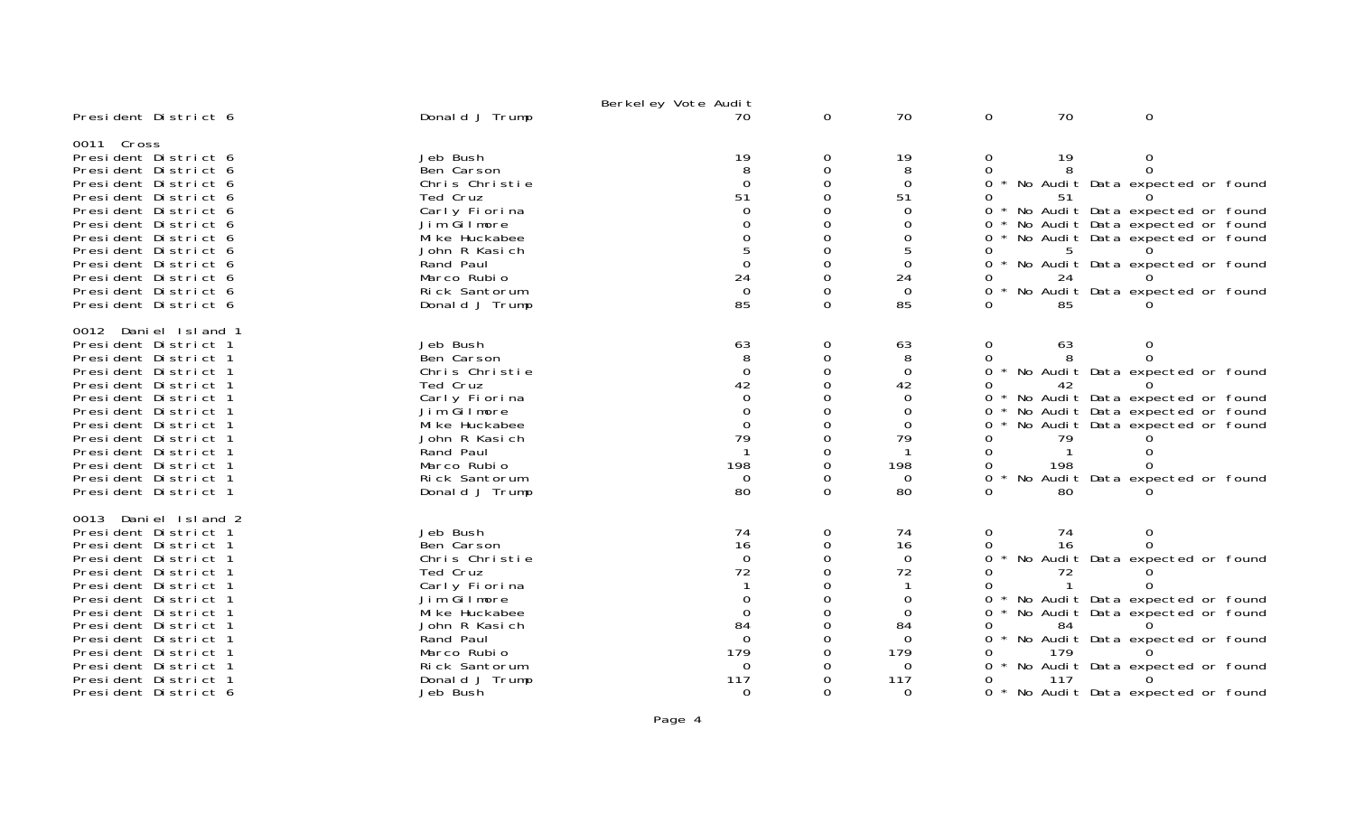Berkeley Vote Audit

| | | | | | | | |
|---|---|---|---|---|---|---|---|
| President District 6 | Donald J Trump | 70 | 0 | 70 | 0 | 70 | 0 |

0011 Cross

| | | | | | | | |
|---|---|---|---|---|---|---|---|
| President District 6 | Jeb Bush | 19 | 0 | 19 | 0 | 19 | 0 |
| President District 6 | Ben Carson | 8 | 0 | 8 | 0 | 8 | 0 |
| President District 6 | Chris Christie | 0 | 0 | 0 | 0 * No Audit Data expected or found | | |
| President District 6 | Ted Cruz | 51 | 0 | 51 | 0 | 51 | 0 |
| President District 6 | Carly Fiorina | 0 | 0 | 0 | 0 * No Audit Data expected or found | | |
| President District 6 | Jim Gilmore | 0 | 0 | 0 | 0 * No Audit Data expected or found | | |
| President District 6 | Mike Huckabee | 0 | 0 | 0 | 0 * No Audit Data expected or found | | |
| President District 6 | John R Kasich | 5 | 0 | 5 | 0 | 5 | 0 |
| President District 6 | Rand Paul | 0 | 0 | 0 | 0 * No Audit Data expected or found | | |
| President District 6 | Marco Rubio | 24 | 0 | 24 | 0 | 24 | 0 |
| President District 6 | Rick Santorum | 0 | 0 | 0 | 0 * No Audit Data expected or found | | |
| President District 6 | Donald J Trump | 85 | 0 | 85 | 0 | 85 | 0 |

0012 Daniel Island 1

| | | | | | | | |
|---|---|---|---|---|---|---|---|
| President District 1 | Jeb Bush | 63 | 0 | 63 | 0 | 63 | 0 |
| President District 1 | Ben Carson | 8 | 0 | 8 | 0 | 8 | 0 |
| President District 1 | Chris Christie | 0 | 0 | 0 | 0 * No Audit Data expected or found | | |
| President District 1 | Ted Cruz | 42 | 0 | 42 | 0 | 42 | 0 |
| President District 1 | Carly Fiorina | 0 | 0 | 0 | 0 * No Audit Data expected or found | | |
| President District 1 | Jim Gilmore | 0 | 0 | 0 | 0 * No Audit Data expected or found | | |
| President District 1 | Mike Huckabee | 0 | 0 | 0 | 0 * No Audit Data expected or found | | |
| President District 1 | John R Kasich | 79 | 0 | 79 | 0 | 79 | 0 |
| President District 1 | Rand Paul | 1 | 0 | 1 | 0 | 1 | 0 |
| President District 1 | Marco Rubio | 198 | 0 | 198 | 0 | 198 | 0 |
| President District 1 | Rick Santorum | 0 | 0 | 0 | 0 * No Audit Data expected or found | | |
| President District 1 | Donald J Trump | 80 | 0 | 80 | 0 | 80 | 0 |

0013 Daniel Island 2

| | | | | | | | |
|---|---|---|---|---|---|---|---|
| President District 1 | Jeb Bush | 74 | 0 | 74 | 0 | 74 | 0 |
| President District 1 | Ben Carson | 16 | 0 | 16 | 0 | 16 | 0 |
| President District 1 | Chris Christie | 0 | 0 | 0 | 0 * No Audit Data expected or found | | |
| President District 1 | Ted Cruz | 72 | 0 | 72 | 0 | 72 | 0 |
| President District 1 | Carly Fiorina | 1 | 0 | 1 | 0 | 1 | 0 |
| President District 1 | Jim Gilmore | 0 | 0 | 0 | 0 * No Audit Data expected or found | | |
| President District 1 | Mike Huckabee | 0 | 0 | 0 | 0 * No Audit Data expected or found | | |
| President District 1 | John R Kasich | 84 | 0 | 84 | 0 | 84 | 0 |
| President District 1 | Rand Paul | 0 | 0 | 0 | 0 * No Audit Data expected or found | | |
| President District 1 | Marco Rubio | 179 | 0 | 179 | 0 | 179 | 0 |
| President District 1 | Rick Santorum | 0 | 0 | 0 | 0 * No Audit Data expected or found | | |
| President District 1 | Donald J Trump | 117 | 0 | 117 | 0 | 117 | 0 |
| President District 6 | Jeb Bush | 0 | 0 | 0 | 0 * No Audit Data expected or found | | |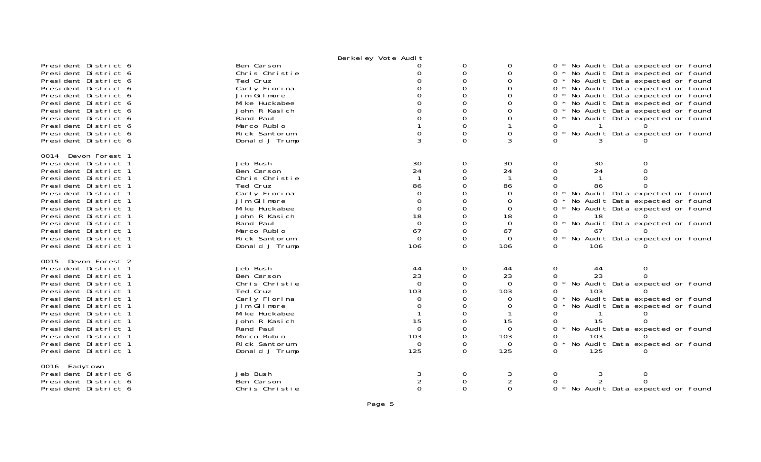Berkeley Vote Audit

| Contest | Candidate | | | | | | |
|---|---|---|---|---|---|---|---|
| President District 6 | Ben Carson | 0 | 0 | 0 | 0 * No Audit Data expected or found | | |
| President District 6 | Chris Christie | 0 | 0 | 0 | 0 * No Audit Data expected or found | | |
| President District 6 | Ted Cruz | 0 | 0 | 0 | 0 * No Audit Data expected or found | | |
| President District 6 | Carly Fiorina | 0 | 0 | 0 | 0 * No Audit Data expected or found | | |
| President District 6 | Jim Gilmore | 0 | 0 | 0 | 0 * No Audit Data expected or found | | |
| President District 6 | Mike Huckabee | 0 | 0 | 0 | 0 * No Audit Data expected or found | | |
| President District 6 | John R Kasich | 0 | 0 | 0 | 0 * No Audit Data expected or found | | |
| President District 6 | Rand Paul | 0 | 0 | 0 | 0 * No Audit Data expected or found | | |
| President District 6 | Marco Rubio | 1 | 0 | 1 | 0 | 1 | 0 |
| President District 6 | Rick Santorum | 0 | 0 | 0 | 0 * No Audit Data expected or found | | |
| President District 6 | Donald J Trump | 3 | 0 | 3 | 0 | 3 | 0 |
| **0014 Devon Forest 1** | | | | | | | |
| President District 1 | Jeb Bush | 30 | 0 | 30 | 0 | 30 | 0 |
| President District 1 | Ben Carson | 24 | 0 | 24 | 0 | 24 | 0 |
| President District 1 | Chris Christie | 1 | 0 | 1 | 0 | 1 | 0 |
| President District 1 | Ted Cruz | 86 | 0 | 86 | 0 | 86 | 0 |
| President District 1 | Carly Fiorina | 0 | 0 | 0 | 0 * No Audit Data expected or found | | |
| President District 1 | Jim Gilmore | 0 | 0 | 0 | 0 * No Audit Data expected or found | | |
| President District 1 | Mike Huckabee | 0 | 0 | 0 | 0 * No Audit Data expected or found | | |
| President District 1 | John R Kasich | 18 | 0 | 18 | 0 | 18 | 0 |
| President District 1 | Rand Paul | 0 | 0 | 0 | 0 * No Audit Data expected or found | | |
| President District 1 | Marco Rubio | 67 | 0 | 67 | 0 | 67 | 0 |
| President District 1 | Rick Santorum | 0 | 0 | 0 | 0 * No Audit Data expected or found | | |
| President District 1 | Donald J Trump | 106 | 0 | 106 | 0 | 106 | 0 |
| **0015 Devon Forest 2** | | | | | | | |
| President District 1 | Jeb Bush | 44 | 0 | 44 | 0 | 44 | 0 |
| President District 1 | Ben Carson | 23 | 0 | 23 | 0 | 23 | 0 |
| President District 1 | Chris Christie | 0 | 0 | 0 | 0 * No Audit Data expected or found | | |
| President District 1 | Ted Cruz | 103 | 0 | 103 | 0 | 103 | 0 |
| President District 1 | Carly Fiorina | 0 | 0 | 0 | 0 * No Audit Data expected or found | | |
| President District 1 | Jim Gilmore | 0 | 0 | 0 | 0 * No Audit Data expected or found | | |
| President District 1 | Mike Huckabee | 1 | 0 | 1 | 0 | 1 | 0 |
| President District 1 | John R Kasich | 15 | 0 | 15 | 0 | 15 | 0 |
| President District 1 | Rand Paul | 0 | 0 | 0 | 0 * No Audit Data expected or found | | |
| President District 1 | Marco Rubio | 103 | 0 | 103 | 0 | 103 | 0 |
| President District 1 | Rick Santorum | 0 | 0 | 0 | 0 * No Audit Data expected or found | | |
| President District 1 | Donald J Trump | 125 | 0 | 125 | 0 | 125 | 0 |
| **0016 Eadytown** | | | | | | | |
| President District 6 | Jeb Bush | 3 | 0 | 3 | 0 | 3 | 0 |
| President District 6 | Ben Carson | 2 | 0 | 2 | 0 | 2 | 0 |
| President District 6 | Chris Christie | 0 | 0 | 0 | 0 * No Audit Data expected or found | | |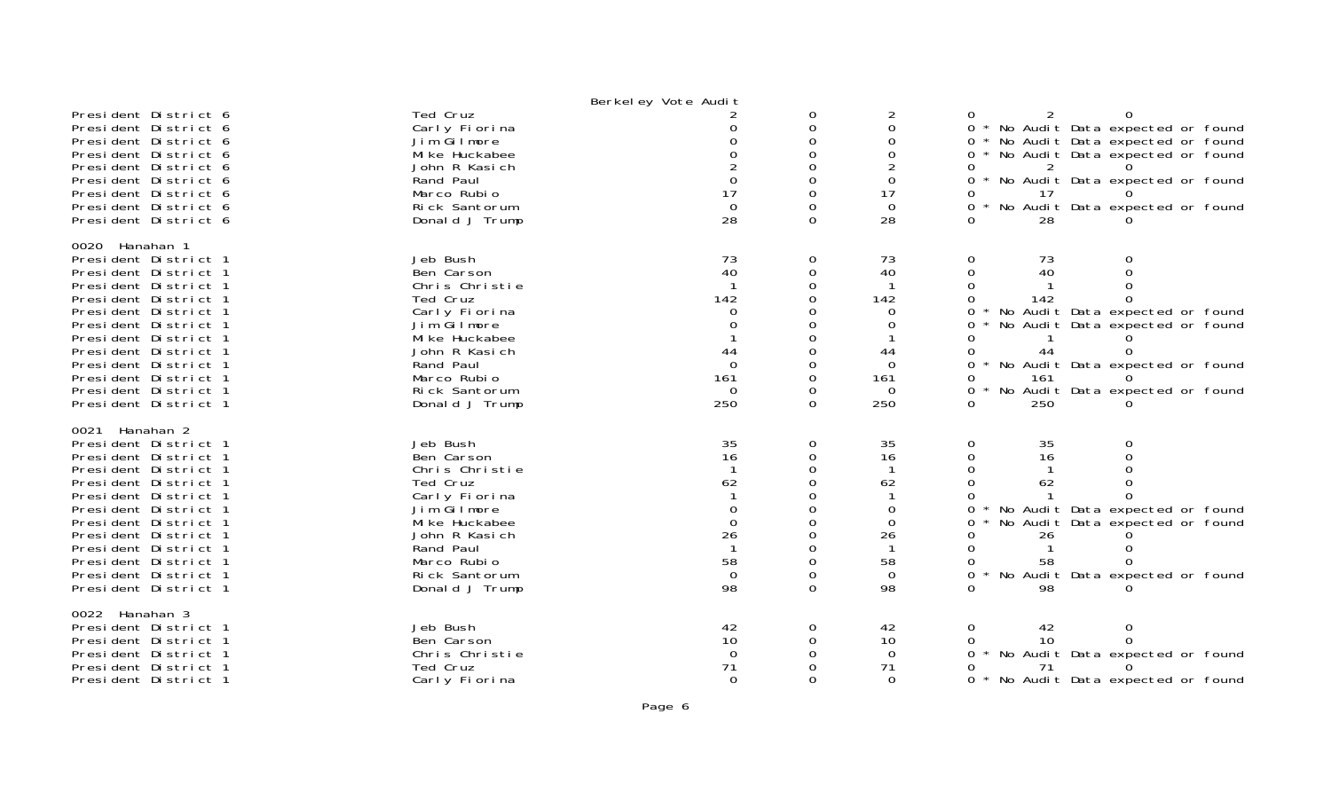Berkeley Vote Audit

| | | | | | | | |
|---|---|---|---|---|---|---|---|
| President District 6 | Ted Cruz | 2 | 0 | 2 | 0 | 2 | 0 |
| President District 6 | Carly Fiorina | 0 | 0 | 0 | 0 * No Audit Data expected or found | | |
| President District 6 | Jim Gilmore | 0 | 0 | 0 | 0 * No Audit Data expected or found | | |
| President District 6 | Mike Huckabee | 0 | 0 | 0 | 0 * No Audit Data expected or found | | |
| President District 6 | John R Kasich | 2 | 0 | 2 | 0 | 2 | 0 |
| President District 6 | Rand Paul | 0 | 0 | 0 | 0 * No Audit Data expected or found | | |
| President District 6 | Marco Rubio | 17 | 0 | 17 | 0 | 17 | 0 |
| President District 6 | Rick Santorum | 0 | 0 | 0 | 0 * No Audit Data expected or found | | |
| President District 6 | Donald J Trump | 28 | 0 | 28 | 0 | 28 | 0 |
| **0020 Hanahan 1** | | | | | | | |
| President District 1 | Jeb Bush | 73 | 0 | 73 | 0 | 73 | 0 |
| President District 1 | Ben Carson | 40 | 0 | 40 | 0 | 40 | 0 |
| President District 1 | Chris Christie | 1 | 0 | 1 | 0 | 1 | 0 |
| President District 1 | Ted Cruz | 142 | 0 | 142 | 0 | 142 | 0 |
| President District 1 | Carly Fiorina | 0 | 0 | 0 | 0 * No Audit Data expected or found | | |
| President District 1 | Jim Gilmore | 0 | 0 | 0 | 0 * No Audit Data expected or found | | |
| President District 1 | Mike Huckabee | 1 | 0 | 1 | 0 | 1 | 0 |
| President District 1 | John R Kasich | 44 | 0 | 44 | 0 | 44 | 0 |
| President District 1 | Rand Paul | 0 | 0 | 0 | 0 * No Audit Data expected or found | | |
| President District 1 | Marco Rubio | 161 | 0 | 161 | 0 | 161 | 0 |
| President District 1 | Rick Santorum | 0 | 0 | 0 | 0 * No Audit Data expected or found | | |
| President District 1 | Donald J Trump | 250 | 0 | 250 | 0 | 250 | 0 |
| **0021 Hanahan 2** | | | | | | | |
| President District 1 | Jeb Bush | 35 | 0 | 35 | 0 | 35 | 0 |
| President District 1 | Ben Carson | 16 | 0 | 16 | 0 | 16 | 0 |
| President District 1 | Chris Christie | 1 | 0 | 1 | 0 | 1 | 0 |
| President District 1 | Ted Cruz | 62 | 0 | 62 | 0 | 62 | 0 |
| President District 1 | Carly Fiorina | 1 | 0 | 1 | 0 | 1 | 0 |
| President District 1 | Jim Gilmore | 0 | 0 | 0 | 0 * No Audit Data expected or found | | |
| President District 1 | Mike Huckabee | 0 | 0 | 0 | 0 * No Audit Data expected or found | | |
| President District 1 | John R Kasich | 26 | 0 | 26 | 0 | 26 | 0 |
| President District 1 | Rand Paul | 1 | 0 | 1 | 0 | 1 | 0 |
| President District 1 | Marco Rubio | 58 | 0 | 58 | 0 | 58 | 0 |
| President District 1 | Rick Santorum | 0 | 0 | 0 | 0 * No Audit Data expected or found | | |
| President District 1 | Donald J Trump | 98 | 0 | 98 | 0 | 98 | 0 |
| **0022 Hanahan 3** | | | | | | | |
| President District 1 | Jeb Bush | 42 | 0 | 42 | 0 | 42 | 0 |
| President District 1 | Ben Carson | 10 | 0 | 10 | 0 | 10 | 0 |
| President District 1 | Chris Christie | 0 | 0 | 0 | 0 * No Audit Data expected or found | | |
| President District 1 | Ted Cruz | 71 | 0 | 71 | 0 | 71 | 0 |
| President District 1 | Carly Fiorina | 0 | 0 | 0 | 0 * No Audit Data expected or found | | |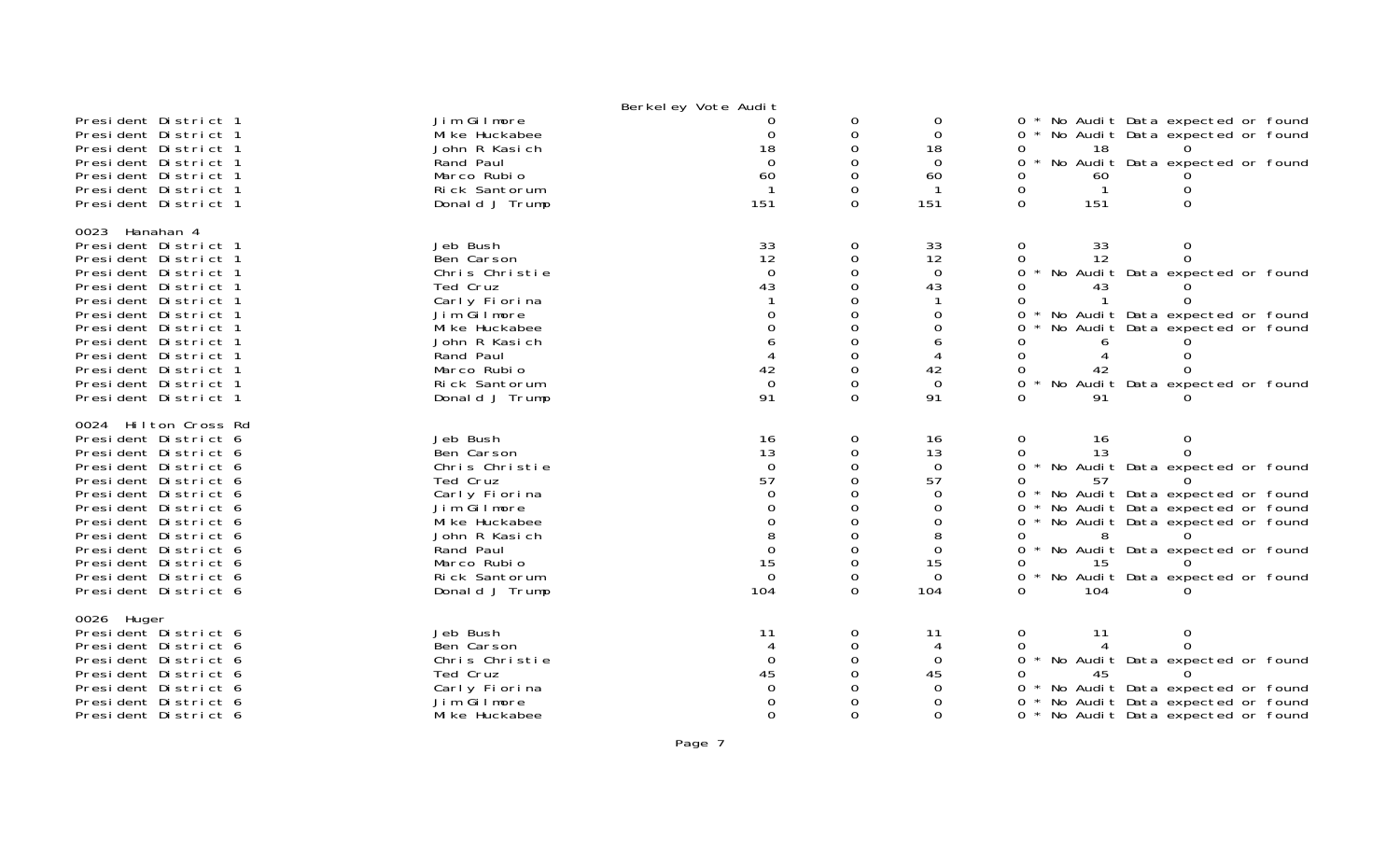Berkeley Vote Audit

| Contest | Candidate | | | | | | |
|---|---|---|---|---|---|---|---|
| President District 1 | Jim Gilmore | 0 | 0 | 0 | 0 * No Audit Data expected or found | | |
| President District 1 | Mike Huckabee | 0 | 0 | 0 | 0 * No Audit Data expected or found | | |
| President District 1 | John R Kasich | 18 | 0 | 18 | 0 | 18 | 0 |
| President District 1 | Rand Paul | 0 | 0 | 0 | 0 * No Audit Data expected or found | | |
| President District 1 | Marco Rubio | 60 | 0 | 60 | 0 | 60 | 0 |
| President District 1 | Rick Santorum | 1 | 0 | 1 | 0 | 1 | 0 |
| President District 1 | Donald J Trump | 151 | 0 | 151 | 0 | 151 | 0 |
| **0023 Hanahan 4** | | | | | | | |
| President District 1 | Jeb Bush | 33 | 0 | 33 | 0 | 33 | 0 |
| President District 1 | Ben Carson | 12 | 0 | 12 | 0 | 12 | 0 |
| President District 1 | Chris Christie | 0 | 0 | 0 | 0 * No Audit Data expected or found | | |
| President District 1 | Ted Cruz | 43 | 0 | 43 | 0 | 43 | 0 |
| President District 1 | Carly Fiorina | 1 | 0 | 1 | 0 | 1 | 0 |
| President District 1 | Jim Gilmore | 0 | 0 | 0 | 0 * No Audit Data expected or found | | |
| President District 1 | Mike Huckabee | 0 | 0 | 0 | 0 * No Audit Data expected or found | | |
| President District 1 | John R Kasich | 6 | 0 | 6 | 0 | 6 | 0 |
| President District 1 | Rand Paul | 4 | 0 | 4 | 0 | 4 | 0 |
| President District 1 | Marco Rubio | 42 | 0 | 42 | 0 | 42 | 0 |
| President District 1 | Rick Santorum | 0 | 0 | 0 | 0 * No Audit Data expected or found | | |
| President District 1 | Donald J Trump | 91 | 0 | 91 | 0 | 91 | 0 |
| **0024 Hilton Cross Rd** | | | | | | | |
| President District 6 | Jeb Bush | 16 | 0 | 16 | 0 | 16 | 0 |
| President District 6 | Ben Carson | 13 | 0 | 13 | 0 | 13 | 0 |
| President District 6 | Chris Christie | 0 | 0 | 0 | 0 * No Audit Data expected or found | | |
| President District 6 | Ted Cruz | 57 | 0 | 57 | 0 | 57 | 0 |
| President District 6 | Carly Fiorina | 0 | 0 | 0 | 0 * No Audit Data expected or found | | |
| President District 6 | Jim Gilmore | 0 | 0 | 0 | 0 * No Audit Data expected or found | | |
| President District 6 | Mike Huckabee | 0 | 0 | 0 | 0 * No Audit Data expected or found | | |
| President District 6 | John R Kasich | 8 | 0 | 8 | 0 | 8 | 0 |
| President District 6 | Rand Paul | 0 | 0 | 0 | 0 * No Audit Data expected or found | | |
| President District 6 | Marco Rubio | 15 | 0 | 15 | 0 | 15 | 0 |
| President District 6 | Rick Santorum | 0 | 0 | 0 | 0 * No Audit Data expected or found | | |
| President District 6 | Donald J Trump | 104 | 0 | 104 | 0 | 104 | 0 |
| **0026 Huger** | | | | | | | |
| President District 6 | Jeb Bush | 11 | 0 | 11 | 0 | 11 | 0 |
| President District 6 | Ben Carson | 4 | 0 | 4 | 0 | 4 | 0 |
| President District 6 | Chris Christie | 0 | 0 | 0 | 0 * No Audit Data expected or found | | |
| President District 6 | Ted Cruz | 45 | 0 | 45 | 0 | 45 | 0 |
| President District 6 | Carly Fiorina | 0 | 0 | 0 | 0 * No Audit Data expected or found | | |
| President District 6 | Jim Gilmore | 0 | 0 | 0 | 0 * No Audit Data expected or found | | |
| President District 6 | Mike Huckabee | 0 | 0 | 0 | 0 * No Audit Data expected or found | | |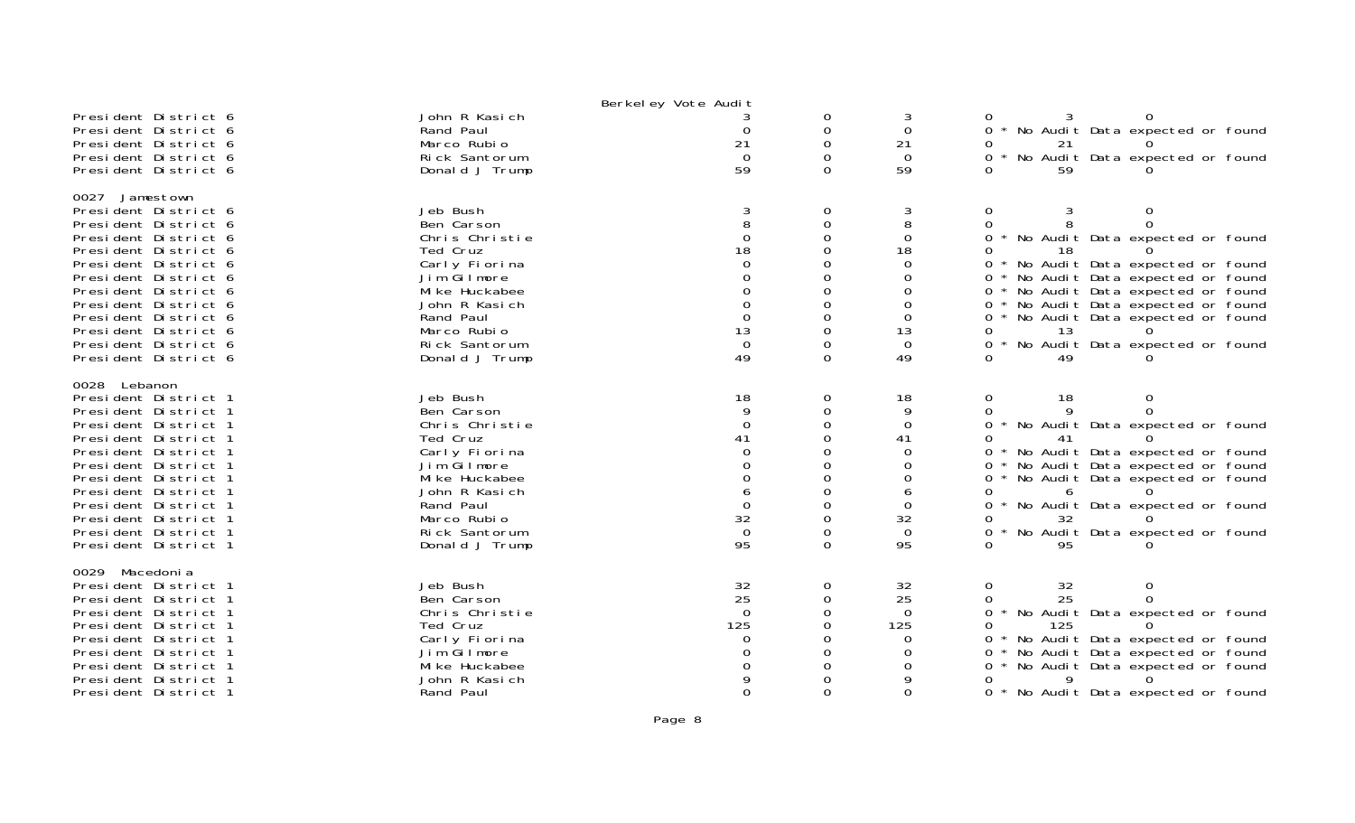Berkeley Vote Audit

| | | | | | | | |
|---|---|---|---|---|---|---|---|
| President District 6 | John R Kasich | 3 | 0 | 3 | 0 | 3 | 0 |
| President District 6 | Rand Paul | 0 | 0 | 0 | 0 * No Audit Data expected or found | | |
| President District 6 | Marco Rubio | 21 | 0 | 21 | 0 | 21 | 0 |
| President District 6 | Rick Santorum | 0 | 0 | 0 | 0 * No Audit Data expected or found | | |
| President District 6 | Donald J Trump | 59 | 0 | 59 | 0 | 59 | 0 |

0027 Jamestown

| | | | | | | | |
|---|---|---|---|---|---|---|---|
| President District 6 | Jeb Bush | 3 | 0 | 3 | 0 | 3 | 0 |
| President District 6 | Ben Carson | 8 | 0 | 8 | 0 | 8 | 0 |
| President District 6 | Chris Christie | 0 | 0 | 0 | 0 * No Audit Data expected or found | | |
| President District 6 | Ted Cruz | 18 | 0 | 18 | 0 | 18 | 0 |
| President District 6 | Carly Fiorina | 0 | 0 | 0 | 0 * No Audit Data expected or found | | |
| President District 6 | Jim Gilmore | 0 | 0 | 0 | 0 * No Audit Data expected or found | | |
| President District 6 | Mike Huckabee | 0 | 0 | 0 | 0 * No Audit Data expected or found | | |
| President District 6 | John R Kasich | 0 | 0 | 0 | 0 * No Audit Data expected or found | | |
| President District 6 | Rand Paul | 0 | 0 | 0 | 0 * No Audit Data expected or found | | |
| President District 6 | Marco Rubio | 13 | 0 | 13 | 0 | 13 | 0 |
| President District 6 | Rick Santorum | 0 | 0 | 0 | 0 * No Audit Data expected or found | | |
| President District 6 | Donald J Trump | 49 | 0 | 49 | 0 | 49 | 0 |

0028 Lebanon

| | | | | | | | |
|---|---|---|---|---|---|---|---|
| President District 1 | Jeb Bush | 18 | 0 | 18 | 0 | 18 | 0 |
| President District 1 | Ben Carson | 9 | 0 | 9 | 0 | 9 | 0 |
| President District 1 | Chris Christie | 0 | 0 | 0 | 0 * No Audit Data expected or found | | |
| President District 1 | Ted Cruz | 41 | 0 | 41 | 0 | 41 | 0 |
| President District 1 | Carly Fiorina | 0 | 0 | 0 | 0 * No Audit Data expected or found | | |
| President District 1 | Jim Gilmore | 0 | 0 | 0 | 0 * No Audit Data expected or found | | |
| President District 1 | Mike Huckabee | 0 | 0 | 0 | 0 * No Audit Data expected or found | | |
| President District 1 | John R Kasich | 6 | 0 | 6 | 0 | 6 | 0 |
| President District 1 | Rand Paul | 0 | 0 | 0 | 0 * No Audit Data expected or found | | |
| President District 1 | Marco Rubio | 32 | 0 | 32 | 0 | 32 | 0 |
| President District 1 | Rick Santorum | 0 | 0 | 0 | 0 * No Audit Data expected or found | | |
| President District 1 | Donald J Trump | 95 | 0 | 95 | 0 | 95 | 0 |

0029 Macedonia

| | | | | | | | |
|---|---|---|---|---|---|---|---|
| President District 1 | Jeb Bush | 32 | 0 | 32 | 0 | 32 | 0 |
| President District 1 | Ben Carson | 25 | 0 | 25 | 0 | 25 | 0 |
| President District 1 | Chris Christie | 0 | 0 | 0 | 0 * No Audit Data expected or found | | |
| President District 1 | Ted Cruz | 125 | 0 | 125 | 0 | 125 | 0 |
| President District 1 | Carly Fiorina | 0 | 0 | 0 | 0 * No Audit Data expected or found | | |
| President District 1 | Jim Gilmore | 0 | 0 | 0 | 0 * No Audit Data expected or found | | |
| President District 1 | Mike Huckabee | 0 | 0 | 0 | 0 * No Audit Data expected or found | | |
| President District 1 | John R Kasich | 9 | 0 | 9 | 0 | 9 | 0 |
| President District 1 | Rand Paul | 0 | 0 | 0 | 0 * No Audit Data expected or found | | |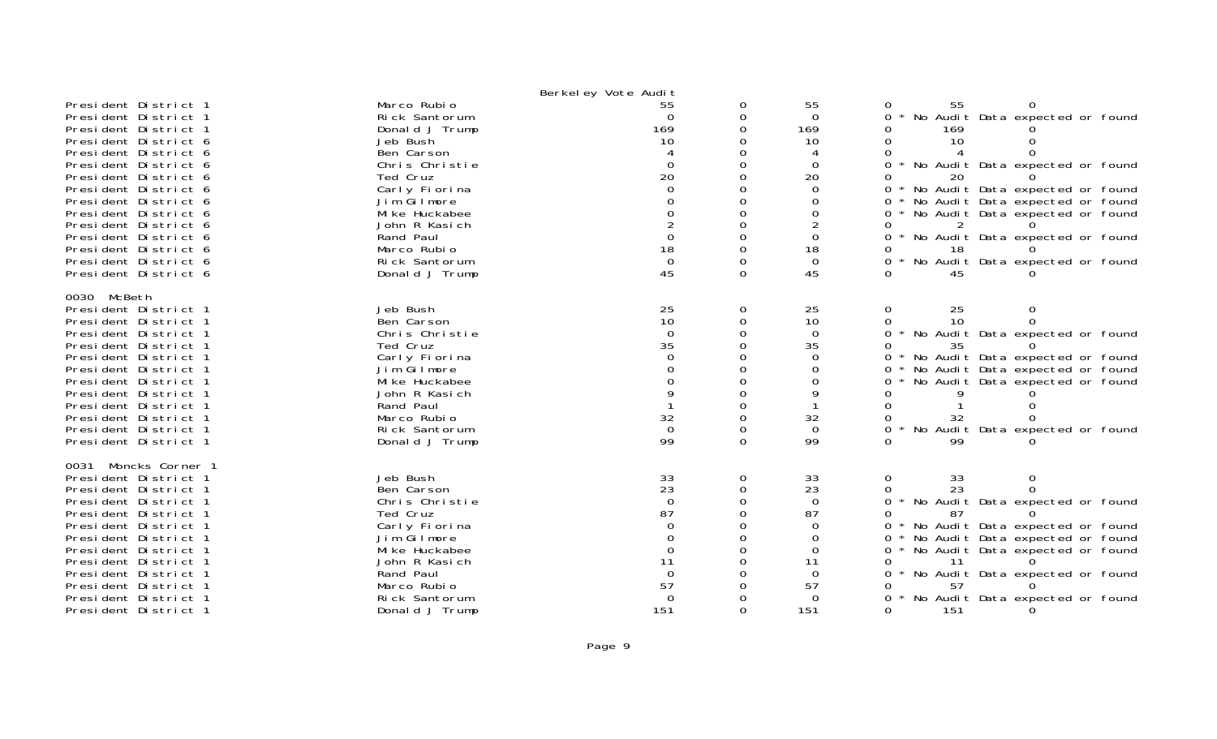Berkeley Vote Audit

| | | | | | | | |
|---|---|---|---|---|---|---|---|
| President District 1 | Marco Rubio | 55 | 0 | 55 | 0 | 55 | 0 |
| President District 1 | Rick Santorum | 0 | 0 | 0 | 0 * No Audit Data expected or found | | |
| President District 1 | Donald J Trump | 169 | 0 | 169 | 0 | 169 | 0 |
| President District 6 | Jeb Bush | 10 | 0 | 10 | 0 | 10 | 0 |
| President District 6 | Ben Carson | 4 | 0 | 4 | 0 | 4 | 0 |
| President District 6 | Chris Christie | 0 | 0 | 0 | 0 * No Audit Data expected or found | | |
| President District 6 | Ted Cruz | 20 | 0 | 20 | 0 | 20 | 0 |
| President District 6 | Carly Fiorina | 0 | 0 | 0 | 0 * No Audit Data expected or found | | |
| President District 6 | Jim Gilmore | 0 | 0 | 0 | 0 * No Audit Data expected or found | | |
| President District 6 | Mike Huckabee | 0 | 0 | 0 | 0 * No Audit Data expected or found | | |
| President District 6 | John R Kasich | 2 | 0 | 2 | 0 | 2 | 0 |
| President District 6 | Rand Paul | 0 | 0 | 0 | 0 * No Audit Data expected or found | | |
| President District 6 | Marco Rubio | 18 | 0 | 18 | 0 | 18 | 0 |
| President District 6 | Rick Santorum | 0 | 0 | 0 | 0 * No Audit Data expected or found | | |
| President District 6 | Donald J Trump | 45 | 0 | 45 | 0 | 45 | 0 |

0030 McBeth

| | | | | | | | |
|---|---|---|---|---|---|---|---|
| President District 1 | Jeb Bush | 25 | 0 | 25 | 0 | 25 | 0 |
| President District 1 | Ben Carson | 10 | 0 | 10 | 0 | 10 | 0 |
| President District 1 | Chris Christie | 0 | 0 | 0 | 0 * No Audit Data expected or found | | |
| President District 1 | Ted Cruz | 35 | 0 | 35 | 0 | 35 | 0 |
| President District 1 | Carly Fiorina | 0 | 0 | 0 | 0 * No Audit Data expected or found | | |
| President District 1 | Jim Gilmore | 0 | 0 | 0 | 0 * No Audit Data expected or found | | |
| President District 1 | Mike Huckabee | 0 | 0 | 0 | 0 * No Audit Data expected or found | | |
| President District 1 | John R Kasich | 9 | 0 | 9 | 0 | 9 | 0 |
| President District 1 | Rand Paul | 1 | 0 | 1 | 0 | 1 | 0 |
| President District 1 | Marco Rubio | 32 | 0 | 32 | 0 | 32 | 0 |
| President District 1 | Rick Santorum | 0 | 0 | 0 | 0 * No Audit Data expected or found | | |
| President District 1 | Donald J Trump | 99 | 0 | 99 | 0 | 99 | 0 |

0031 Moncks Corner 1

| | | | | | | | |
|---|---|---|---|---|---|---|---|
| President District 1 | Jeb Bush | 33 | 0 | 33 | 0 | 33 | 0 |
| President District 1 | Ben Carson | 23 | 0 | 23 | 0 | 23 | 0 |
| President District 1 | Chris Christie | 0 | 0 | 0 | 0 * No Audit Data expected or found | | |
| President District 1 | Ted Cruz | 87 | 0 | 87 | 0 | 87 | 0 |
| President District 1 | Carly Fiorina | 0 | 0 | 0 | 0 * No Audit Data expected or found | | |
| President District 1 | Jim Gilmore | 0 | 0 | 0 | 0 * No Audit Data expected or found | | |
| President District 1 | Mike Huckabee | 0 | 0 | 0 | 0 * No Audit Data expected or found | | |
| President District 1 | John R Kasich | 11 | 0 | 11 | 0 | 11 | 0 |
| President District 1 | Rand Paul | 0 | 0 | 0 | 0 * No Audit Data expected or found | | |
| President District 1 | Marco Rubio | 57 | 0 | 57 | 0 | 57 | 0 |
| President District 1 | Rick Santorum | 0 | 0 | 0 | 0 * No Audit Data expected or found | | |
| President District 1 | Donald J Trump | 151 | 0 | 151 | 0 | 151 | 0 |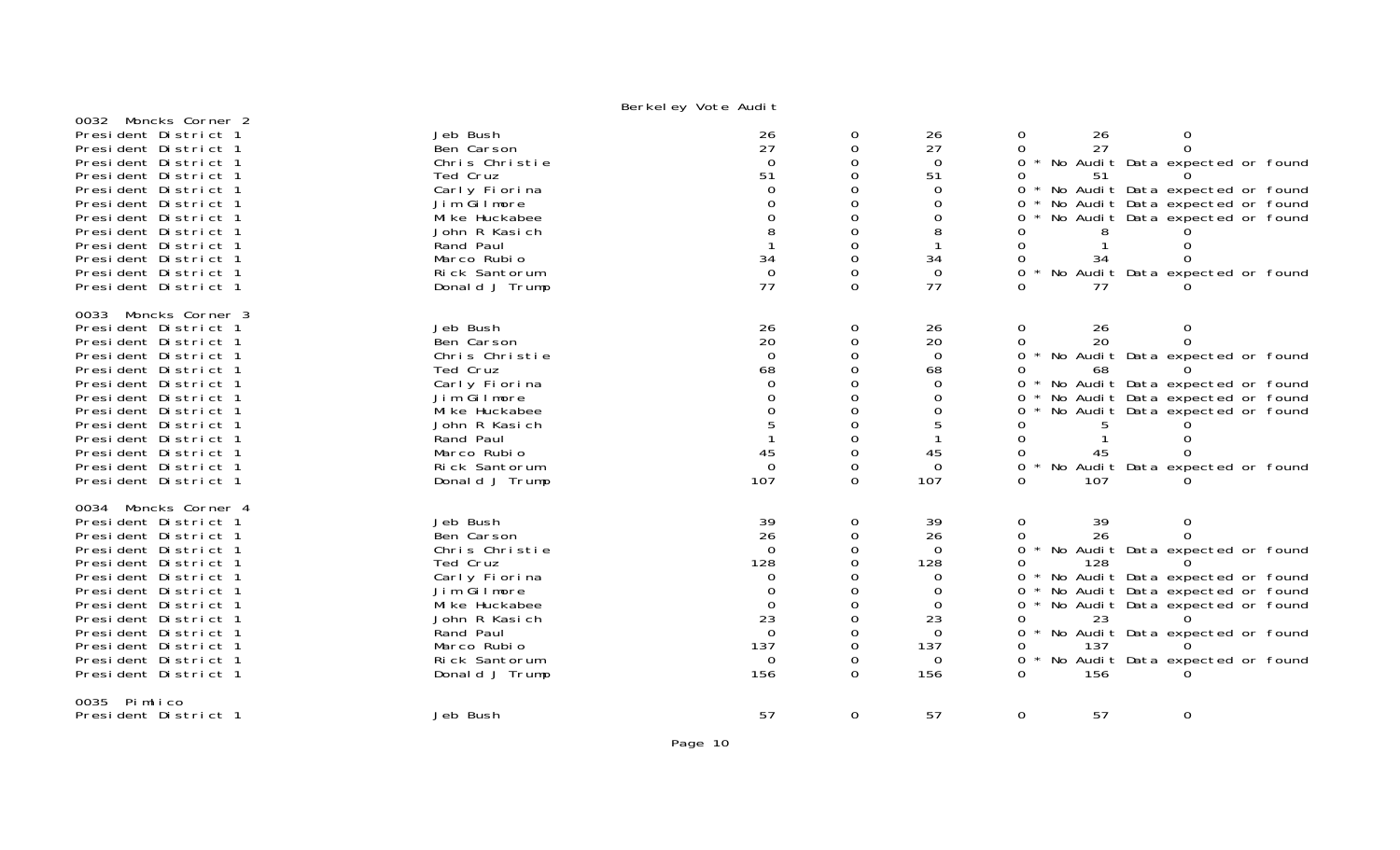## Berkeley Vote Audit

### 0032 Moncks Corner 2

| Race | Candidate | | | | | | |
|---|---|---|---|---|---|---|---|
| President District 1 | Jeb Bush | 26 | 0 | 26 | 0 | 26 | 0 |
| President District 1 | Ben Carson | 27 | 0 | 27 | 0 | 27 | 0 |
| President District 1 | Chris Christie | 0 | 0 | 0 | 0 * No Audit Data expected or found | | |
| President District 1 | Ted Cruz | 51 | 0 | 51 | 0 | 51 | 0 |
| President District 1 | Carly Fiorina | 0 | 0 | 0 | 0 * No Audit Data expected or found | | |
| President District 1 | Jim Gilmore | 0 | 0 | 0 | 0 * No Audit Data expected or found | | |
| President District 1 | Mike Huckabee | 0 | 0 | 0 | 0 * No Audit Data expected or found | | |
| President District 1 | John R Kasich | 8 | 0 | 8 | 0 | 8 | 0 |
| President District 1 | Rand Paul | 1 | 0 | 1 | 0 | 1 | 0 |
| President District 1 | Marco Rubio | 34 | 0 | 34 | 0 | 34 | 0 |
| President District 1 | Rick Santorum | 0 | 0 | 0 | 0 * No Audit Data expected or found | | |
| President District 1 | Donald J Trump | 77 | 0 | 77 | 0 | 77 | 0 |

### 0033 Moncks Corner 3

| Race | Candidate | | | | | | |
|---|---|---|---|---|---|---|---|
| President District 1 | Jeb Bush | 26 | 0 | 26 | 0 | 26 | 0 |
| President District 1 | Ben Carson | 20 | 0 | 20 | 0 | 20 | 0 |
| President District 1 | Chris Christie | 0 | 0 | 0 | 0 * No Audit Data expected or found | | |
| President District 1 | Ted Cruz | 68 | 0 | 68 | 0 | 68 | 0 |
| President District 1 | Carly Fiorina | 0 | 0 | 0 | 0 * No Audit Data expected or found | | |
| President District 1 | Jim Gilmore | 0 | 0 | 0 | 0 * No Audit Data expected or found | | |
| President District 1 | Mike Huckabee | 0 | 0 | 0 | 0 * No Audit Data expected or found | | |
| President District 1 | John R Kasich | 5 | 0 | 5 | 0 | 5 | 0 |
| President District 1 | Rand Paul | 1 | 0 | 1 | 0 | 1 | 0 |
| President District 1 | Marco Rubio | 45 | 0 | 45 | 0 | 45 | 0 |
| President District 1 | Rick Santorum | 0 | 0 | 0 | 0 * No Audit Data expected or found | | |
| President District 1 | Donald J Trump | 107 | 0 | 107 | 0 | 107 | 0 |

### 0034 Moncks Corner 4

| Race | Candidate | | | | | | |
|---|---|---|---|---|---|---|---|
| President District 1 | Jeb Bush | 39 | 0 | 39 | 0 | 39 | 0 |
| President District 1 | Ben Carson | 26 | 0 | 26 | 0 | 26 | 0 |
| President District 1 | Chris Christie | 0 | 0 | 0 | 0 * No Audit Data expected or found | | |
| President District 1 | Ted Cruz | 128 | 0 | 128 | 0 | 128 | 0 |
| President District 1 | Carly Fiorina | 0 | 0 | 0 | 0 * No Audit Data expected or found | | |
| President District 1 | Jim Gilmore | 0 | 0 | 0 | 0 * No Audit Data expected or found | | |
| President District 1 | Mike Huckabee | 0 | 0 | 0 | 0 * No Audit Data expected or found | | |
| President District 1 | John R Kasich | 23 | 0 | 23 | 0 | 23 | 0 |
| President District 1 | Rand Paul | 0 | 0 | 0 | 0 * No Audit Data expected or found | | |
| President District 1 | Marco Rubio | 137 | 0 | 137 | 0 | 137 | 0 |
| President District 1 | Rick Santorum | 0 | 0 | 0 | 0 * No Audit Data expected or found | | |
| President District 1 | Donald J Trump | 156 | 0 | 156 | 0 | 156 | 0 |

### 0035 Pimlico

| Race | Candidate | | | | | | |
|---|---|---|---|---|---|---|---|
| President District 1 | Jeb Bush | 57 | 0 | 57 | 0 | 57 | 0 |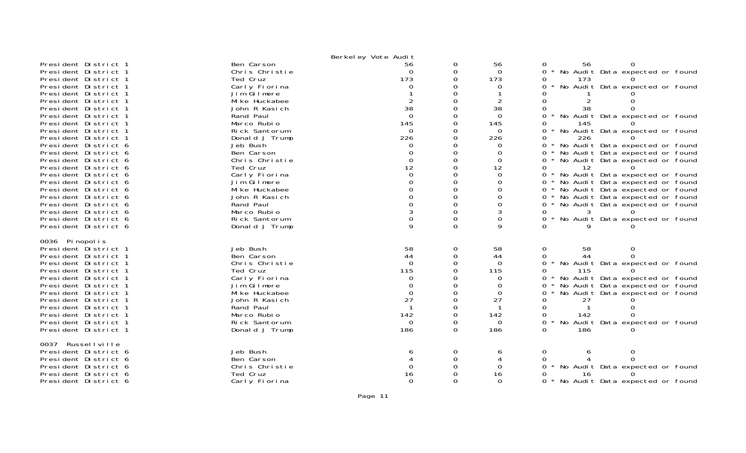Berkeley Vote Audit

| | | | | | | | |
|---|---|---|---|---|---|---|---|
| President District 1 | Ben Carson | 56 | 0 | 56 | 0 | 56 | 0 |
| President District 1 | Chris Christie | 0 | 0 | 0 | 0 * No Audit Data expected or found | | |
| President District 1 | Ted Cruz | 173 | 0 | 173 | 0 | 173 | 0 |
| President District 1 | Carly Fiorina | 0 | 0 | 0 | 0 * No Audit Data expected or found | | |
| President District 1 | Jim Gilmore | 1 | 0 | 1 | 0 | 1 | 0 |
| President District 1 | Mike Huckabee | 2 | 0 | 2 | 0 | 2 | 0 |
| President District 1 | John R Kasich | 38 | 0 | 38 | 0 | 38 | 0 |
| President District 1 | Rand Paul | 0 | 0 | 0 | 0 * No Audit Data expected or found | | |
| President District 1 | Marco Rubio | 145 | 0 | 145 | 0 | 145 | 0 |
| President District 1 | Rick Santorum | 0 | 0 | 0 | 0 * No Audit Data expected or found | | |
| President District 1 | Donald J Trump | 226 | 0 | 226 | 0 | 226 | 0 |
| President District 6 | Jeb Bush | 0 | 0 | 0 | 0 * No Audit Data expected or found | | |
| President District 6 | Ben Carson | 0 | 0 | 0 | 0 * No Audit Data expected or found | | |
| President District 6 | Chris Christie | 0 | 0 | 0 | 0 * No Audit Data expected or found | | |
| President District 6 | Ted Cruz | 12 | 0 | 12 | 0 | 12 | 0 |
| President District 6 | Carly Fiorina | 0 | 0 | 0 | 0 * No Audit Data expected or found | | |
| President District 6 | Jim Gilmore | 0 | 0 | 0 | 0 * No Audit Data expected or found | | |
| President District 6 | Mike Huckabee | 0 | 0 | 0 | 0 * No Audit Data expected or found | | |
| President District 6 | John R Kasich | 0 | 0 | 0 | 0 * No Audit Data expected or found | | |
| President District 6 | Rand Paul | 0 | 0 | 0 | 0 * No Audit Data expected or found | | |
| President District 6 | Marco Rubio | 3 | 0 | 3 | 0 | 3 | 0 |
| President District 6 | Rick Santorum | 0 | 0 | 0 | 0 * No Audit Data expected or found | | |
| President District 6 | Donald J Trump | 9 | 0 | 9 | 0 | 9 | 0 |

0036 Pinopolis

| | | | | | | | |
|---|---|---|---|---|---|---|---|
| President District 1 | Jeb Bush | 58 | 0 | 58 | 0 | 58 | 0 |
| President District 1 | Ben Carson | 44 | 0 | 44 | 0 | 44 | 0 |
| President District 1 | Chris Christie | 0 | 0 | 0 | 0 * No Audit Data expected or found | | |
| President District 1 | Ted Cruz | 115 | 0 | 115 | 0 | 115 | 0 |
| President District 1 | Carly Fiorina | 0 | 0 | 0 | 0 * No Audit Data expected or found | | |
| President District 1 | Jim Gilmore | 0 | 0 | 0 | 0 * No Audit Data expected or found | | |
| President District 1 | Mike Huckabee | 0 | 0 | 0 | 0 * No Audit Data expected or found | | |
| President District 1 | John R Kasich | 27 | 0 | 27 | 0 | 27 | 0 |
| President District 1 | Rand Paul | 1 | 0 | 1 | 0 | 1 | 0 |
| President District 1 | Marco Rubio | 142 | 0 | 142 | 0 | 142 | 0 |
| President District 1 | Rick Santorum | 0 | 0 | 0 | 0 * No Audit Data expected or found | | |
| President District 1 | Donald J Trump | 186 | 0 | 186 | 0 | 186 | 0 |

0037 Russellville

| | | | | | | | |
|---|---|---|---|---|---|---|---|
| President District 6 | Jeb Bush | 6 | 0 | 6 | 0 | 6 | 0 |
| President District 6 | Ben Carson | 4 | 0 | 4 | 0 | 4 | 0 |
| President District 6 | Chris Christie | 0 | 0 | 0 | 0 * No Audit Data expected or found | | |
| President District 6 | Ted Cruz | 16 | 0 | 16 | 0 | 16 | 0 |
| President District 6 | Carly Fiorina | 0 | 0 | 0 | 0 * No Audit Data expected or found | | |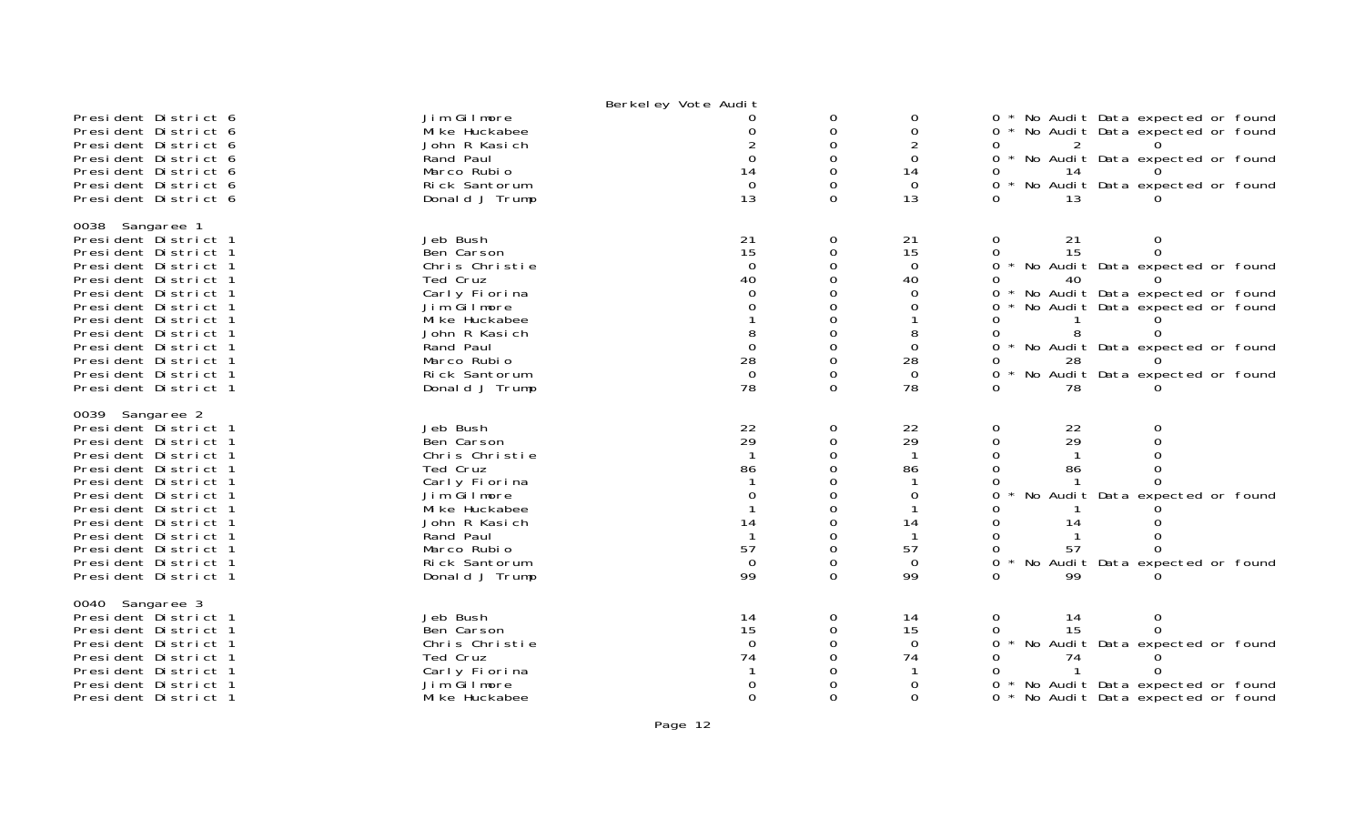Berkeley Vote Audit

| | | | | | | | |
|---|---|---|---|---|---|---|---|
| President District 6 | Jim Gilmore | 0 | 0 | 0 | 0 * No Audit Data expected or found | | |
| President District 6 | Mike Huckabee | 0 | 0 | 0 | 0 * No Audit Data expected or found | | |
| President District 6 | John R Kasich | 2 | 0 | 2 | 0 | 2 | 0 |
| President District 6 | Rand Paul | 0 | 0 | 0 | 0 * No Audit Data expected or found | | |
| President District 6 | Marco Rubio | 14 | 0 | 14 | 0 | 14 | 0 |
| President District 6 | Rick Santorum | 0 | 0 | 0 | 0 * No Audit Data expected or found | | |
| President District 6 | Donald J Trump | 13 | 0 | 13 | 0 | 13 | 0 |
| **0038 Sangaree 1** | | | | | | | |
| President District 1 | Jeb Bush | 21 | 0 | 21 | 0 | 21 | 0 |
| President District 1 | Ben Carson | 15 | 0 | 15 | 0 | 15 | 0 |
| President District 1 | Chris Christie | 0 | 0 | 0 | 0 * No Audit Data expected or found | | |
| President District 1 | Ted Cruz | 40 | 0 | 40 | 0 | 40 | 0 |
| President District 1 | Carly Fiorina | 0 | 0 | 0 | 0 * No Audit Data expected or found | | |
| President District 1 | Jim Gilmore | 0 | 0 | 0 | 0 * No Audit Data expected or found | | |
| President District 1 | Mike Huckabee | 1 | 0 | 1 | 0 | 1 | 0 |
| President District 1 | John R Kasich | 8 | 0 | 8 | 0 | 8 | 0 |
| President District 1 | Rand Paul | 0 | 0 | 0 | 0 * No Audit Data expected or found | | |
| President District 1 | Marco Rubio | 28 | 0 | 28 | 0 | 28 | 0 |
| President District 1 | Rick Santorum | 0 | 0 | 0 | 0 * No Audit Data expected or found | | |
| President District 1 | Donald J Trump | 78 | 0 | 78 | 0 | 78 | 0 |
| **0039 Sangaree 2** | | | | | | | |
| President District 1 | Jeb Bush | 22 | 0 | 22 | 0 | 22 | 0 |
| President District 1 | Ben Carson | 29 | 0 | 29 | 0 | 29 | 0 |
| President District 1 | Chris Christie | 1 | 0 | 1 | 0 | 1 | 0 |
| President District 1 | Ted Cruz | 86 | 0 | 86 | 0 | 86 | 0 |
| President District 1 | Carly Fiorina | 1 | 0 | 1 | 0 | 1 | 0 |
| President District 1 | Jim Gilmore | 0 | 0 | 0 | 0 * No Audit Data expected or found | | |
| President District 1 | Mike Huckabee | 1 | 0 | 1 | 0 | 1 | 0 |
| President District 1 | John R Kasich | 14 | 0 | 14 | 0 | 14 | 0 |
| President District 1 | Rand Paul | 1 | 0 | 1 | 0 | 1 | 0 |
| President District 1 | Marco Rubio | 57 | 0 | 57 | 0 | 57 | 0 |
| President District 1 | Rick Santorum | 0 | 0 | 0 | 0 * No Audit Data expected or found | | |
| President District 1 | Donald J Trump | 99 | 0 | 99 | 0 | 99 | 0 |
| **0040 Sangaree 3** | | | | | | | |
| President District 1 | Jeb Bush | 14 | 0 | 14 | 0 | 14 | 0 |
| President District 1 | Ben Carson | 15 | 0 | 15 | 0 | 15 | 0 |
| President District 1 | Chris Christie | 0 | 0 | 0 | 0 * No Audit Data expected or found | | |
| President District 1 | Ted Cruz | 74 | 0 | 74 | 0 | 74 | 0 |
| President District 1 | Carly Fiorina | 1 | 0 | 1 | 0 | 1 | 0 |
| President District 1 | Jim Gilmore | 0 | 0 | 0 | 0 * No Audit Data expected or found | | |
| President District 1 | Mike Huckabee | 0 | 0 | 0 | 0 * No Audit Data expected or found | | |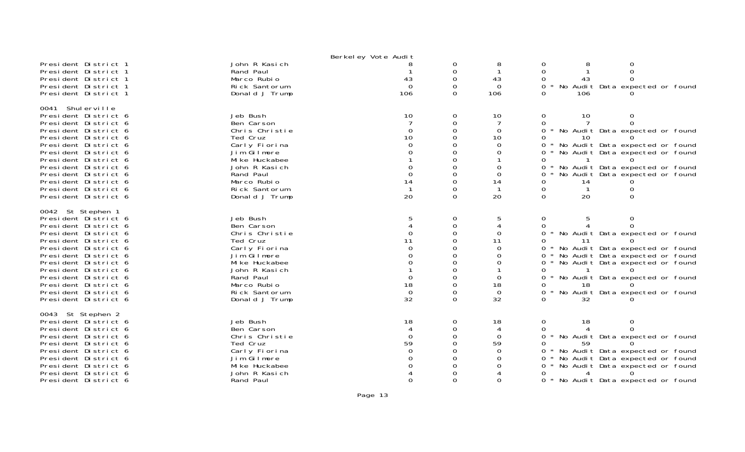Berkeley Vote Audit

| | | | | | | | |
|---|---|---|---|---|---|---|---|
| President District 1 | John R Kasich | 8 | 0 | 8 | 0 | 8 | 0 |
| President District 1 | Rand Paul | 1 | 0 | 1 | 0 | 1 | 0 |
| President District 1 | Marco Rubio | 43 | 0 | 43 | 0 | 43 | 0 |
| President District 1 | Rick Santorum | 0 | 0 | 0 | 0 * No Audit Data expected or found | | |
| President District 1 | Donald J Trump | 106 | 0 | 106 | 0 | 106 | 0 |
| **0041 Shulerville** | | | | | | | |
| President District 6 | Jeb Bush | 10 | 0 | 10 | 0 | 10 | 0 |
| President District 6 | Ben Carson | 7 | 0 | 7 | 0 | 7 | 0 |
| President District 6 | Chris Christie | 0 | 0 | 0 | 0 * No Audit Data expected or found | | |
| President District 6 | Ted Cruz | 10 | 0 | 10 | 0 | 10 | 0 |
| President District 6 | Carly Fiorina | 0 | 0 | 0 | 0 * No Audit Data expected or found | | |
| President District 6 | Jim Gilmore | 0 | 0 | 0 | 0 * No Audit Data expected or found | | |
| President District 6 | Mike Huckabee | 1 | 0 | 1 | 0 | 1 | 0 |
| President District 6 | John R Kasich | 0 | 0 | 0 | 0 * No Audit Data expected or found | | |
| President District 6 | Rand Paul | 0 | 0 | 0 | 0 * No Audit Data expected or found | | |
| President District 6 | Marco Rubio | 14 | 0 | 14 | 0 | 14 | 0 |
| President District 6 | Rick Santorum | 1 | 0 | 1 | 0 | 1 | 0 |
| President District 6 | Donald J Trump | 20 | 0 | 20 | 0 | 20 | 0 |
| **0042 St Stephen 1** | | | | | | | |
| President District 6 | Jeb Bush | 5 | 0 | 5 | 0 | 5 | 0 |
| President District 6 | Ben Carson | 4 | 0 | 4 | 0 | 4 | 0 |
| President District 6 | Chris Christie | 0 | 0 | 0 | 0 * No Audit Data expected or found | | |
| President District 6 | Ted Cruz | 11 | 0 | 11 | 0 | 11 | 0 |
| President District 6 | Carly Fiorina | 0 | 0 | 0 | 0 * No Audit Data expected or found | | |
| President District 6 | Jim Gilmore | 0 | 0 | 0 | 0 * No Audit Data expected or found | | |
| President District 6 | Mike Huckabee | 0 | 0 | 0 | 0 * No Audit Data expected or found | | |
| President District 6 | John R Kasich | 1 | 0 | 1 | 0 | 1 | 0 |
| President District 6 | Rand Paul | 0 | 0 | 0 | 0 * No Audit Data expected or found | | |
| President District 6 | Marco Rubio | 18 | 0 | 18 | 0 | 18 | 0 |
| President District 6 | Rick Santorum | 0 | 0 | 0 | 0 * No Audit Data expected or found | | |
| President District 6 | Donald J Trump | 32 | 0 | 32 | 0 | 32 | 0 |
| **0043 St Stephen 2** | | | | | | | |
| President District 6 | Jeb Bush | 18 | 0 | 18 | 0 | 18 | 0 |
| President District 6 | Ben Carson | 4 | 0 | 4 | 0 | 4 | 0 |
| President District 6 | Chris Christie | 0 | 0 | 0 | 0 * No Audit Data expected or found | | |
| President District 6 | Ted Cruz | 59 | 0 | 59 | 0 | 59 | 0 |
| President District 6 | Carly Fiorina | 0 | 0 | 0 | 0 * No Audit Data expected or found | | |
| President District 6 | Jim Gilmore | 0 | 0 | 0 | 0 * No Audit Data expected or found | | |
| President District 6 | Mike Huckabee | 0 | 0 | 0 | 0 * No Audit Data expected or found | | |
| President District 6 | John R Kasich | 4 | 0 | 4 | 0 | 4 | 0 |
| President District 6 | Rand Paul | 0 | 0 | 0 | 0 * No Audit Data expected or found | | |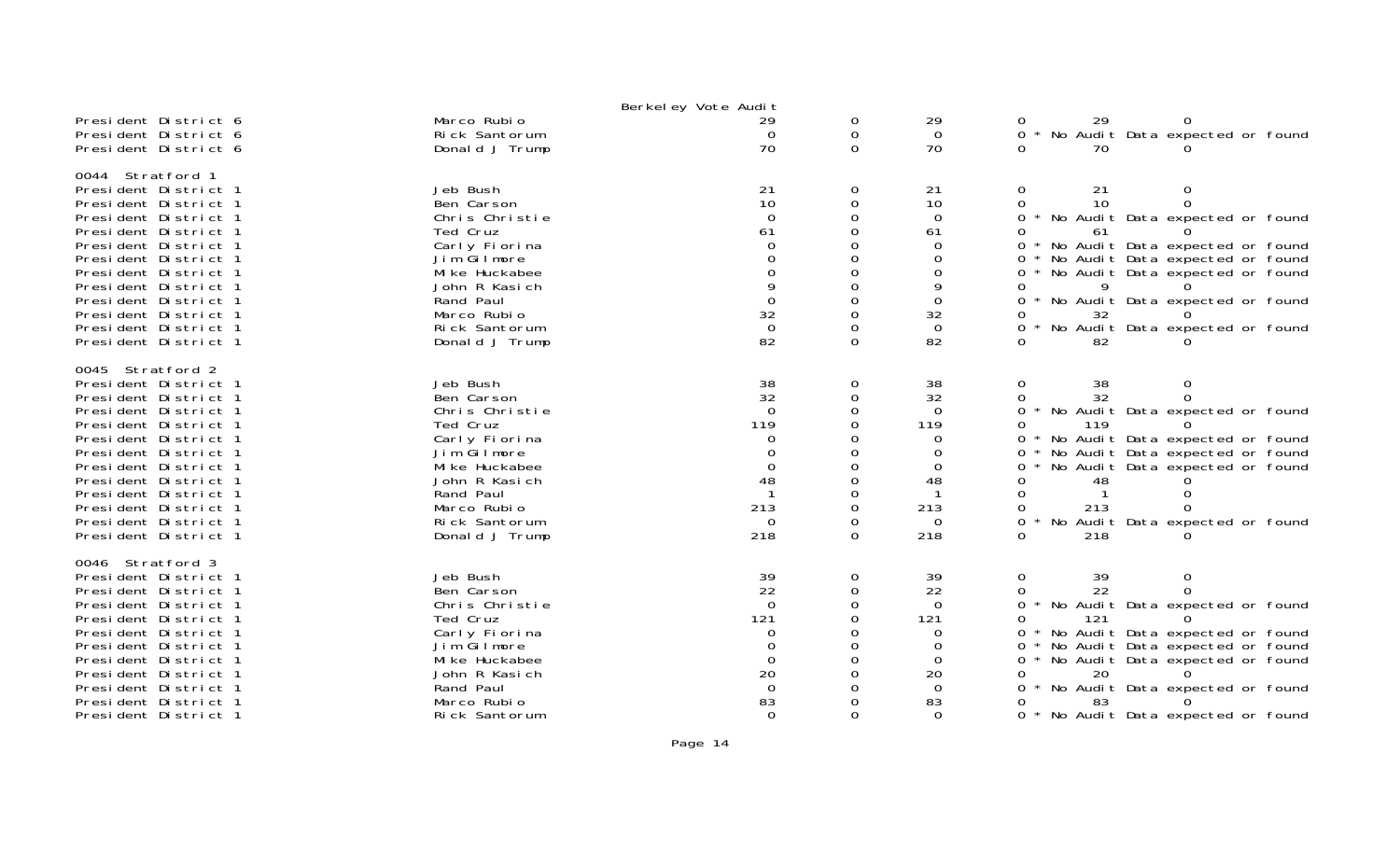Berkeley Vote Audit

| | | | | | | | |
|---|---|---|---|---|---|---|---|
| President District 6 | Marco Rubio | 29 | 0 | 29 | 0 | 29 | 0 |
| President District 6 | Rick Santorum | 0 | 0 | 0 | 0 * No Audit Data expected or found | | |
| President District 6 | Donald J Trump | 70 | 0 | 70 | 0 | 70 | 0 |

**0044 Stratford 1**

| | | | | | | | |
|---|---|---|---|---|---|---|---|
| President District 1 | Jeb Bush | 21 | 0 | 21 | 0 | 21 | 0 |
| President District 1 | Ben Carson | 10 | 0 | 10 | 0 | 10 | 0 |
| President District 1 | Chris Christie | 0 | 0 | 0 | 0 * No Audit Data expected or found | | |
| President District 1 | Ted Cruz | 61 | 0 | 61 | 0 | 61 | 0 |
| President District 1 | Carly Fiorina | 0 | 0 | 0 | 0 * No Audit Data expected or found | | |
| President District 1 | Jim Gilmore | 0 | 0 | 0 | 0 * No Audit Data expected or found | | |
| President District 1 | Mike Huckabee | 0 | 0 | 0 | 0 * No Audit Data expected or found | | |
| President District 1 | John R Kasich | 9 | 0 | 9 | 0 | 9 | 0 |
| President District 1 | Rand Paul | 0 | 0 | 0 | 0 * No Audit Data expected or found | | |
| President District 1 | Marco Rubio | 32 | 0 | 32 | 0 | 32 | 0 |
| President District 1 | Rick Santorum | 0 | 0 | 0 | 0 * No Audit Data expected or found | | |
| President District 1 | Donald J Trump | 82 | 0 | 82 | 0 | 82 | 0 |

**0045 Stratford 2**

| | | | | | | | |
|---|---|---|---|---|---|---|---|
| President District 1 | Jeb Bush | 38 | 0 | 38 | 0 | 38 | 0 |
| President District 1 | Ben Carson | 32 | 0 | 32 | 0 | 32 | 0 |
| President District 1 | Chris Christie | 0 | 0 | 0 | 0 * No Audit Data expected or found | | |
| President District 1 | Ted Cruz | 119 | 0 | 119 | 0 | 119 | 0 |
| President District 1 | Carly Fiorina | 0 | 0 | 0 | 0 * No Audit Data expected or found | | |
| President District 1 | Jim Gilmore | 0 | 0 | 0 | 0 * No Audit Data expected or found | | |
| President District 1 | Mike Huckabee | 0 | 0 | 0 | 0 * No Audit Data expected or found | | |
| President District 1 | John R Kasich | 48 | 0 | 48 | 0 | 48 | 0 |
| President District 1 | Rand Paul | 1 | 0 | 1 | 0 | 1 | 0 |
| President District 1 | Marco Rubio | 213 | 0 | 213 | 0 | 213 | 0 |
| President District 1 | Rick Santorum | 0 | 0 | 0 | 0 * No Audit Data expected or found | | |
| President District 1 | Donald J Trump | 218 | 0 | 218 | 0 | 218 | 0 |

**0046 Stratford 3**

| | | | | | | | |
|---|---|---|---|---|---|---|---|
| President District 1 | Jeb Bush | 39 | 0 | 39 | 0 | 39 | 0 |
| President District 1 | Ben Carson | 22 | 0 | 22 | 0 | 22 | 0 |
| President District 1 | Chris Christie | 0 | 0 | 0 | 0 * No Audit Data expected or found | | |
| President District 1 | Ted Cruz | 121 | 0 | 121 | 0 | 121 | 0 |
| President District 1 | Carly Fiorina | 0 | 0 | 0 | 0 * No Audit Data expected or found | | |
| President District 1 | Jim Gilmore | 0 | 0 | 0 | 0 * No Audit Data expected or found | | |
| President District 1 | Mike Huckabee | 0 | 0 | 0 | 0 * No Audit Data expected or found | | |
| President District 1 | John R Kasich | 20 | 0 | 20 | 0 | 20 | 0 |
| President District 1 | Rand Paul | 0 | 0 | 0 | 0 * No Audit Data expected or found | | |
| President District 1 | Marco Rubio | 83 | 0 | 83 | 0 | 83 | 0 |
| President District 1 | Rick Santorum | 0 | 0 | 0 | 0 * No Audit Data expected or found | | |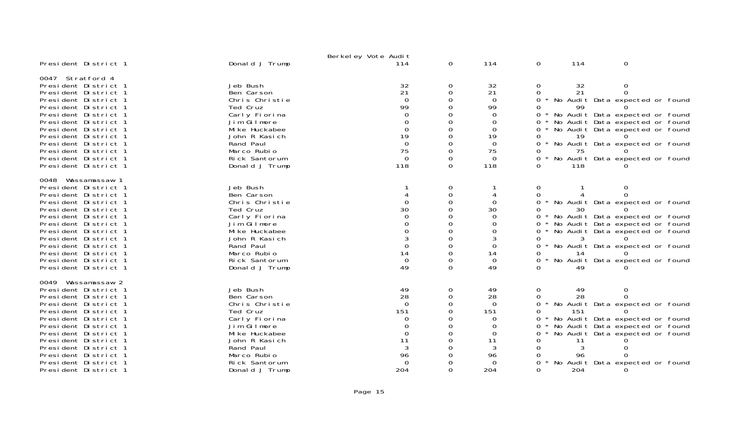Berkeley Vote Audit

| | | | | | | | |
|---|---|---|---|---|---|---|---|
| President District 1 | Donald J Trump | 114 | 0 | 114 | 0 | 114 | 0 |

0047 Stratford 4

| | | | | | | | |
|---|---|---|---|---|---|---|---|
| President District 1 | Jeb Bush | 32 | 0 | 32 | 0 | 32 | 0 |
| President District 1 | Ben Carson | 21 | 0 | 21 | 0 | 21 | 0 |
| President District 1 | Chris Christie | 0 | 0 | 0 | 0 * No Audit Data expected or found | | |
| President District 1 | Ted Cruz | 99 | 0 | 99 | 0 | 99 | 0 |
| President District 1 | Carly Fiorina | 0 | 0 | 0 | 0 * No Audit Data expected or found | | |
| President District 1 | Jim Gilmore | 0 | 0 | 0 | 0 * No Audit Data expected or found | | |
| President District 1 | Mike Huckabee | 0 | 0 | 0 | 0 * No Audit Data expected or found | | |
| President District 1 | John R Kasich | 19 | 0 | 19 | 0 | 19 | 0 |
| President District 1 | Rand Paul | 0 | 0 | 0 | 0 * No Audit Data expected or found | | |
| President District 1 | Marco Rubio | 75 | 0 | 75 | 0 | 75 | 0 |
| President District 1 | Rick Santorum | 0 | 0 | 0 | 0 * No Audit Data expected or found | | |
| President District 1 | Donald J Trump | 118 | 0 | 118 | 0 | 118 | 0 |

0048 Wassamassaw 1

| | | | | | | | |
|---|---|---|---|---|---|---|---|
| President District 1 | Jeb Bush | 1 | 0 | 1 | 0 | 1 | 0 |
| President District 1 | Ben Carson | 4 | 0 | 4 | 0 | 4 | 0 |
| President District 1 | Chris Christie | 0 | 0 | 0 | 0 * No Audit Data expected or found | | |
| President District 1 | Ted Cruz | 30 | 0 | 30 | 0 | 30 | 0 |
| President District 1 | Carly Fiorina | 0 | 0 | 0 | 0 * No Audit Data expected or found | | |
| President District 1 | Jim Gilmore | 0 | 0 | 0 | 0 * No Audit Data expected or found | | |
| President District 1 | Mike Huckabee | 0 | 0 | 0 | 0 * No Audit Data expected or found | | |
| President District 1 | John R Kasich | 3 | 0 | 3 | 0 | 3 | 0 |
| President District 1 | Rand Paul | 0 | 0 | 0 | 0 * No Audit Data expected or found | | |
| President District 1 | Marco Rubio | 14 | 0 | 14 | 0 | 14 | 0 |
| President District 1 | Rick Santorum | 0 | 0 | 0 | 0 * No Audit Data expected or found | | |
| President District 1 | Donald J Trump | 49 | 0 | 49 | 0 | 49 | 0 |

0049 Wassamassaw 2

| | | | | | | | |
|---|---|---|---|---|---|---|---|
| President District 1 | Jeb Bush | 49 | 0 | 49 | 0 | 49 | 0 |
| President District 1 | Ben Carson | 28 | 0 | 28 | 0 | 28 | 0 |
| President District 1 | Chris Christie | 0 | 0 | 0 | 0 * No Audit Data expected or found | | |
| President District 1 | Ted Cruz | 151 | 0 | 151 | 0 | 151 | 0 |
| President District 1 | Carly Fiorina | 0 | 0 | 0 | 0 * No Audit Data expected or found | | |
| President District 1 | Jim Gilmore | 0 | 0 | 0 | 0 * No Audit Data expected or found | | |
| President District 1 | Mike Huckabee | 0 | 0 | 0 | 0 * No Audit Data expected or found | | |
| President District 1 | John R Kasich | 11 | 0 | 11 | 0 | 11 | 0 |
| President District 1 | Rand Paul | 3 | 0 | 3 | 0 | 3 | 0 |
| President District 1 | Marco Rubio | 96 | 0 | 96 | 0 | 96 | 0 |
| President District 1 | Rick Santorum | 0 | 0 | 0 | 0 * No Audit Data expected or found | | |
| President District 1 | Donald J Trump | 204 | 0 | 204 | 0 | 204 | 0 |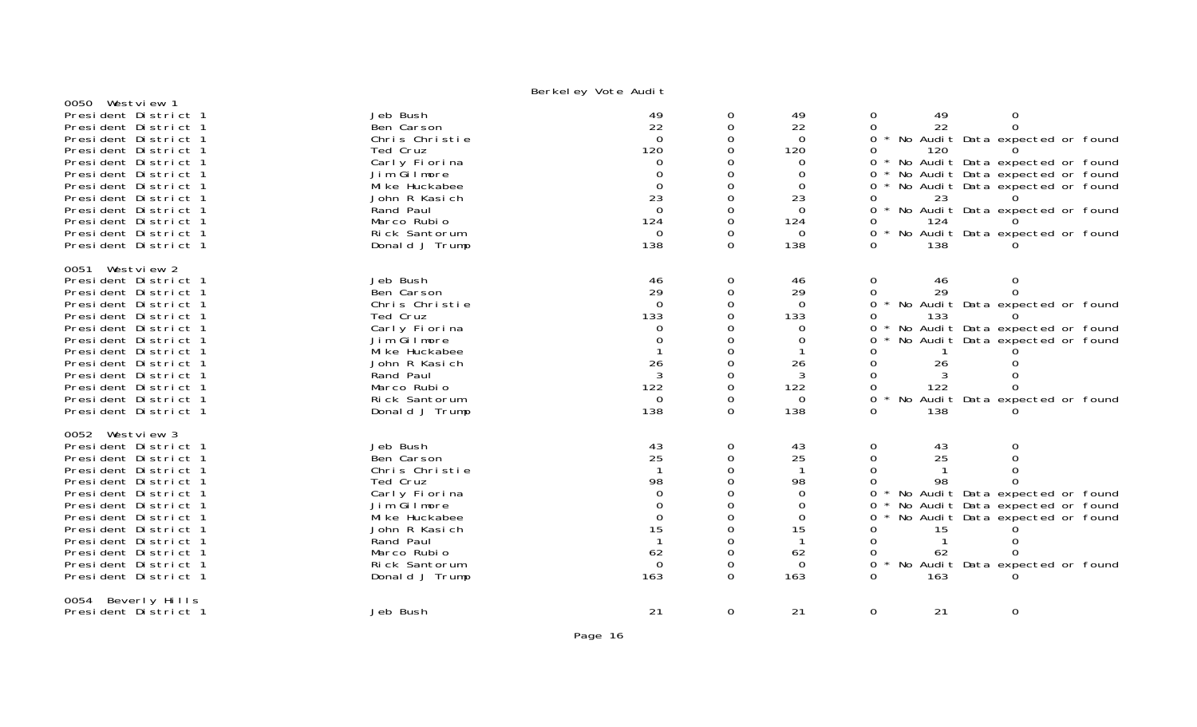Berkeley Vote Audit

**0050 Westview 1**

| Contest | Candidate | | | | | | |
|---|---|---|---|---|---|---|---|
| President District 1 | Jeb Bush | 49 | 0 | 49 | 0 | 49 | 0 |
| President District 1 | Ben Carson | 22 | 0 | 22 | 0 | 22 | 0 |
| President District 1 | Chris Christie | 0 | 0 | 0 | 0 * No Audit Data expected or found | | |
| President District 1 | Ted Cruz | 120 | 0 | 120 | 0 | 120 | 0 |
| President District 1 | Carly Fiorina | 0 | 0 | 0 | 0 * No Audit Data expected or found | | |
| President District 1 | Jim Gilmore | 0 | 0 | 0 | 0 * No Audit Data expected or found | | |
| President District 1 | Mike Huckabee | 0 | 0 | 0 | 0 * No Audit Data expected or found | | |
| President District 1 | John R Kasich | 23 | 0 | 23 | 0 | 23 | 0 |
| President District 1 | Rand Paul | 0 | 0 | 0 | 0 * No Audit Data expected or found | | |
| President District 1 | Marco Rubio | 124 | 0 | 124 | 0 | 124 | 0 |
| President District 1 | Rick Santorum | 0 | 0 | 0 | 0 * No Audit Data expected or found | | |
| President District 1 | Donald J Trump | 138 | 0 | 138 | 0 | 138 | 0 |

**0051 Westview 2**

| Contest | Candidate | | | | | | |
|---|---|---|---|---|---|---|---|
| President District 1 | Jeb Bush | 46 | 0 | 46 | 0 | 46 | 0 |
| President District 1 | Ben Carson | 29 | 0 | 29 | 0 | 29 | 0 |
| President District 1 | Chris Christie | 0 | 0 | 0 | 0 * No Audit Data expected or found | | |
| President District 1 | Ted Cruz | 133 | 0 | 133 | 0 | 133 | 0 |
| President District 1 | Carly Fiorina | 0 | 0 | 0 | 0 * No Audit Data expected or found | | |
| President District 1 | Jim Gilmore | 0 | 0 | 0 | 0 * No Audit Data expected or found | | |
| President District 1 | Mike Huckabee | 1 | 0 | 1 | 0 | 1 | 0 |
| President District 1 | John R Kasich | 26 | 0 | 26 | 0 | 26 | 0 |
| President District 1 | Rand Paul | 3 | 0 | 3 | 0 | 3 | 0 |
| President District 1 | Marco Rubio | 122 | 0 | 122 | 0 | 122 | 0 |
| President District 1 | Rick Santorum | 0 | 0 | 0 | 0 * No Audit Data expected or found | | |
| President District 1 | Donald J Trump | 138 | 0 | 138 | 0 | 138 | 0 |

**0052 Westview 3**

| Contest | Candidate | | | | | | |
|---|---|---|---|---|---|---|---|
| President District 1 | Jeb Bush | 43 | 0 | 43 | 0 | 43 | 0 |
| President District 1 | Ben Carson | 25 | 0 | 25 | 0 | 25 | 0 |
| President District 1 | Chris Christie | 1 | 0 | 1 | 0 | 1 | 0 |
| President District 1 | Ted Cruz | 98 | 0 | 98 | 0 | 98 | 0 |
| President District 1 | Carly Fiorina | 0 | 0 | 0 | 0 * No Audit Data expected or found | | |
| President District 1 | Jim Gilmore | 0 | 0 | 0 | 0 * No Audit Data expected or found | | |
| President District 1 | Mike Huckabee | 0 | 0 | 0 | 0 * No Audit Data expected or found | | |
| President District 1 | John R Kasich | 15 | 0 | 15 | 0 | 15 | 0 |
| President District 1 | Rand Paul | 1 | 0 | 1 | 0 | 1 | 0 |
| President District 1 | Marco Rubio | 62 | 0 | 62 | 0 | 62 | 0 |
| President District 1 | Rick Santorum | 0 | 0 | 0 | 0 * No Audit Data expected or found | | |
| President District 1 | Donald J Trump | 163 | 0 | 163 | 0 | 163 | 0 |

**0054 Beverly Hills**

| Contest | Candidate | | | | | | |
|---|---|---|---|---|---|---|---|
| President District 1 | Jeb Bush | 21 | 0 | 21 | 0 | 21 | 0 |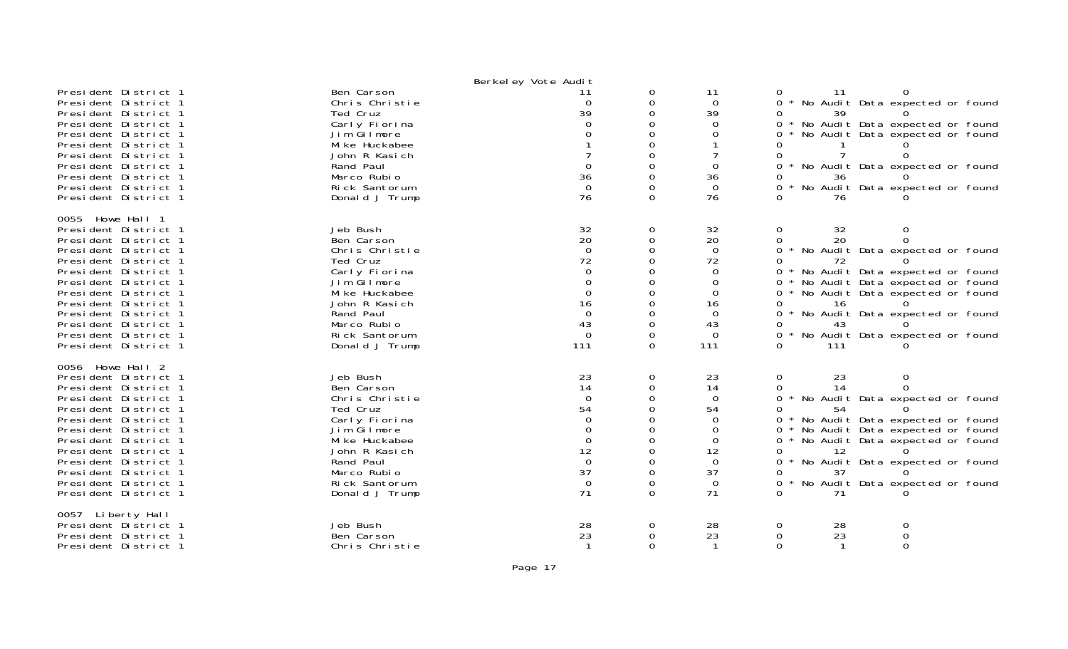Berkeley Vote Audit

| | | | | | | | |
|---|---|---|---|---|---|---|---|
| President District 1 | Ben Carson | 11 | 0 | 11 | 0 | 11 | 0 |
| President District 1 | Chris Christie | 0 | 0 | 0 | 0 * No Audit Data expected or found | | |
| President District 1 | Ted Cruz | 39 | 0 | 39 | 0 | 39 | 0 |
| President District 1 | Carly Fiorina | 0 | 0 | 0 | 0 * No Audit Data expected or found | | |
| President District 1 | Jim Gilmore | 0 | 0 | 0 | 0 * No Audit Data expected or found | | |
| President District 1 | Mike Huckabee | 1 | 0 | 1 | 0 | 1 | 0 |
| President District 1 | John R Kasich | 7 | 0 | 7 | 0 | 7 | 0 |
| President District 1 | Rand Paul | 0 | 0 | 0 | 0 * No Audit Data expected or found | | |
| President District 1 | Marco Rubio | 36 | 0 | 36 | 0 | 36 | 0 |
| President District 1 | Rick Santorum | 0 | 0 | 0 | 0 * No Audit Data expected or found | | |
| President District 1 | Donald J Trump | 76 | 0 | 76 | 0 | 76 | 0 |

0055 Howe Hall 1

| | | | | | | | |
|---|---|---|---|---|---|---|---|
| President District 1 | Jeb Bush | 32 | 0 | 32 | 0 | 32 | 0 |
| President District 1 | Ben Carson | 20 | 0 | 20 | 0 | 20 | 0 |
| President District 1 | Chris Christie | 0 | 0 | 0 | 0 * No Audit Data expected or found | | |
| President District 1 | Ted Cruz | 72 | 0 | 72 | 0 | 72 | 0 |
| President District 1 | Carly Fiorina | 0 | 0 | 0 | 0 * No Audit Data expected or found | | |
| President District 1 | Jim Gilmore | 0 | 0 | 0 | 0 * No Audit Data expected or found | | |
| President District 1 | Mike Huckabee | 0 | 0 | 0 | 0 * No Audit Data expected or found | | |
| President District 1 | John R Kasich | 16 | 0 | 16 | 0 | 16 | 0 |
| President District 1 | Rand Paul | 0 | 0 | 0 | 0 * No Audit Data expected or found | | |
| President District 1 | Marco Rubio | 43 | 0 | 43 | 0 | 43 | 0 |
| President District 1 | Rick Santorum | 0 | 0 | 0 | 0 * No Audit Data expected or found | | |
| President District 1 | Donald J Trump | 111 | 0 | 111 | 0 | 111 | 0 |

0056 Howe Hall 2

| | | | | | | | |
|---|---|---|---|---|---|---|---|
| President District 1 | Jeb Bush | 23 | 0 | 23 | 0 | 23 | 0 |
| President District 1 | Ben Carson | 14 | 0 | 14 | 0 | 14 | 0 |
| President District 1 | Chris Christie | 0 | 0 | 0 | 0 * No Audit Data expected or found | | |
| President District 1 | Ted Cruz | 54 | 0 | 54 | 0 | 54 | 0 |
| President District 1 | Carly Fiorina | 0 | 0 | 0 | 0 * No Audit Data expected or found | | |
| President District 1 | Jim Gilmore | 0 | 0 | 0 | 0 * No Audit Data expected or found | | |
| President District 1 | Mike Huckabee | 0 | 0 | 0 | 0 * No Audit Data expected or found | | |
| President District 1 | John R Kasich | 12 | 0 | 12 | 0 | 12 | 0 |
| President District 1 | Rand Paul | 0 | 0 | 0 | 0 * No Audit Data expected or found | | |
| President District 1 | Marco Rubio | 37 | 0 | 37 | 0 | 37 | 0 |
| President District 1 | Rick Santorum | 0 | 0 | 0 | 0 * No Audit Data expected or found | | |
| President District 1 | Donald J Trump | 71 | 0 | 71 | 0 | 71 | 0 |

0057 Liberty Hall

| | | | | | | | |
|---|---|---|---|---|---|---|---|
| President District 1 | Jeb Bush | 28 | 0 | 28 | 0 | 28 | 0 |
| President District 1 | Ben Carson | 23 | 0 | 23 | 0 | 23 | 0 |
| President District 1 | Chris Christie | 1 | 0 | 1 | 0 | 1 | 0 |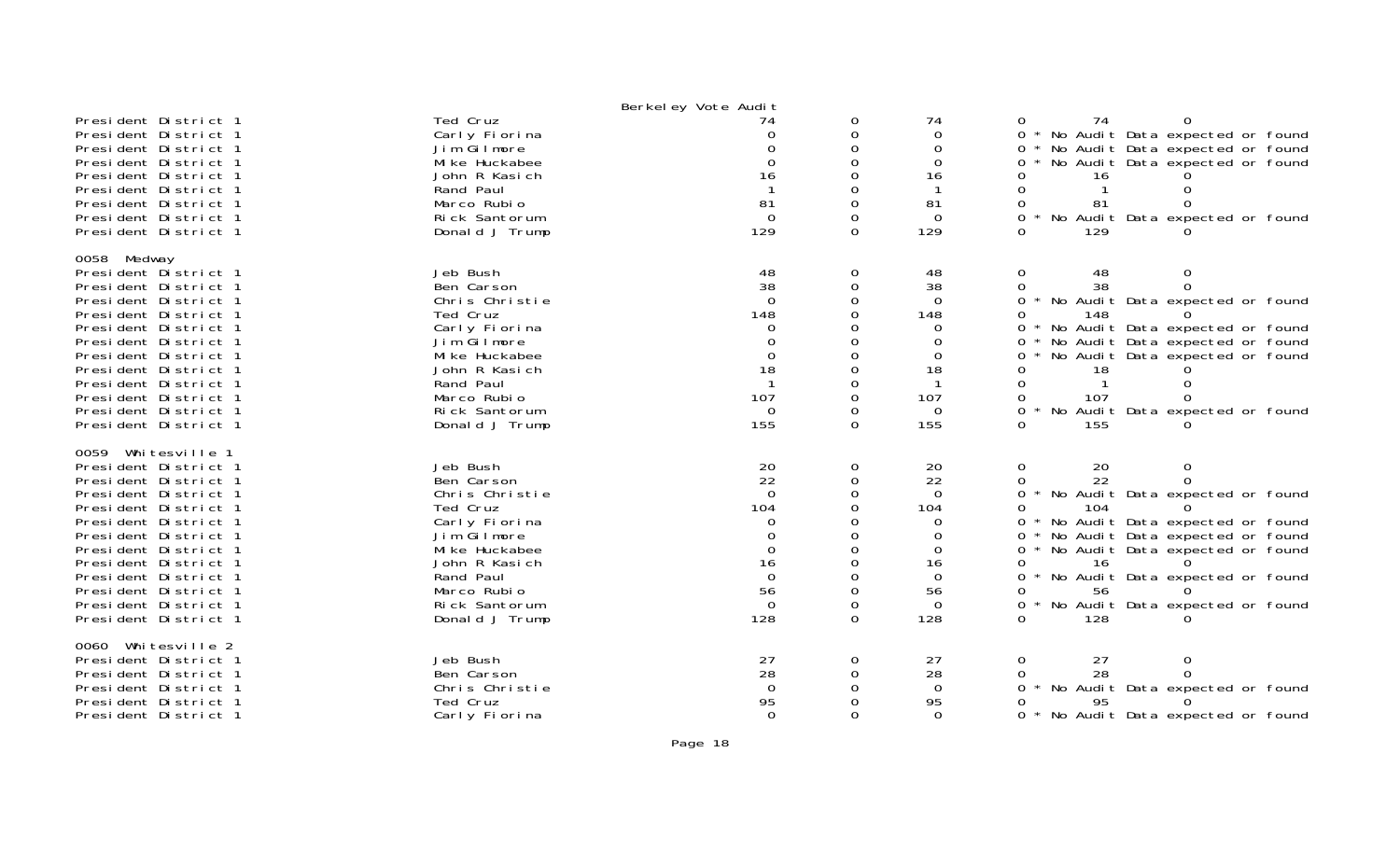Berkeley Vote Audit

| | | | | | | | |
|---|---|---|---|---|---|---|---|
| President District 1 | Ted Cruz | 74 | 0 | 74 | 0 | 74 | 0 |
| President District 1 | Carly Fiorina | 0 | 0 | 0 | 0 * No Audit Data expected or found | | |
| President District 1 | Jim Gilmore | 0 | 0 | 0 | 0 * No Audit Data expected or found | | |
| President District 1 | Mike Huckabee | 0 | 0 | 0 | 0 * No Audit Data expected or found | | |
| President District 1 | John R Kasich | 16 | 0 | 16 | 0 | 16 | 0 |
| President District 1 | Rand Paul | 1 | 0 | 1 | 0 | 1 | 0 |
| President District 1 | Marco Rubio | 81 | 0 | 81 | 0 | 81 | 0 |
| President District 1 | Rick Santorum | 0 | 0 | 0 | 0 * No Audit Data expected or found | | |
| President District 1 | Donald J Trump | 129 | 0 | 129 | 0 | 129 | 0 |

0058 Medway

| | | | | | | | |
|---|---|---|---|---|---|---|---|
| President District 1 | Jeb Bush | 48 | 0 | 48 | 0 | 48 | 0 |
| President District 1 | Ben Carson | 38 | 0 | 38 | 0 | 38 | 0 |
| President District 1 | Chris Christie | 0 | 0 | 0 | 0 * No Audit Data expected or found | | |
| President District 1 | Ted Cruz | 148 | 0 | 148 | 0 | 148 | 0 |
| President District 1 | Carly Fiorina | 0 | 0 | 0 | 0 * No Audit Data expected or found | | |
| President District 1 | Jim Gilmore | 0 | 0 | 0 | 0 * No Audit Data expected or found | | |
| President District 1 | Mike Huckabee | 0 | 0 | 0 | 0 * No Audit Data expected or found | | |
| President District 1 | John R Kasich | 18 | 0 | 18 | 0 | 18 | 0 |
| President District 1 | Rand Paul | 1 | 0 | 1 | 0 | 1 | 0 |
| President District 1 | Marco Rubio | 107 | 0 | 107 | 0 | 107 | 0 |
| President District 1 | Rick Santorum | 0 | 0 | 0 | 0 * No Audit Data expected or found | | |
| President District 1 | Donald J Trump | 155 | 0 | 155 | 0 | 155 | 0 |

0059 Whitesville 1

| | | | | | | | |
|---|---|---|---|---|---|---|---|
| President District 1 | Jeb Bush | 20 | 0 | 20 | 0 | 20 | 0 |
| President District 1 | Ben Carson | 22 | 0 | 22 | 0 | 22 | 0 |
| President District 1 | Chris Christie | 0 | 0 | 0 | 0 * No Audit Data expected or found | | |
| President District 1 | Ted Cruz | 104 | 0 | 104 | 0 | 104 | 0 |
| President District 1 | Carly Fiorina | 0 | 0 | 0 | 0 * No Audit Data expected or found | | |
| President District 1 | Jim Gilmore | 0 | 0 | 0 | 0 * No Audit Data expected or found | | |
| President District 1 | Mike Huckabee | 0 | 0 | 0 | 0 * No Audit Data expected or found | | |
| President District 1 | John R Kasich | 16 | 0 | 16 | 0 | 16 | 0 |
| President District 1 | Rand Paul | 0 | 0 | 0 | 0 * No Audit Data expected or found | | |
| President District 1 | Marco Rubio | 56 | 0 | 56 | 0 | 56 | 0 |
| President District 1 | Rick Santorum | 0 | 0 | 0 | 0 * No Audit Data expected or found | | |
| President District 1 | Donald J Trump | 128 | 0 | 128 | 0 | 128 | 0 |

0060 Whitesville 2

| | | | | | | | |
|---|---|---|---|---|---|---|---|
| President District 1 | Jeb Bush | 27 | 0 | 27 | 0 | 27 | 0 |
| President District 1 | Ben Carson | 28 | 0 | 28 | 0 | 28 | 0 |
| President District 1 | Chris Christie | 0 | 0 | 0 | 0 * No Audit Data expected or found | | |
| President District 1 | Ted Cruz | 95 | 0 | 95 | 0 | 95 | 0 |
| President District 1 | Carly Fiorina | 0 | 0 | 0 | 0 * No Audit Data expected or found | | |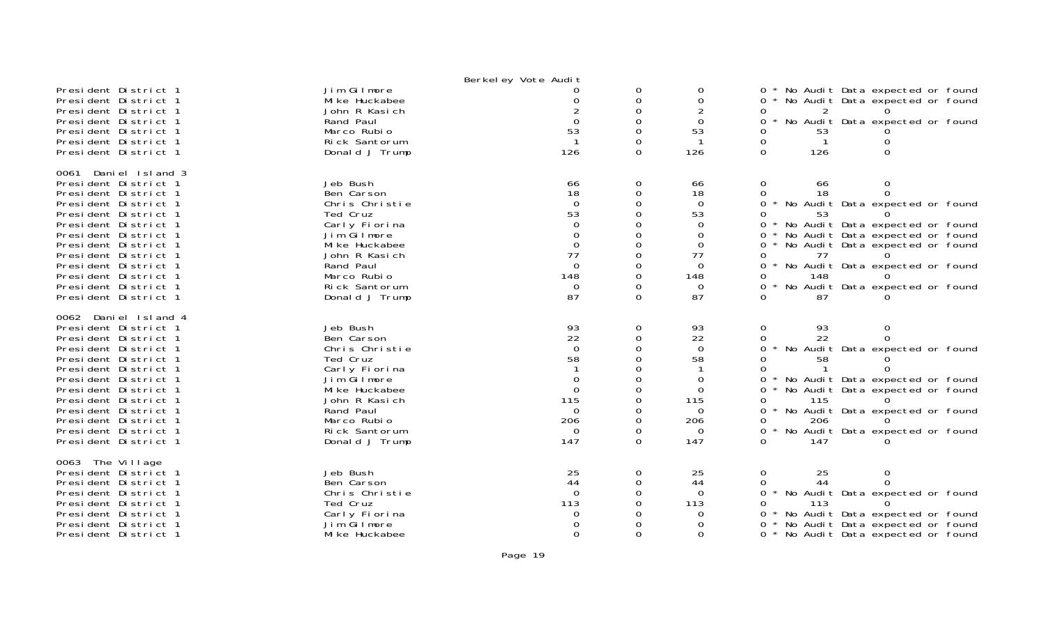Berkeley Vote Audit

| | | | | | |
|---|---|---|---|---|---|
| President District 1 | Jim Gilmore | 0 | 0 | 0 | 0 * No Audit Data expected or found |
| President District 1 | Mike Huckabee | 0 | 0 | 0 | 0 * No Audit Data expected or found |
| President District 1 | John R Kasich | 2 | 0 | 2 | 0 2 0 |
| President District 1 | Rand Paul | 0 | 0 | 0 | 0 * No Audit Data expected or found |
| President District 1 | Marco Rubio | 53 | 0 | 53 | 0 53 0 |
| President District 1 | Rick Santorum | 1 | 0 | 1 | 0 1 0 |
| President District 1 | Donald J Trump | 126 | 0 | 126 | 0 126 0 |

0061 Daniel Island 3

| | | | | | |
|---|---|---|---|---|---|
| President District 1 | Jeb Bush | 66 | 0 | 66 | 0 66 0 |
| President District 1 | Ben Carson | 18 | 0 | 18 | 0 18 0 |
| President District 1 | Chris Christie | 0 | 0 | 0 | 0 * No Audit Data expected or found |
| President District 1 | Ted Cruz | 53 | 0 | 53 | 0 53 0 |
| President District 1 | Carly Fiorina | 0 | 0 | 0 | 0 * No Audit Data expected or found |
| President District 1 | Jim Gilmore | 0 | 0 | 0 | 0 * No Audit Data expected or found |
| President District 1 | Mike Huckabee | 0 | 0 | 0 | 0 * No Audit Data expected or found |
| President District 1 | John R Kasich | 77 | 0 | 77 | 0 77 0 |
| President District 1 | Rand Paul | 0 | 0 | 0 | 0 * No Audit Data expected or found |
| President District 1 | Marco Rubio | 148 | 0 | 148 | 0 148 0 |
| President District 1 | Rick Santorum | 0 | 0 | 0 | 0 * No Audit Data expected or found |
| President District 1 | Donald J Trump | 87 | 0 | 87 | 0 87 0 |

0062 Daniel Island 4

| | | | | | |
|---|---|---|---|---|---|
| President District 1 | Jeb Bush | 93 | 0 | 93 | 0 93 0 |
| President District 1 | Ben Carson | 22 | 0 | 22 | 0 22 0 |
| President District 1 | Chris Christie | 0 | 0 | 0 | 0 * No Audit Data expected or found |
| President District 1 | Ted Cruz | 58 | 0 | 58 | 0 58 0 |
| President District 1 | Carly Fiorina | 1 | 0 | 1 | 0 1 0 |
| President District 1 | Jim Gilmore | 0 | 0 | 0 | 0 * No Audit Data expected or found |
| President District 1 | Mike Huckabee | 0 | 0 | 0 | 0 * No Audit Data expected or found |
| President District 1 | John R Kasich | 115 | 0 | 115 | 0 115 0 |
| President District 1 | Rand Paul | 0 | 0 | 0 | 0 * No Audit Data expected or found |
| President District 1 | Marco Rubio | 206 | 0 | 206 | 0 206 0 |
| President District 1 | Rick Santorum | 0 | 0 | 0 | 0 * No Audit Data expected or found |
| President District 1 | Donald J Trump | 147 | 0 | 147 | 0 147 0 |

0063 The Village

| | | | | | |
|---|---|---|---|---|---|
| President District 1 | Jeb Bush | 25 | 0 | 25 | 0 25 0 |
| President District 1 | Ben Carson | 44 | 0 | 44 | 0 44 0 |
| President District 1 | Chris Christie | 0 | 0 | 0 | 0 * No Audit Data expected or found |
| President District 1 | Ted Cruz | 113 | 0 | 113 | 0 113 0 |
| President District 1 | Carly Fiorina | 0 | 0 | 0 | 0 * No Audit Data expected or found |
| President District 1 | Jim Gilmore | 0 | 0 | 0 | 0 * No Audit Data expected or found |
| President District 1 | Mike Huckabee | 0 | 0 | 0 | 0 * No Audit Data expected or found |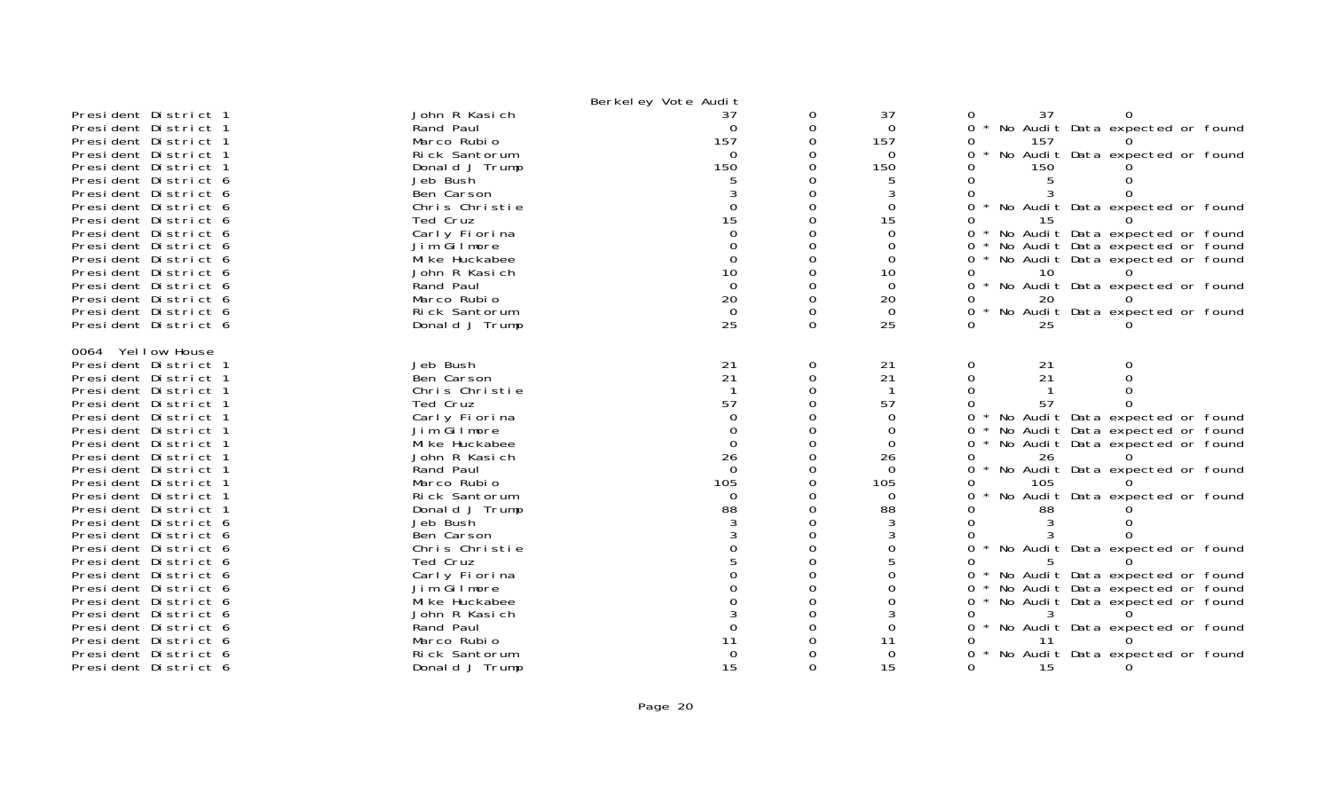Berkeley Vote Audit

| | | | | | | | |
|---|---|---|---|---|---|---|---|
| President District 1 | John R Kasich | 37 | 0 | 37 | 0 | 37 | 0 |
| President District 1 | Rand Paul | 0 | 0 | 0 | 0 * No Audit Data expected or found | | |
| President District 1 | Marco Rubio | 157 | 0 | 157 | 0 | 157 | 0 |
| President District 1 | Rick Santorum | 0 | 0 | 0 | 0 * No Audit Data expected or found | | |
| President District 1 | Donald J Trump | 150 | 0 | 150 | 0 | 150 | 0 |
| President District 6 | Jeb Bush | 5 | 0 | 5 | 0 | 5 | 0 |
| President District 6 | Ben Carson | 3 | 0 | 3 | 0 | 3 | 0 |
| President District 6 | Chris Christie | 0 | 0 | 0 | 0 * No Audit Data expected or found | | |
| President District 6 | Ted Cruz | 15 | 0 | 15 | 0 | 15 | 0 |
| President District 6 | Carly Fiorina | 0 | 0 | 0 | 0 * No Audit Data expected or found | | |
| President District 6 | Jim Gilmore | 0 | 0 | 0 | 0 * No Audit Data expected or found | | |
| President District 6 | Mike Huckabee | 0 | 0 | 0 | 0 * No Audit Data expected or found | | |
| President District 6 | John R Kasich | 10 | 0 | 10 | 0 | 10 | 0 |
| President District 6 | Rand Paul | 0 | 0 | 0 | 0 * No Audit Data expected or found | | |
| President District 6 | Marco Rubio | 20 | 0 | 20 | 0 | 20 | 0 |
| President District 6 | Rick Santorum | 0 | 0 | 0 | 0 * No Audit Data expected or found | | |
| President District 6 | Donald J Trump | 25 | 0 | 25 | 0 | 25 | 0 |

0064 Yellow House

| | | | | | | | |
|---|---|---|---|---|---|---|---|
| President District 1 | Jeb Bush | 21 | 0 | 21 | 0 | 21 | 0 |
| President District 1 | Ben Carson | 21 | 0 | 21 | 0 | 21 | 0 |
| President District 1 | Chris Christie | 1 | 0 | 1 | 0 | 1 | 0 |
| President District 1 | Ted Cruz | 57 | 0 | 57 | 0 | 57 | 0 |
| President District 1 | Carly Fiorina | 0 | 0 | 0 | 0 * No Audit Data expected or found | | |
| President District 1 | Jim Gilmore | 0 | 0 | 0 | 0 * No Audit Data expected or found | | |
| President District 1 | Mike Huckabee | 0 | 0 | 0 | 0 * No Audit Data expected or found | | |
| President District 1 | John R Kasich | 26 | 0 | 26 | 0 | 26 | 0 |
| President District 1 | Rand Paul | 0 | 0 | 0 | 0 * No Audit Data expected or found | | |
| President District 1 | Marco Rubio | 105 | 0 | 105 | 0 | 105 | 0 |
| President District 1 | Rick Santorum | 0 | 0 | 0 | 0 * No Audit Data expected or found | | |
| President District 1 | Donald J Trump | 88 | 0 | 88 | 0 | 88 | 0 |
| President District 6 | Jeb Bush | 3 | 0 | 3 | 0 | 3 | 0 |
| President District 6 | Ben Carson | 3 | 0 | 3 | 0 | 3 | 0 |
| President District 6 | Chris Christie | 0 | 0 | 0 | 0 * No Audit Data expected or found | | |
| President District 6 | Ted Cruz | 5 | 0 | 5 | 0 | 5 | 0 |
| President District 6 | Carly Fiorina | 0 | 0 | 0 | 0 * No Audit Data expected or found | | |
| President District 6 | Jim Gilmore | 0 | 0 | 0 | 0 * No Audit Data expected or found | | |
| President District 6 | Mike Huckabee | 0 | 0 | 0 | 0 * No Audit Data expected or found | | |
| President District 6 | John R Kasich | 3 | 0 | 3 | 0 | 3 | 0 |
| President District 6 | Rand Paul | 0 | 0 | 0 | 0 * No Audit Data expected or found | | |
| President District 6 | Marco Rubio | 11 | 0 | 11 | 0 | 11 | 0 |
| President District 6 | Rick Santorum | 0 | 0 | 0 | 0 * No Audit Data expected or found | | |
| President District 6 | Donald J Trump | 15 | 0 | 15 | 0 | 15 | 0 |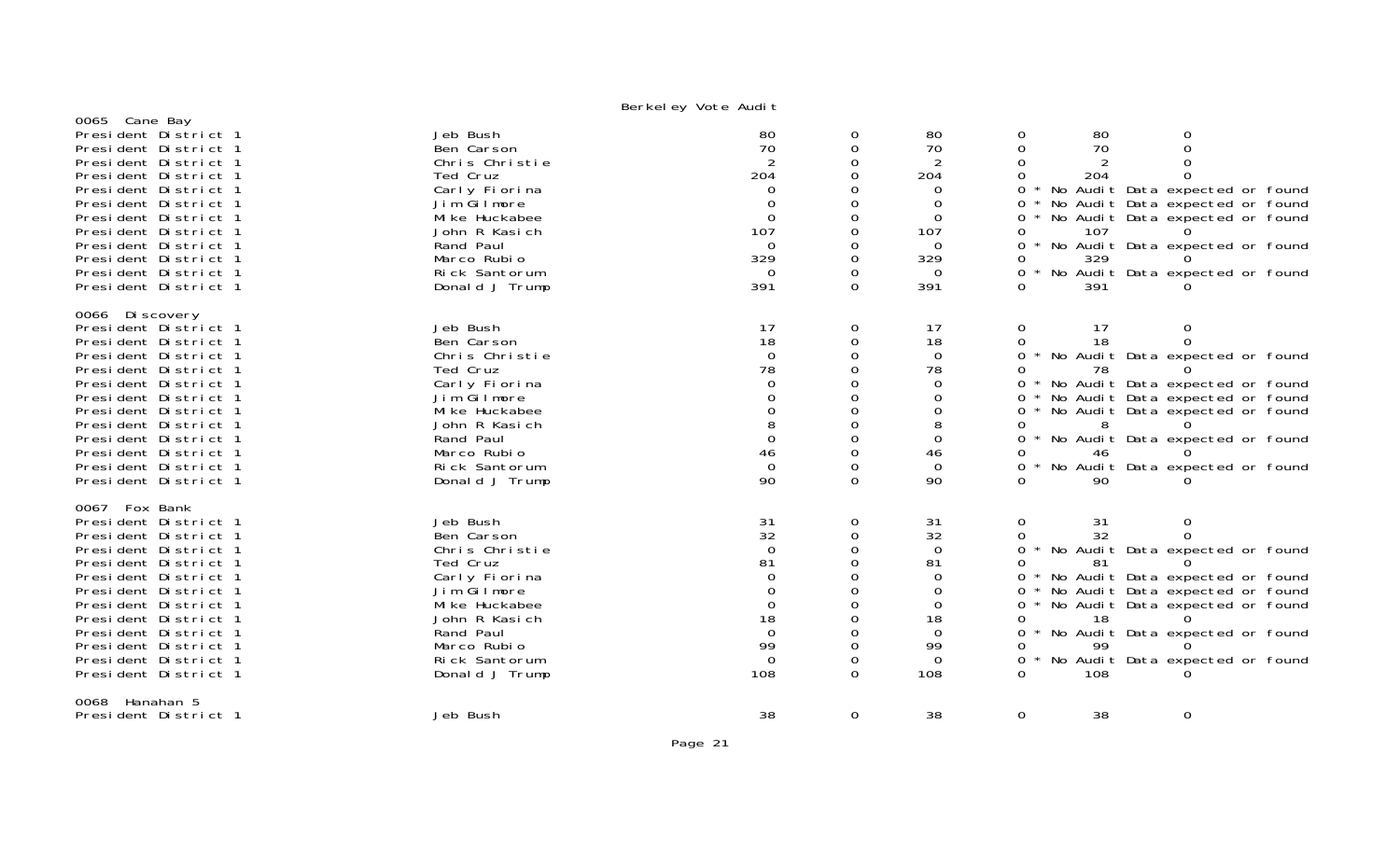Berkeley Vote Audit

### 0065 Cane Bay

| Contest | Candidate | | | | | | |
|---|---|---|---|---|---|---|---|
| President District 1 | Jeb Bush | 80 | 0 | 80 | 0 | 80 | 0 |
| President District 1 | Ben Carson | 70 | 0 | 70 | 0 | 70 | 0 |
| President District 1 | Chris Christie | 2 | 0 | 2 | 0 | 2 | 0 |
| President District 1 | Ted Cruz | 204 | 0 | 204 | 0 | 204 | 0 |
| President District 1 | Carly Fiorina | 0 | 0 | 0 | 0 * | No Audit Data expected or found | |
| President District 1 | Jim Gilmore | 0 | 0 | 0 | 0 * | No Audit Data expected or found | |
| President District 1 | Mike Huckabee | 0 | 0 | 0 | 0 * | No Audit Data expected or found | |
| President District 1 | John R Kasich | 107 | 0 | 107 | 0 | 107 | 0 |
| President District 1 | Rand Paul | 0 | 0 | 0 | 0 * | No Audit Data expected or found | |
| President District 1 | Marco Rubio | 329 | 0 | 329 | 0 | 329 | 0 |
| President District 1 | Rick Santorum | 0 | 0 | 0 | 0 * | No Audit Data expected or found | |
| President District 1 | Donald J Trump | 391 | 0 | 391 | 0 | 391 | 0 |

### 0066 Discovery

| Contest | Candidate | | | | | | |
|---|---|---|---|---|---|---|---|
| President District 1 | Jeb Bush | 17 | 0 | 17 | 0 | 17 | 0 |
| President District 1 | Ben Carson | 18 | 0 | 18 | 0 | 18 | 0 |
| President District 1 | Chris Christie | 0 | 0 | 0 | 0 * | No Audit Data expected or found | |
| President District 1 | Ted Cruz | 78 | 0 | 78 | 0 | 78 | 0 |
| President District 1 | Carly Fiorina | 0 | 0 | 0 | 0 * | No Audit Data expected or found | |
| President District 1 | Jim Gilmore | 0 | 0 | 0 | 0 * | No Audit Data expected or found | |
| President District 1 | Mike Huckabee | 0 | 0 | 0 | 0 * | No Audit Data expected or found | |
| President District 1 | John R Kasich | 8 | 0 | 8 | 0 | 8 | 0 |
| President District 1 | Rand Paul | 0 | 0 | 0 | 0 * | No Audit Data expected or found | |
| President District 1 | Marco Rubio | 46 | 0 | 46 | 0 | 46 | 0 |
| President District 1 | Rick Santorum | 0 | 0 | 0 | 0 * | No Audit Data expected or found | |
| President District 1 | Donald J Trump | 90 | 0 | 90 | 0 | 90 | 0 |

### 0067 Fox Bank

| Contest | Candidate | | | | | | |
|---|---|---|---|---|---|---|---|
| President District 1 | Jeb Bush | 31 | 0 | 31 | 0 | 31 | 0 |
| President District 1 | Ben Carson | 32 | 0 | 32 | 0 | 32 | 0 |
| President District 1 | Chris Christie | 0 | 0 | 0 | 0 * | No Audit Data expected or found | |
| President District 1 | Ted Cruz | 81 | 0 | 81 | 0 | 81 | 0 |
| President District 1 | Carly Fiorina | 0 | 0 | 0 | 0 * | No Audit Data expected or found | |
| President District 1 | Jim Gilmore | 0 | 0 | 0 | 0 * | No Audit Data expected or found | |
| President District 1 | Mike Huckabee | 0 | 0 | 0 | 0 * | No Audit Data expected or found | |
| President District 1 | John R Kasich | 18 | 0 | 18 | 0 | 18 | 0 |
| President District 1 | Rand Paul | 0 | 0 | 0 | 0 * | No Audit Data expected or found | |
| President District 1 | Marco Rubio | 99 | 0 | 99 | 0 | 99 | 0 |
| President District 1 | Rick Santorum | 0 | 0 | 0 | 0 * | No Audit Data expected or found | |
| President District 1 | Donald J Trump | 108 | 0 | 108 | 0 | 108 | 0 |

### 0068 Hanahan 5

| Contest | Candidate | | | | | | |
|---|---|---|---|---|---|---|---|
| President District 1 | Jeb Bush | 38 | 0 | 38 | 0 | 38 | 0 |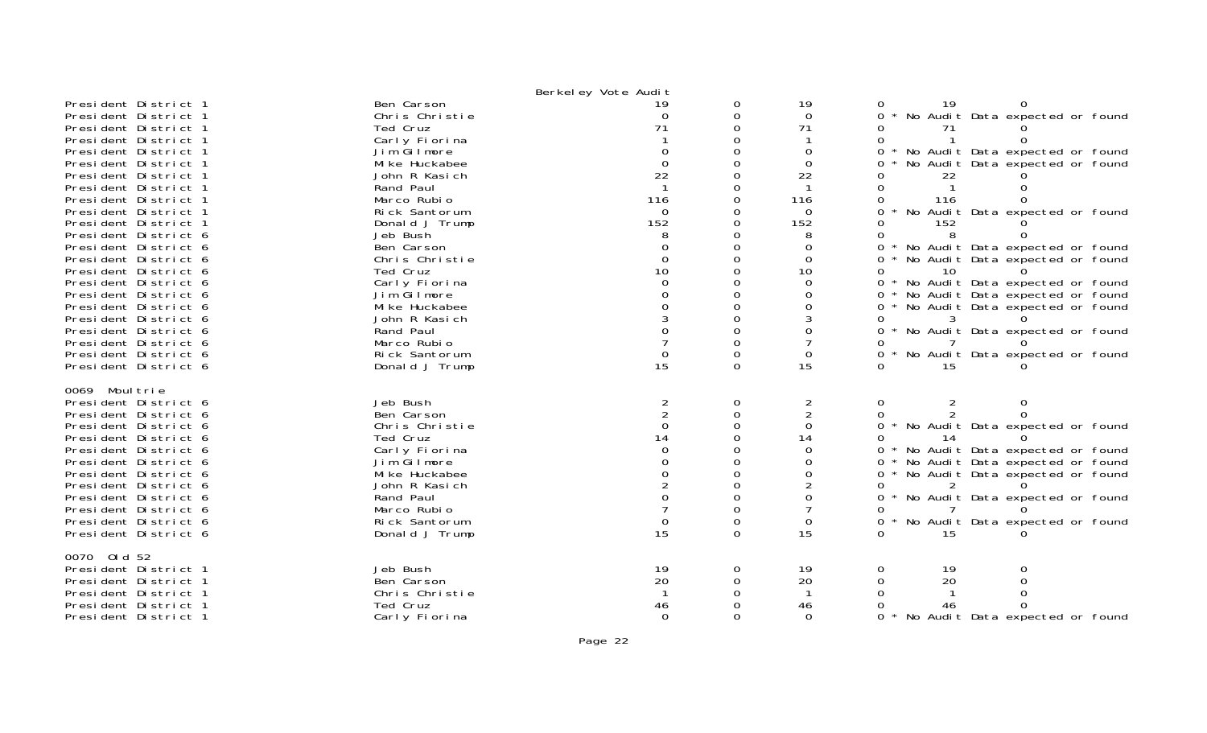Berkeley Vote Audit

| | | | | | | | |
|---|---|---|---|---|---|---|---|
| President District 1 | Ben Carson | 19 | 0 | 19 | 0 | 19 | 0 |
| President District 1 | Chris Christie | 0 | 0 | 0 | 0 * No Audit Data expected or found | | |
| President District 1 | Ted Cruz | 71 | 0 | 71 | 0 | 71 | 0 |
| President District 1 | Carly Fiorina | 1 | 0 | 1 | 0 | 1 | 0 |
| President District 1 | Jim Gilmore | 0 | 0 | 0 | 0 * No Audit Data expected or found | | |
| President District 1 | Mike Huckabee | 0 | 0 | 0 | 0 * No Audit Data expected or found | | |
| President District 1 | John R Kasich | 22 | 0 | 22 | 0 | 22 | 0 |
| President District 1 | Rand Paul | 1 | 0 | 1 | 0 | 1 | 0 |
| President District 1 | Marco Rubio | 116 | 0 | 116 | 0 | 116 | 0 |
| President District 1 | Rick Santorum | 0 | 0 | 0 | 0 * No Audit Data expected or found | | |
| President District 1 | Donald J Trump | 152 | 0 | 152 | 0 | 152 | 0 |
| President District 6 | Jeb Bush | 8 | 0 | 8 | 0 | 8 | 0 |
| President District 6 | Ben Carson | 0 | 0 | 0 | 0 * No Audit Data expected or found | | |
| President District 6 | Chris Christie | 0 | 0 | 0 | 0 * No Audit Data expected or found | | |
| President District 6 | Ted Cruz | 10 | 0 | 10 | 0 | 10 | 0 |
| President District 6 | Carly Fiorina | 0 | 0 | 0 | 0 * No Audit Data expected or found | | |
| President District 6 | Jim Gilmore | 0 | 0 | 0 | 0 * No Audit Data expected or found | | |
| President District 6 | Mike Huckabee | 0 | 0 | 0 | 0 * No Audit Data expected or found | | |
| President District 6 | John R Kasich | 3 | 0 | 3 | 0 | 3 | 0 |
| President District 6 | Rand Paul | 0 | 0 | 0 | 0 * No Audit Data expected or found | | |
| President District 6 | Marco Rubio | 7 | 0 | 7 | 0 | 7 | 0 |
| President District 6 | Rick Santorum | 0 | 0 | 0 | 0 * No Audit Data expected or found | | |
| President District 6 | Donald J Trump | 15 | 0 | 15 | 0 | 15 | 0 |

0069 Moultrie

| | | | | | | | |
|---|---|---|---|---|---|---|---|
| President District 6 | Jeb Bush | 2 | 0 | 2 | 0 | 2 | 0 |
| President District 6 | Ben Carson | 2 | 0 | 2 | 0 | 2 | 0 |
| President District 6 | Chris Christie | 0 | 0 | 0 | 0 * No Audit Data expected or found | | |
| President District 6 | Ted Cruz | 14 | 0 | 14 | 0 | 14 | 0 |
| President District 6 | Carly Fiorina | 0 | 0 | 0 | 0 * No Audit Data expected or found | | |
| President District 6 | Jim Gilmore | 0 | 0 | 0 | 0 * No Audit Data expected or found | | |
| President District 6 | Mike Huckabee | 0 | 0 | 0 | 0 * No Audit Data expected or found | | |
| President District 6 | John R Kasich | 2 | 0 | 2 | 0 | 2 | 0 |
| President District 6 | Rand Paul | 0 | 0 | 0 | 0 * No Audit Data expected or found | | |
| President District 6 | Marco Rubio | 7 | 0 | 7 | 0 | 7 | 0 |
| President District 6 | Rick Santorum | 0 | 0 | 0 | 0 * No Audit Data expected or found | | |
| President District 6 | Donald J Trump | 15 | 0 | 15 | 0 | 15 | 0 |

0070 Old 52

| | | | | | | | |
|---|---|---|---|---|---|---|---|
| President District 1 | Jeb Bush | 19 | 0 | 19 | 0 | 19 | 0 |
| President District 1 | Ben Carson | 20 | 0 | 20 | 0 | 20 | 0 |
| President District 1 | Chris Christie | 1 | 0 | 1 | 0 | 1 | 0 |
| President District 1 | Ted Cruz | 46 | 0 | 46 | 0 | 46 | 0 |
| President District 1 | Carly Fiorina | 0 | 0 | 0 | 0 * No Audit Data expected or found | | |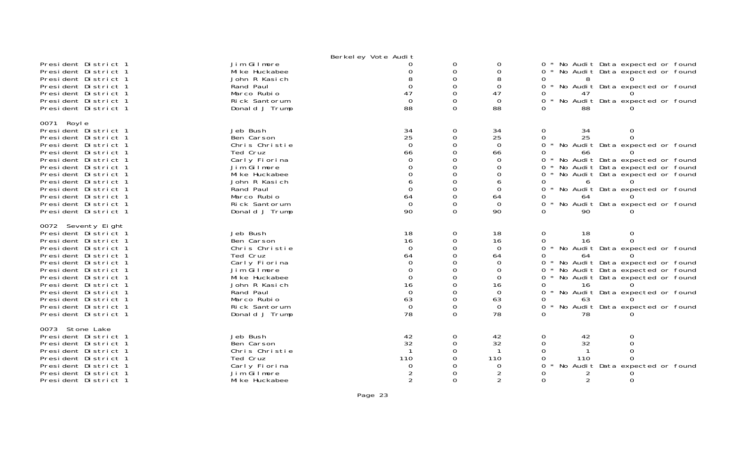Berkeley Vote Audit

| Contest | Candidate | | | | | | | |
|---|---|---|---|---|---|---|---|---|
| President District 1 | Jim Gilmore | 0 | 0 | 0 | 0 | * No Audit Data expected or found | | |
| President District 1 | Mike Huckabee | 0 | 0 | 0 | 0 | * No Audit Data expected or found | | |
| President District 1 | John R Kasich | 8 | 0 | 8 | 0 | | 8 | 0 |
| President District 1 | Rand Paul | 0 | 0 | 0 | 0 | * No Audit Data expected or found | | |
| President District 1 | Marco Rubio | 47 | 0 | 47 | 0 | | 47 | 0 |
| President District 1 | Rick Santorum | 0 | 0 | 0 | 0 | * No Audit Data expected or found | | |
| President District 1 | Donald J Trump | 88 | 0 | 88 | 0 | | 88 | 0 |
| **0071 Royle** | | | | | | | | |
| President District 1 | Jeb Bush | 34 | 0 | 34 | 0 | | 34 | 0 |
| President District 1 | Ben Carson | 25 | 0 | 25 | 0 | | 25 | 0 |
| President District 1 | Chris Christie | 0 | 0 | 0 | 0 | * No Audit Data expected or found | | |
| President District 1 | Ted Cruz | 66 | 0 | 66 | 0 | | 66 | 0 |
| President District 1 | Carly Fiorina | 0 | 0 | 0 | 0 | * No Audit Data expected or found | | |
| President District 1 | Jim Gilmore | 0 | 0 | 0 | 0 | * No Audit Data expected or found | | |
| President District 1 | Mike Huckabee | 0 | 0 | 0 | 0 | * No Audit Data expected or found | | |
| President District 1 | John R Kasich | 6 | 0 | 6 | 0 | | 6 | 0 |
| President District 1 | Rand Paul | 0 | 0 | 0 | 0 | * No Audit Data expected or found | | |
| President District 1 | Marco Rubio | 64 | 0 | 64 | 0 | | 64 | 0 |
| President District 1 | Rick Santorum | 0 | 0 | 0 | 0 | * No Audit Data expected or found | | |
| President District 1 | Donald J Trump | 90 | 0 | 90 | 0 | | 90 | 0 |
| **0072 Seventy Eight** | | | | | | | | |
| President District 1 | Jeb Bush | 18 | 0 | 18 | 0 | | 18 | 0 |
| President District 1 | Ben Carson | 16 | 0 | 16 | 0 | | 16 | 0 |
| President District 1 | Chris Christie | 0 | 0 | 0 | 0 | * No Audit Data expected or found | | |
| President District 1 | Ted Cruz | 64 | 0 | 64 | 0 | | 64 | 0 |
| President District 1 | Carly Fiorina | 0 | 0 | 0 | 0 | * No Audit Data expected or found | | |
| President District 1 | Jim Gilmore | 0 | 0 | 0 | 0 | * No Audit Data expected or found | | |
| President District 1 | Mike Huckabee | 0 | 0 | 0 | 0 | * No Audit Data expected or found | | |
| President District 1 | John R Kasich | 16 | 0 | 16 | 0 | | 16 | 0 |
| President District 1 | Rand Paul | 0 | 0 | 0 | 0 | * No Audit Data expected or found | | |
| President District 1 | Marco Rubio | 63 | 0 | 63 | 0 | | 63 | 0 |
| President District 1 | Rick Santorum | 0 | 0 | 0 | 0 | * No Audit Data expected or found | | |
| President District 1 | Donald J Trump | 78 | 0 | 78 | 0 | | 78 | 0 |
| **0073 Stone Lake** | | | | | | | | |
| President District 1 | Jeb Bush | 42 | 0 | 42 | 0 | | 42 | 0 |
| President District 1 | Ben Carson | 32 | 0 | 32 | 0 | | 32 | 0 |
| President District 1 | Chris Christie | 1 | 0 | 1 | 0 | | 1 | 0 |
| President District 1 | Ted Cruz | 110 | 0 | 110 | 0 | | 110 | 0 |
| President District 1 | Carly Fiorina | 0 | 0 | 0 | 0 | * No Audit Data expected or found | | |
| President District 1 | Jim Gilmore | 2 | 0 | 2 | 0 | | 2 | 0 |
| President District 1 | Mike Huckabee | 2 | 0 | 2 | 0 | | 2 | 0 |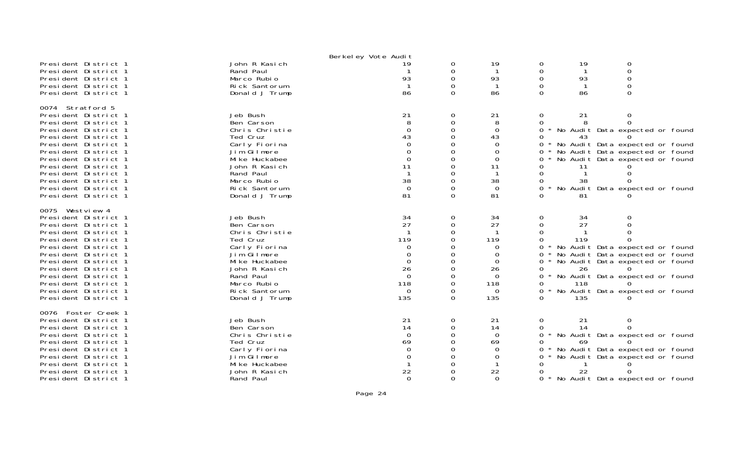Berkeley Vote Audit

| | | | | | | | |
|---|---|---|---|---|---|---|---|
| President District 1 | John R Kasich | 19 | 0 | 19 | 0 | 19 | 0 |
| President District 1 | Rand Paul | 1 | 0 | 1 | 0 | 1 | 0 |
| President District 1 | Marco Rubio | 93 | 0 | 93 | 0 | 93 | 0 |
| President District 1 | Rick Santorum | 1 | 0 | 1 | 0 | 1 | 0 |
| President District 1 | Donald J Trump | 86 | 0 | 86 | 0 | 86 | 0 |

0074 Stratford 5

| | | | | | | | |
|---|---|---|---|---|---|---|---|
| President District 1 | Jeb Bush | 21 | 0 | 21 | 0 | 21 | 0 |
| President District 1 | Ben Carson | 8 | 0 | 8 | 0 | 8 | 0 |
| President District 1 | Chris Christie | 0 | 0 | 0 | 0 * No Audit Data expected or found | | |
| President District 1 | Ted Cruz | 43 | 0 | 43 | 0 | 43 | 0 |
| President District 1 | Carly Fiorina | 0 | 0 | 0 | 0 * No Audit Data expected or found | | |
| President District 1 | Jim Gilmore | 0 | 0 | 0 | 0 * No Audit Data expected or found | | |
| President District 1 | Mike Huckabee | 0 | 0 | 0 | 0 * No Audit Data expected or found | | |
| President District 1 | John R Kasich | 11 | 0 | 11 | 0 | 11 | 0 |
| President District 1 | Rand Paul | 1 | 0 | 1 | 0 | 1 | 0 |
| President District 1 | Marco Rubio | 38 | 0 | 38 | 0 | 38 | 0 |
| President District 1 | Rick Santorum | 0 | 0 | 0 | 0 * No Audit Data expected or found | | |
| President District 1 | Donald J Trump | 81 | 0 | 81 | 0 | 81 | 0 |

0075 Westview 4

| | | | | | | | |
|---|---|---|---|---|---|---|---|
| President District 1 | Jeb Bush | 34 | 0 | 34 | 0 | 34 | 0 |
| President District 1 | Ben Carson | 27 | 0 | 27 | 0 | 27 | 0 |
| President District 1 | Chris Christie | 1 | 0 | 1 | 0 | 1 | 0 |
| President District 1 | Ted Cruz | 119 | 0 | 119 | 0 | 119 | 0 |
| President District 1 | Carly Fiorina | 0 | 0 | 0 | 0 * No Audit Data expected or found | | |
| President District 1 | Jim Gilmore | 0 | 0 | 0 | 0 * No Audit Data expected or found | | |
| President District 1 | Mike Huckabee | 0 | 0 | 0 | 0 * No Audit Data expected or found | | |
| President District 1 | John R Kasich | 26 | 0 | 26 | 0 | 26 | 0 |
| President District 1 | Rand Paul | 0 | 0 | 0 | 0 * No Audit Data expected or found | | |
| President District 1 | Marco Rubio | 118 | 0 | 118 | 0 | 118 | 0 |
| President District 1 | Rick Santorum | 0 | 0 | 0 | 0 * No Audit Data expected or found | | |
| President District 1 | Donald J Trump | 135 | 0 | 135 | 0 | 135 | 0 |

0076 Foster Creek 1

| | | | | | | | |
|---|---|---|---|---|---|---|---|
| President District 1 | Jeb Bush | 21 | 0 | 21 | 0 | 21 | 0 |
| President District 1 | Ben Carson | 14 | 0 | 14 | 0 | 14 | 0 |
| President District 1 | Chris Christie | 0 | 0 | 0 | 0 * No Audit Data expected or found | | |
| President District 1 | Ted Cruz | 69 | 0 | 69 | 0 | 69 | 0 |
| President District 1 | Carly Fiorina | 0 | 0 | 0 | 0 * No Audit Data expected or found | | |
| President District 1 | Jim Gilmore | 0 | 0 | 0 | 0 * No Audit Data expected or found | | |
| President District 1 | Mike Huckabee | 1 | 0 | 1 | 0 | 1 | 0 |
| President District 1 | John R Kasich | 22 | 0 | 22 | 0 | 22 | 0 |
| President District 1 | Rand Paul | 0 | 0 | 0 | 0 * No Audit Data expected or found | | |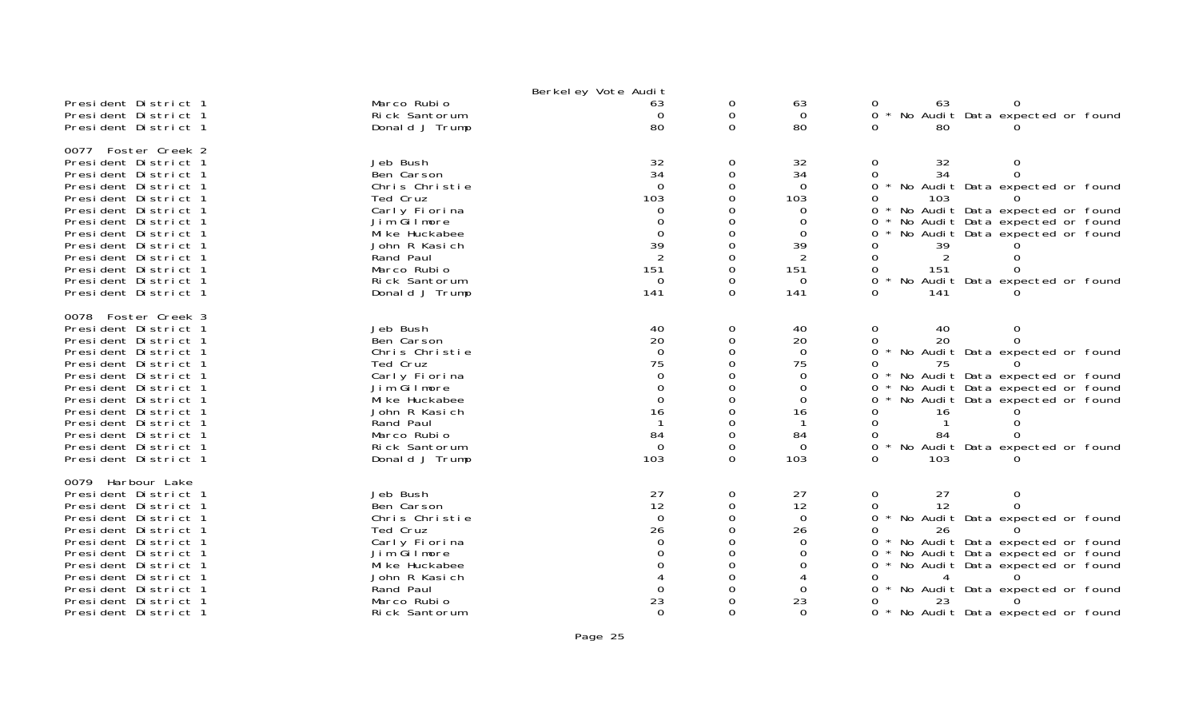Berkeley Vote Audit

| | | | | | | | |
|---|---|---|---|---|---|---|---|
| President District 1 | Marco Rubio | 63 | 0 | 63 | 0 | 63 | 0 |
| President District 1 | Rick Santorum | 0 | 0 | 0 | 0 * No Audit Data expected or found | | |
| President District 1 | Donald J Trump | 80 | 0 | 80 | 0 | 80 | 0 |

0077 Foster Creek 2

| | | | | | | | |
|---|---|---|---|---|---|---|---|
| President District 1 | Jeb Bush | 32 | 0 | 32 | 0 | 32 | 0 |
| President District 1 | Ben Carson | 34 | 0 | 34 | 0 | 34 | 0 |
| President District 1 | Chris Christie | 0 | 0 | 0 | 0 * No Audit Data expected or found | | |
| President District 1 | Ted Cruz | 103 | 0 | 103 | 0 | 103 | 0 |
| President District 1 | Carly Fiorina | 0 | 0 | 0 | 0 * No Audit Data expected or found | | |
| President District 1 | Jim Gilmore | 0 | 0 | 0 | 0 * No Audit Data expected or found | | |
| President District 1 | Mike Huckabee | 0 | 0 | 0 | 0 * No Audit Data expected or found | | |
| President District 1 | John R Kasich | 39 | 0 | 39 | 0 | 39 | 0 |
| President District 1 | Rand Paul | 2 | 0 | 2 | 0 | 2 | 0 |
| President District 1 | Marco Rubio | 151 | 0 | 151 | 0 | 151 | 0 |
| President District 1 | Rick Santorum | 0 | 0 | 0 | 0 * No Audit Data expected or found | | |
| President District 1 | Donald J Trump | 141 | 0 | 141 | 0 | 141 | 0 |

0078 Foster Creek 3

| | | | | | | | |
|---|---|---|---|---|---|---|---|
| President District 1 | Jeb Bush | 40 | 0 | 40 | 0 | 40 | 0 |
| President District 1 | Ben Carson | 20 | 0 | 20 | 0 | 20 | 0 |
| President District 1 | Chris Christie | 0 | 0 | 0 | 0 * No Audit Data expected or found | | |
| President District 1 | Ted Cruz | 75 | 0 | 75 | 0 | 75 | 0 |
| President District 1 | Carly Fiorina | 0 | 0 | 0 | 0 * No Audit Data expected or found | | |
| President District 1 | Jim Gilmore | 0 | 0 | 0 | 0 * No Audit Data expected or found | | |
| President District 1 | Mike Huckabee | 0 | 0 | 0 | 0 * No Audit Data expected or found | | |
| President District 1 | John R Kasich | 16 | 0 | 16 | 0 | 16 | 0 |
| President District 1 | Rand Paul | 1 | 0 | 1 | 0 | 1 | 0 |
| President District 1 | Marco Rubio | 84 | 0 | 84 | 0 | 84 | 0 |
| President District 1 | Rick Santorum | 0 | 0 | 0 | 0 * No Audit Data expected or found | | |
| President District 1 | Donald J Trump | 103 | 0 | 103 | 0 | 103 | 0 |

0079 Harbour Lake

| | | | | | | | |
|---|---|---|---|---|---|---|---|
| President District 1 | Jeb Bush | 27 | 0 | 27 | 0 | 27 | 0 |
| President District 1 | Ben Carson | 12 | 0 | 12 | 0 | 12 | 0 |
| President District 1 | Chris Christie | 0 | 0 | 0 | 0 * No Audit Data expected or found | | |
| President District 1 | Ted Cruz | 26 | 0 | 26 | 0 | 26 | 0 |
| President District 1 | Carly Fiorina | 0 | 0 | 0 | 0 * No Audit Data expected or found | | |
| President District 1 | Jim Gilmore | 0 | 0 | 0 | 0 * No Audit Data expected or found | | |
| President District 1 | Mike Huckabee | 0 | 0 | 0 | 0 * No Audit Data expected or found | | |
| President District 1 | John R Kasich | 4 | 0 | 4 | 0 | 4 | 0 |
| President District 1 | Rand Paul | 0 | 0 | 0 | 0 * No Audit Data expected or found | | |
| President District 1 | Marco Rubio | 23 | 0 | 23 | 0 | 23 | 0 |
| President District 1 | Rick Santorum | 0 | 0 | 0 | 0 * No Audit Data expected or found | | |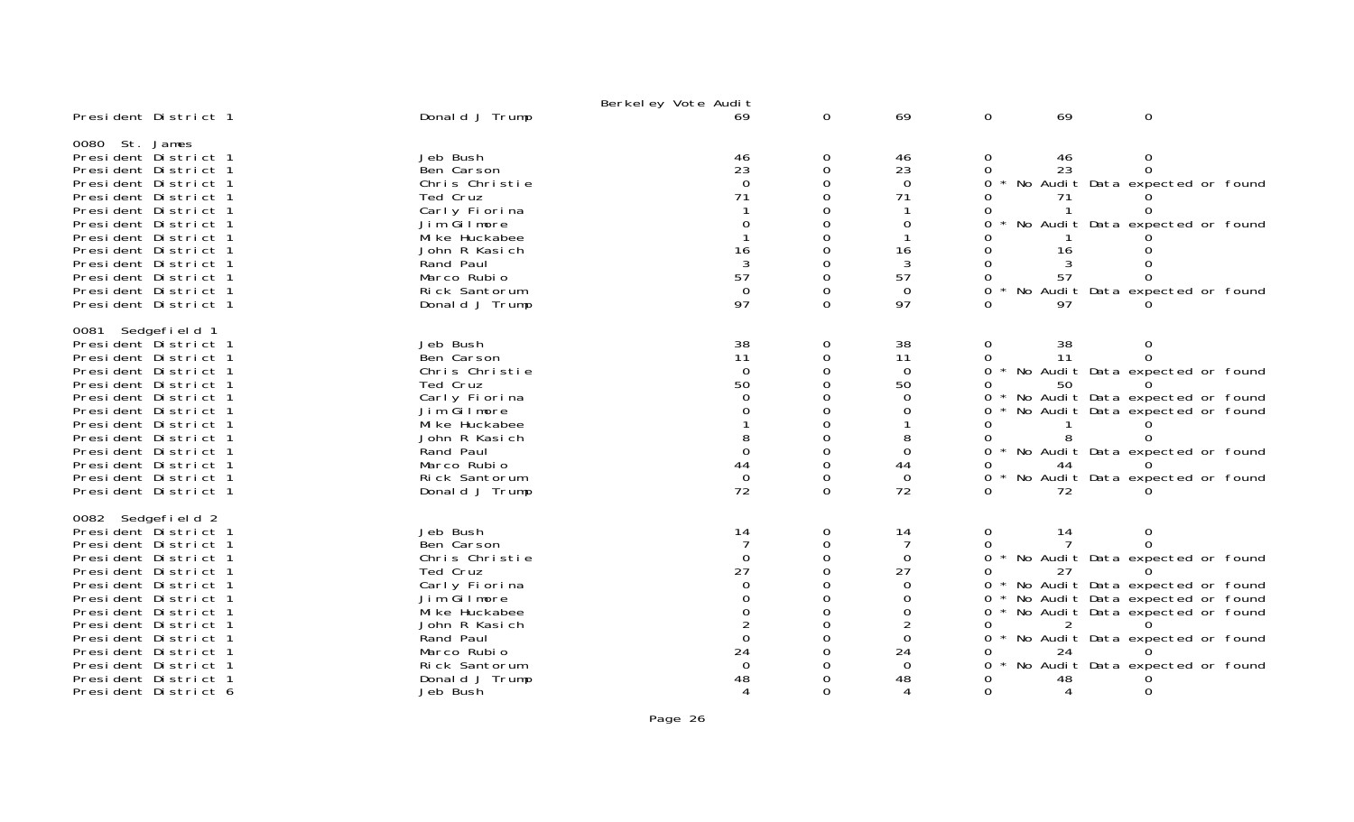Berkeley Vote Audit

| | | | | | | | |
|---|---|---|---|---|---|---|---|
| President District 1 | Donald J Trump | 69 | 0 | 69 | 0 | 69 | 0 |

0080 St. James

| | | | | | | | |
|---|---|---|---|---|---|---|---|
| President District 1 | Jeb Bush | 46 | 0 | 46 | 0 | 46 | 0 |
| President District 1 | Ben Carson | 23 | 0 | 23 | 0 | 23 | 0 |
| President District 1 | Chris Christie | 0 | 0 | 0 | 0 * No Audit Data expected or found | | |
| President District 1 | Ted Cruz | 71 | 0 | 71 | 0 | 71 | 0 |
| President District 1 | Carly Fiorina | 1 | 0 | 1 | 0 | 1 | 0 |
| President District 1 | Jim Gilmore | 0 | 0 | 0 | 0 * No Audit Data expected or found | | |
| President District 1 | Mike Huckabee | 1 | 0 | 1 | 0 | 1 | 0 |
| President District 1 | John R Kasich | 16 | 0 | 16 | 0 | 16 | 0 |
| President District 1 | Rand Paul | 3 | 0 | 3 | 0 | 3 | 0 |
| President District 1 | Marco Rubio | 57 | 0 | 57 | 0 | 57 | 0 |
| President District 1 | Rick Santorum | 0 | 0 | 0 | 0 * No Audit Data expected or found | | |
| President District 1 | Donald J Trump | 97 | 0 | 97 | 0 | 97 | 0 |

0081 Sedgefield 1

| | | | | | | | |
|---|---|---|---|---|---|---|---|
| President District 1 | Jeb Bush | 38 | 0 | 38 | 0 | 38 | 0 |
| President District 1 | Ben Carson | 11 | 0 | 11 | 0 | 11 | 0 |
| President District 1 | Chris Christie | 0 | 0 | 0 | 0 * No Audit Data expected or found | | |
| President District 1 | Ted Cruz | 50 | 0 | 50 | 0 | 50 | 0 |
| President District 1 | Carly Fiorina | 0 | 0 | 0 | 0 * No Audit Data expected or found | | |
| President District 1 | Jim Gilmore | 0 | 0 | 0 | 0 * No Audit Data expected or found | | |
| President District 1 | Mike Huckabee | 1 | 0 | 1 | 0 | 1 | 0 |
| President District 1 | John R Kasich | 8 | 0 | 8 | 0 | 8 | 0 |
| President District 1 | Rand Paul | 0 | 0 | 0 | 0 * No Audit Data expected or found | | |
| President District 1 | Marco Rubio | 44 | 0 | 44 | 0 | 44 | 0 |
| President District 1 | Rick Santorum | 0 | 0 | 0 | 0 * No Audit Data expected or found | | |
| President District 1 | Donald J Trump | 72 | 0 | 72 | 0 | 72 | 0 |

0082 Sedgefield 2

| | | | | | | | |
|---|---|---|---|---|---|---|---|
| President District 1 | Jeb Bush | 14 | 0 | 14 | 0 | 14 | 0 |
| President District 1 | Ben Carson | 7 | 0 | 7 | 0 | 7 | 0 |
| President District 1 | Chris Christie | 0 | 0 | 0 | 0 * No Audit Data expected or found | | |
| President District 1 | Ted Cruz | 27 | 0 | 27 | 0 | 27 | 0 |
| President District 1 | Carly Fiorina | 0 | 0 | 0 | 0 * No Audit Data expected or found | | |
| President District 1 | Jim Gilmore | 0 | 0 | 0 | 0 * No Audit Data expected or found | | |
| President District 1 | Mike Huckabee | 0 | 0 | 0 | 0 * No Audit Data expected or found | | |
| President District 1 | John R Kasich | 2 | 0 | 2 | 0 | 2 | 0 |
| President District 1 | Rand Paul | 0 | 0 | 0 | 0 * No Audit Data expected or found | | |
| President District 1 | Marco Rubio | 24 | 0 | 24 | 0 | 24 | 0 |
| President District 1 | Rick Santorum | 0 | 0 | 0 | 0 * No Audit Data expected or found | | |
| President District 1 | Donald J Trump | 48 | 0 | 48 | 0 | 48 | 0 |
| President District 6 | Jeb Bush | 4 | 0 | 4 | 0 | 4 | 0 |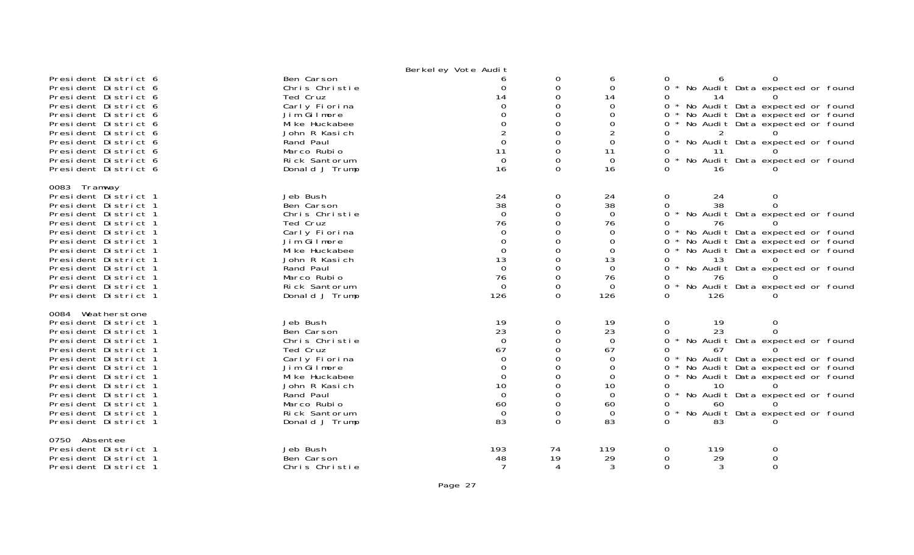Berkeley Vote Audit

| Contest | Candidate | | | | | | |
|---|---|---|---|---|---|---|---|
| President District 6 | Ben Carson | 6 | 0 | 6 | 0 | 6 | 0 |
| President District 6 | Chris Christie | 0 | 0 | 0 | 0 * No Audit Data expected or found | | |
| President District 6 | Ted Cruz | 14 | 0 | 14 | 0 | 14 | 0 |
| President District 6 | Carly Fiorina | 0 | 0 | 0 | 0 * No Audit Data expected or found | | |
| President District 6 | Jim Gilmore | 0 | 0 | 0 | 0 * No Audit Data expected or found | | |
| President District 6 | Mike Huckabee | 0 | 0 | 0 | 0 * No Audit Data expected or found | | |
| President District 6 | John R Kasich | 2 | 0 | 2 | 0 | 2 | 0 |
| President District 6 | Rand Paul | 0 | 0 | 0 | 0 * No Audit Data expected or found | | |
| President District 6 | Marco Rubio | 11 | 0 | 11 | 0 | 11 | 0 |
| President District 6 | Rick Santorum | 0 | 0 | 0 | 0 * No Audit Data expected or found | | |
| President District 6 | Donald J Trump | 16 | 0 | 16 | 0 | 16 | 0 |
| **0083 Tramway** | | | | | | | |
| President District 1 | Jeb Bush | 24 | 0 | 24 | 0 | 24 | 0 |
| President District 1 | Ben Carson | 38 | 0 | 38 | 0 | 38 | 0 |
| President District 1 | Chris Christie | 0 | 0 | 0 | 0 * No Audit Data expected or found | | |
| President District 1 | Ted Cruz | 76 | 0 | 76 | 0 | 76 | 0 |
| President District 1 | Carly Fiorina | 0 | 0 | 0 | 0 * No Audit Data expected or found | | |
| President District 1 | Jim Gilmore | 0 | 0 | 0 | 0 * No Audit Data expected or found | | |
| President District 1 | Mike Huckabee | 0 | 0 | 0 | 0 * No Audit Data expected or found | | |
| President District 1 | John R Kasich | 13 | 0 | 13 | 0 | 13 | 0 |
| President District 1 | Rand Paul | 0 | 0 | 0 | 0 * No Audit Data expected or found | | |
| President District 1 | Marco Rubio | 76 | 0 | 76 | 0 | 76 | 0 |
| President District 1 | Rick Santorum | 0 | 0 | 0 | 0 * No Audit Data expected or found | | |
| President District 1 | Donald J Trump | 126 | 0 | 126 | 0 | 126 | 0 |
| **0084 Weatherstone** | | | | | | | |
| President District 1 | Jeb Bush | 19 | 0 | 19 | 0 | 19 | 0 |
| President District 1 | Ben Carson | 23 | 0 | 23 | 0 | 23 | 0 |
| President District 1 | Chris Christie | 0 | 0 | 0 | 0 * No Audit Data expected or found | | |
| President District 1 | Ted Cruz | 67 | 0 | 67 | 0 | 67 | 0 |
| President District 1 | Carly Fiorina | 0 | 0 | 0 | 0 * No Audit Data expected or found | | |
| President District 1 | Jim Gilmore | 0 | 0 | 0 | 0 * No Audit Data expected or found | | |
| President District 1 | Mike Huckabee | 0 | 0 | 0 | 0 * No Audit Data expected or found | | |
| President District 1 | John R Kasich | 10 | 0 | 10 | 0 | 10 | 0 |
| President District 1 | Rand Paul | 0 | 0 | 0 | 0 * No Audit Data expected or found | | |
| President District 1 | Marco Rubio | 60 | 0 | 60 | 0 | 60 | 0 |
| President District 1 | Rick Santorum | 0 | 0 | 0 | 0 * No Audit Data expected or found | | |
| President District 1 | Donald J Trump | 83 | 0 | 83 | 0 | 83 | 0 |
| **0750 Absentee** | | | | | | | |
| President District 1 | Jeb Bush | 193 | 74 | 119 | 0 | 119 | 0 |
| President District 1 | Ben Carson | 48 | 19 | 29 | 0 | 29 | 0 |
| President District 1 | Chris Christie | 7 | 4 | 3 | 0 | 3 | 0 |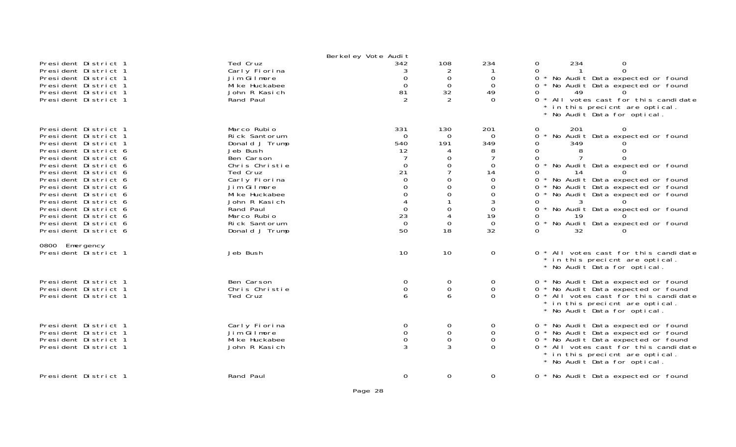Berkeley Vote Audit

| Contest | Candidate | Total | | | | | | Notes |
|---|---|---|---|---|---|---|---|---|
| President District 1 | Ted Cruz | 342 | 108 | 234 | 0 | 234 | 0 | |
| President District 1 | Carly Fiorina | 3 | 2 | 1 | 0 | 1 | 0 | |
| President District 1 | Jim Gilmore | 0 | 0 | 0 | 0 | | | * No Audit Data expected or found |
| President District 1 | Mike Huckabee | 0 | 0 | 0 | 0 | | | * No Audit Data expected or found |
| President District 1 | John R Kasich | 81 | 32 | 49 | 0 | 49 | 0 | |
| President District 1 | Rand Paul | 2 | 2 | 0 | 0 | | | * All votes cast for this candidate * in this precicnt are optical. * No Audit Data for optical. |
| President District 1 | Marco Rubio | 331 | 130 | 201 | 0 | 201 | 0 | |
| President District 1 | Rick Santorum | 0 | 0 | 0 | 0 | | | * No Audit Data expected or found |
| President District 1 | Donald J Trump | 540 | 191 | 349 | 0 | 349 | 0 | |
| President District 6 | Jeb Bush | 12 | 4 | 8 | 0 | 8 | 0 | |
| President District 6 | Ben Carson | 7 | 0 | 7 | 0 | 7 | 0 | |
| President District 6 | Chris Christie | 0 | 0 | 0 | 0 | | | * No Audit Data expected or found |
| President District 6 | Ted Cruz | 21 | 7 | 14 | 0 | 14 | 0 | |
| President District 6 | Carly Fiorina | 0 | 0 | 0 | 0 | | | * No Audit Data expected or found |
| President District 6 | Jim Gilmore | 0 | 0 | 0 | 0 | | | * No Audit Data expected or found |
| President District 6 | Mike Huckabee | 0 | 0 | 0 | 0 | | | * No Audit Data expected or found |
| President District 6 | John R Kasich | 4 | 1 | 3 | 0 | 3 | 0 | |
| President District 6 | Rand Paul | 0 | 0 | 0 | 0 | | | * No Audit Data expected or found |
| President District 6 | Marco Rubio | 23 | 4 | 19 | 0 | 19 | 0 | |
| President District 6 | Rick Santorum | 0 | 0 | 0 | 0 | | | * No Audit Data expected or found |
| President District 6 | Donald J Trump | 50 | 18 | 32 | 0 | 32 | 0 | |

0800 Emergency

| Contest | Candidate | Total | | | | | | Notes |
|---|---|---|---|---|---|---|---|---|
| President District 1 | Jeb Bush | 10 | 10 | 0 | 0 | | | * All votes cast for this candidate * in this precicnt are optical. * No Audit Data for optical. |
| President District 1 | Ben Carson | 0 | 0 | 0 | 0 | | | * No Audit Data expected or found |
| President District 1 | Chris Christie | 0 | 0 | 0 | 0 | | | * No Audit Data expected or found |
| President District 1 | Ted Cruz | 6 | 6 | 0 | 0 | | | * All votes cast for this candidate * in this precicnt are optical. * No Audit Data for optical. |
| President District 1 | Carly Fiorina | 0 | 0 | 0 | 0 | | | * No Audit Data expected or found |
| President District 1 | Jim Gilmore | 0 | 0 | 0 | 0 | | | * No Audit Data expected or found |
| President District 1 | Mike Huckabee | 0 | 0 | 0 | 0 | | | * No Audit Data expected or found |
| President District 1 | John R Kasich | 3 | 3 | 0 | 0 | | | * All votes cast for this candidate * in this precicnt are optical. * No Audit Data for optical. |
| President District 1 | Rand Paul | 0 | 0 | 0 | 0 | | | * No Audit Data expected or found |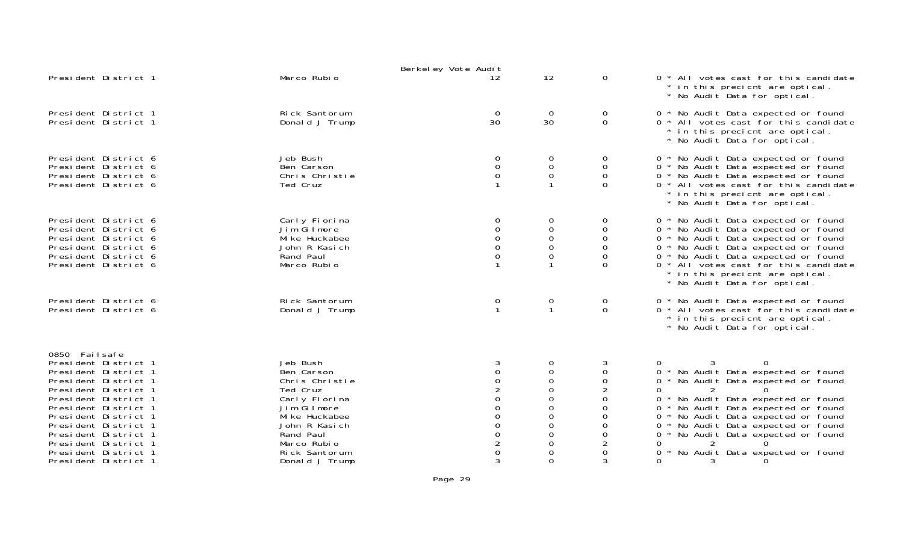Berkeley Vote Audit

| | | | | | |
|---|---|---|---|---|---|
| President District 1 | Marco Rubio | 12 | 12 | 0 | 0 * All votes cast for this candidate * in this precicnt are optical. * No Audit Data for optical. |
| President District 1 | Rick Santorum | 0 | 0 | 0 | 0 * No Audit Data expected or found |
| President District 1 | Donald J Trump | 30 | 30 | 0 | 0 * All votes cast for this candidate * in this precicnt are optical. * No Audit Data for optical. |
| President District 6 | Jeb Bush | 0 | 0 | 0 | 0 * No Audit Data expected or found |
| President District 6 | Ben Carson | 0 | 0 | 0 | 0 * No Audit Data expected or found |
| President District 6 | Chris Christie | 0 | 0 | 0 | 0 * No Audit Data expected or found |
| President District 6 | Ted Cruz | 1 | 1 | 0 | 0 * All votes cast for this candidate * in this precicnt are optical. * No Audit Data for optical. |
| President District 6 | Carly Fiorina | 0 | 0 | 0 | 0 * No Audit Data expected or found |
| President District 6 | Jim Gilmore | 0 | 0 | 0 | 0 * No Audit Data expected or found |
| President District 6 | Mike Huckabee | 0 | 0 | 0 | 0 * No Audit Data expected or found |
| President District 6 | John R Kasich | 0 | 0 | 0 | 0 * No Audit Data expected or found |
| President District 6 | Rand Paul | 0 | 0 | 0 | 0 * No Audit Data expected or found |
| President District 6 | Marco Rubio | 1 | 1 | 0 | 0 * All votes cast for this candidate * in this precicnt are optical. * No Audit Data for optical. |
| President District 6 | Rick Santorum | 0 | 0 | 0 | 0 * No Audit Data expected or found |
| President District 6 | Donald J Trump | 1 | 1 | 0 | 0 * All votes cast for this candidate * in this precicnt are optical. * No Audit Data for optical. |

0850 Failsafe

| | | | | | | | |
|---|---|---|---|---|---|---|---|
| President District 1 | Jeb Bush | 3 | 0 | 3 | 0 | 3 | 0 |
| President District 1 | Ben Carson | 0 | 0 | 0 | 0 * No Audit Data expected or found | | |
| President District 1 | Chris Christie | 0 | 0 | 0 | 0 * No Audit Data expected or found | | |
| President District 1 | Ted Cruz | 2 | 0 | 2 | 0 | 2 | 0 |
| President District 1 | Carly Fiorina | 0 | 0 | 0 | 0 * No Audit Data expected or found | | |
| President District 1 | Jim Gilmore | 0 | 0 | 0 | 0 * No Audit Data expected or found | | |
| President District 1 | Mike Huckabee | 0 | 0 | 0 | 0 * No Audit Data expected or found | | |
| President District 1 | John R Kasich | 0 | 0 | 0 | 0 * No Audit Data expected or found | | |
| President District 1 | Rand Paul | 0 | 0 | 0 | 0 * No Audit Data expected or found | | |
| President District 1 | Marco Rubio | 2 | 0 | 2 | 0 | 2 | 0 |
| President District 1 | Rick Santorum | 0 | 0 | 0 | 0 * No Audit Data expected or found | | |
| President District 1 | Donald J Trump | 3 | 0 | 3 | 0 | 3 | 0 |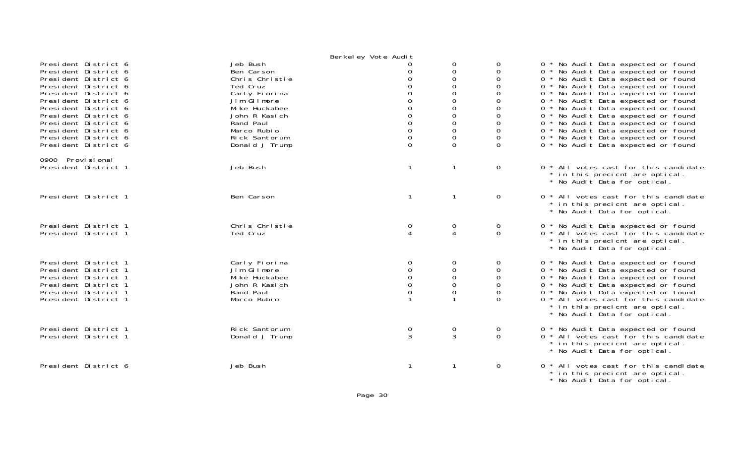Berkeley Vote Audit

| | | | | | |
|---|---|---|---|---|---|
| President District 6 | Jeb Bush | 0 | 0 | 0 | 0 * No Audit Data expected or found |
| President District 6 | Ben Carson | 0 | 0 | 0 | 0 * No Audit Data expected or found |
| President District 6 | Chris Christie | 0 | 0 | 0 | 0 * No Audit Data expected or found |
| President District 6 | Ted Cruz | 0 | 0 | 0 | 0 * No Audit Data expected or found |
| President District 6 | Carly Fiorina | 0 | 0 | 0 | 0 * No Audit Data expected or found |
| President District 6 | Jim Gilmore | 0 | 0 | 0 | 0 * No Audit Data expected or found |
| President District 6 | Mike Huckabee | 0 | 0 | 0 | 0 * No Audit Data expected or found |
| President District 6 | John R Kasich | 0 | 0 | 0 | 0 * No Audit Data expected or found |
| President District 6 | Rand Paul | 0 | 0 | 0 | 0 * No Audit Data expected or found |
| President District 6 | Marco Rubio | 0 | 0 | 0 | 0 * No Audit Data expected or found |
| President District 6 | Rick Santorum | 0 | 0 | 0 | 0 * No Audit Data expected or found |
| President District 6 | Donald J Trump | 0 | 0 | 0 | 0 * No Audit Data expected or found |
| 0900 Provisional | | | | | |
| President District 1 | Jeb Bush | 1 | 1 | 0 | 0 * All votes cast for this candidate * in this precicnt are optical. * No Audit Data for optical. |
| President District 1 | Ben Carson | 1 | 1 | 0 | 0 * All votes cast for this candidate * in this precicnt are optical. * No Audit Data for optical. |
| President District 1 | Chris Christie | 0 | 0 | 0 | 0 * No Audit Data expected or found |
| President District 1 | Ted Cruz | 4 | 4 | 0 | 0 * All votes cast for this candidate * in this precicnt are optical. * No Audit Data for optical. |
| President District 1 | Carly Fiorina | 0 | 0 | 0 | 0 * No Audit Data expected or found |
| President District 1 | Jim Gilmore | 0 | 0 | 0 | 0 * No Audit Data expected or found |
| President District 1 | Mike Huckabee | 0 | 0 | 0 | 0 * No Audit Data expected or found |
| President District 1 | John R Kasich | 0 | 0 | 0 | 0 * No Audit Data expected or found |
| President District 1 | Rand Paul | 0 | 0 | 0 | 0 * No Audit Data expected or found |
| President District 1 | Marco Rubio | 1 | 1 | 0 | 0 * All votes cast for this candidate * in this precicnt are optical. * No Audit Data for optical. |
| President District 1 | Rick Santorum | 0 | 0 | 0 | 0 * No Audit Data expected or found |
| President District 1 | Donald J Trump | 3 | 3 | 0 | 0 * All votes cast for this candidate * in this precicnt are optical. * No Audit Data for optical. |
| President District 6 | Jeb Bush | 1 | 1 | 0 | 0 * All votes cast for this candidate * in this precicnt are optical. * No Audit Data for optical. |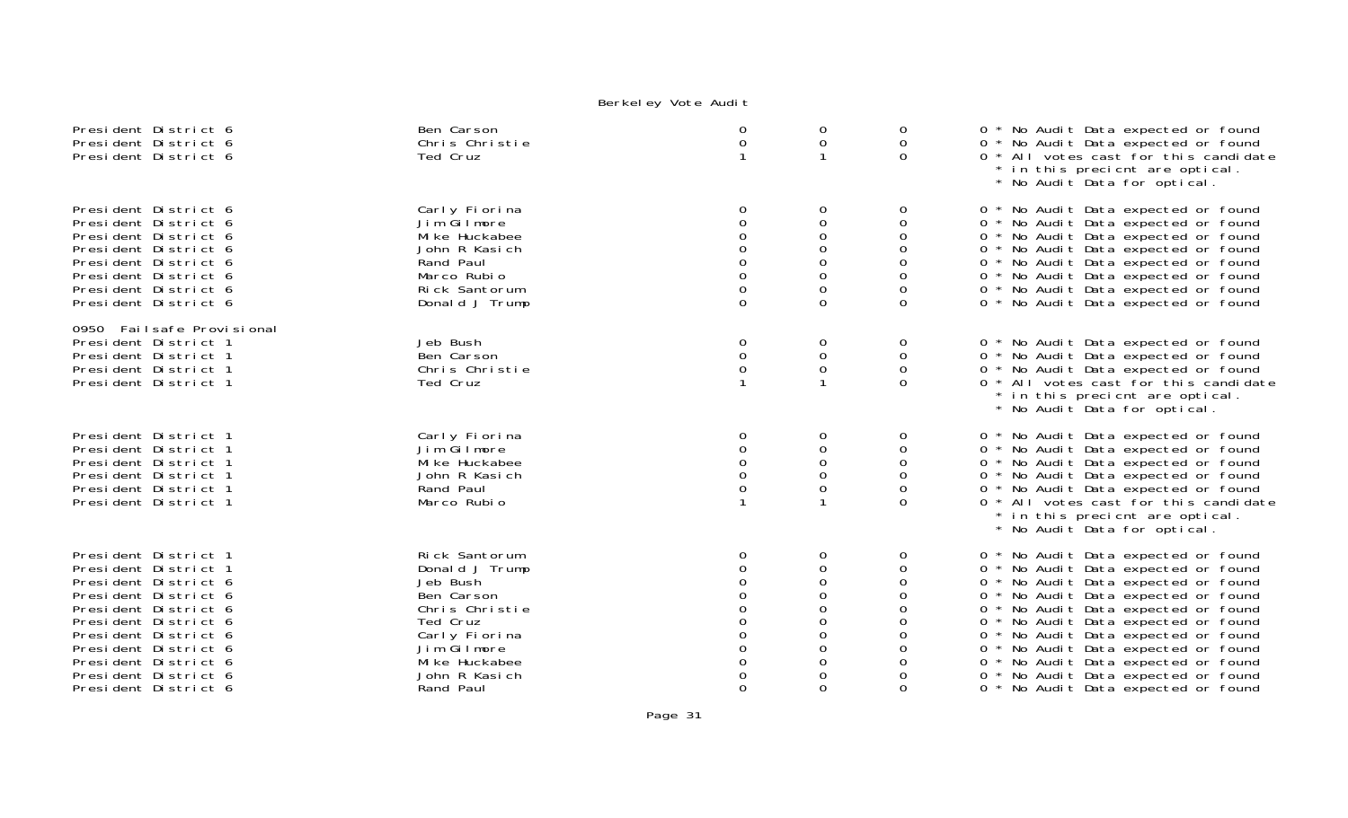Berkeley Vote Audit

| | | | | | |
|---|---|---|---|---|---|
| President District 6 | Ben Carson | 0 | 0 | 0 | 0 * No Audit Data expected or found |
| President District 6 | Chris Christie | 0 | 0 | 0 | 0 * No Audit Data expected or found |
| President District 6 | Ted Cruz | 1 | 1 | 0 | 0 * All votes cast for this candidate * in this precicnt are optical. * No Audit Data for optical. |
| President District 6 | Carly Fiorina | 0 | 0 | 0 | 0 * No Audit Data expected or found |
| President District 6 | Jim Gilmore | 0 | 0 | 0 | 0 * No Audit Data expected or found |
| President District 6 | Mike Huckabee | 0 | 0 | 0 | 0 * No Audit Data expected or found |
| President District 6 | John R Kasich | 0 | 0 | 0 | 0 * No Audit Data expected or found |
| President District 6 | Rand Paul | 0 | 0 | 0 | 0 * No Audit Data expected or found |
| President District 6 | Marco Rubio | 0 | 0 | 0 | 0 * No Audit Data expected or found |
| President District 6 | Rick Santorum | 0 | 0 | 0 | 0 * No Audit Data expected or found |
| President District 6 | Donald J Trump | 0 | 0 | 0 | 0 * No Audit Data expected or found |
| 0950 Failsafe Provisional | | | | | |
| President District 1 | Jeb Bush | 0 | 0 | 0 | 0 * No Audit Data expected or found |
| President District 1 | Ben Carson | 0 | 0 | 0 | 0 * No Audit Data expected or found |
| President District 1 | Chris Christie | 0 | 0 | 0 | 0 * No Audit Data expected or found |
| President District 1 | Ted Cruz | 1 | 1 | 0 | 0 * All votes cast for this candidate * in this precicnt are optical. * No Audit Data for optical. |
| President District 1 | Carly Fiorina | 0 | 0 | 0 | 0 * No Audit Data expected or found |
| President District 1 | Jim Gilmore | 0 | 0 | 0 | 0 * No Audit Data expected or found |
| President District 1 | Mike Huckabee | 0 | 0 | 0 | 0 * No Audit Data expected or found |
| President District 1 | John R Kasich | 0 | 0 | 0 | 0 * No Audit Data expected or found |
| President District 1 | Rand Paul | 0 | 0 | 0 | 0 * No Audit Data expected or found |
| President District 1 | Marco Rubio | 1 | 1 | 0 | 0 * All votes cast for this candidate * in this precicnt are optical. * No Audit Data for optical. |
| President District 1 | Rick Santorum | 0 | 0 | 0 | 0 * No Audit Data expected or found |
| President District 1 | Donald J Trump | 0 | 0 | 0 | 0 * No Audit Data expected or found |
| President District 6 | Jeb Bush | 0 | 0 | 0 | 0 * No Audit Data expected or found |
| President District 6 | Ben Carson | 0 | 0 | 0 | 0 * No Audit Data expected or found |
| President District 6 | Chris Christie | 0 | 0 | 0 | 0 * No Audit Data expected or found |
| President District 6 | Ted Cruz | 0 | 0 | 0 | 0 * No Audit Data expected or found |
| President District 6 | Carly Fiorina | 0 | 0 | 0 | 0 * No Audit Data expected or found |
| President District 6 | Jim Gilmore | 0 | 0 | 0 | 0 * No Audit Data expected or found |
| President District 6 | Mike Huckabee | 0 | 0 | 0 | 0 * No Audit Data expected or found |
| President District 6 | John R Kasich | 0 | 0 | 0 | 0 * No Audit Data expected or found |
| President District 6 | Rand Paul | 0 | 0 | 0 | 0 * No Audit Data expected or found |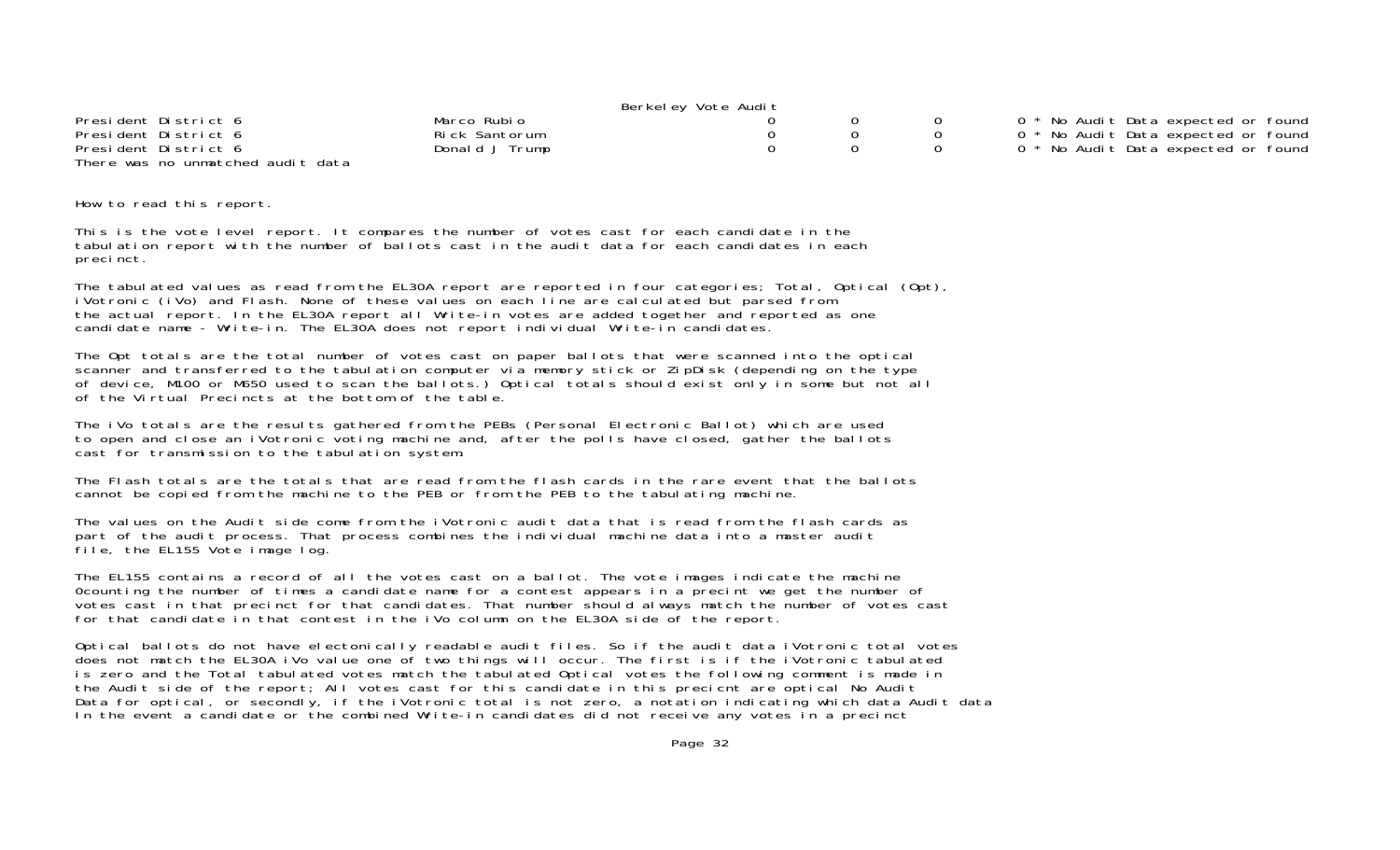Berkeley Vote Audit

| | | | | | |
|---|---|---|---|---|---|
| President District 6 | Marco Rubio | 0 | 0 | 0 | 0 * No Audit Data expected or found |
| President District 6 | Rick Santorum | 0 | 0 | 0 | 0 * No Audit Data expected or found |
| President District 6 | Donald J Trump | 0 | 0 | 0 | 0 * No Audit Data expected or found |

There was no unmatched audit data

How to read this report.

This is the vote level report. It compares the number of votes cast for each candidate in the tabulation report with the number of ballots cast in the audit data for each candidates in each precinct.

The tabulated values as read from the EL30A report are reported in four categories; Total, Optical (Opt), iVotronic (iVo) and Flash. None of these values on each line are calculated but parsed from the actual report. In the EL30A report all Write-in votes are added together and reported as one candidate name - Write-in. The EL30A does not report individual Write-in candidates.

The Opt totals are the total number of votes cast on paper ballots that were scanned into the optical scanner and transferred to the tabulation computer via memory stick or ZipDisk (depending on the type of device, M100 or M650 used to scan the ballots.) Optical totals should exist only in some but not all of the Virtual Precincts at the bottom of the table.

The iVo totals are the results gathered from the PEBs (Personal Electronic Ballot) which are used to open and close an iVotronic voting machine and, after the polls have closed, gather the ballots cast for transmission to the tabulation system.

The Flash totals are the totals that are read from the flash cards in the rare event that the ballots cannot be copied from the machine to the PEB or from the PEB to the tabulating machine.

The values on the Audit side come from the iVotronic audit data that is read from the flash cards as part of the audit process. That process combines the individual machine data into a master audit file, the EL155 Vote image log.

The EL155 contains a record of all the votes cast on a ballot. The vote images indicate the machine 0counting the number of times a candidate name for a contest appears in a precint we get the number of votes cast in that precinct for that candidates. That number should always match the number of votes cast for that candidate in that contest in the iVo column on the EL30A side of the report.

Optical ballots do not have electonically readable audit files. So if the audit data iVotronic total votes does not match the EL30A iVo value one of two things will occur. The first is if the iVotronic tabulated is zero and the Total tabulated votes match the tabulated Optical votes the following comment is made in the Audit side of the report; All votes cast for this candidate in this precicnt are optical No Audit Data for optical, or secondly, if the iVotronic total is not zero, a notation indicating which data Audit data In the event a candidate or the combined Write-in candidates did not receive any votes in a precinct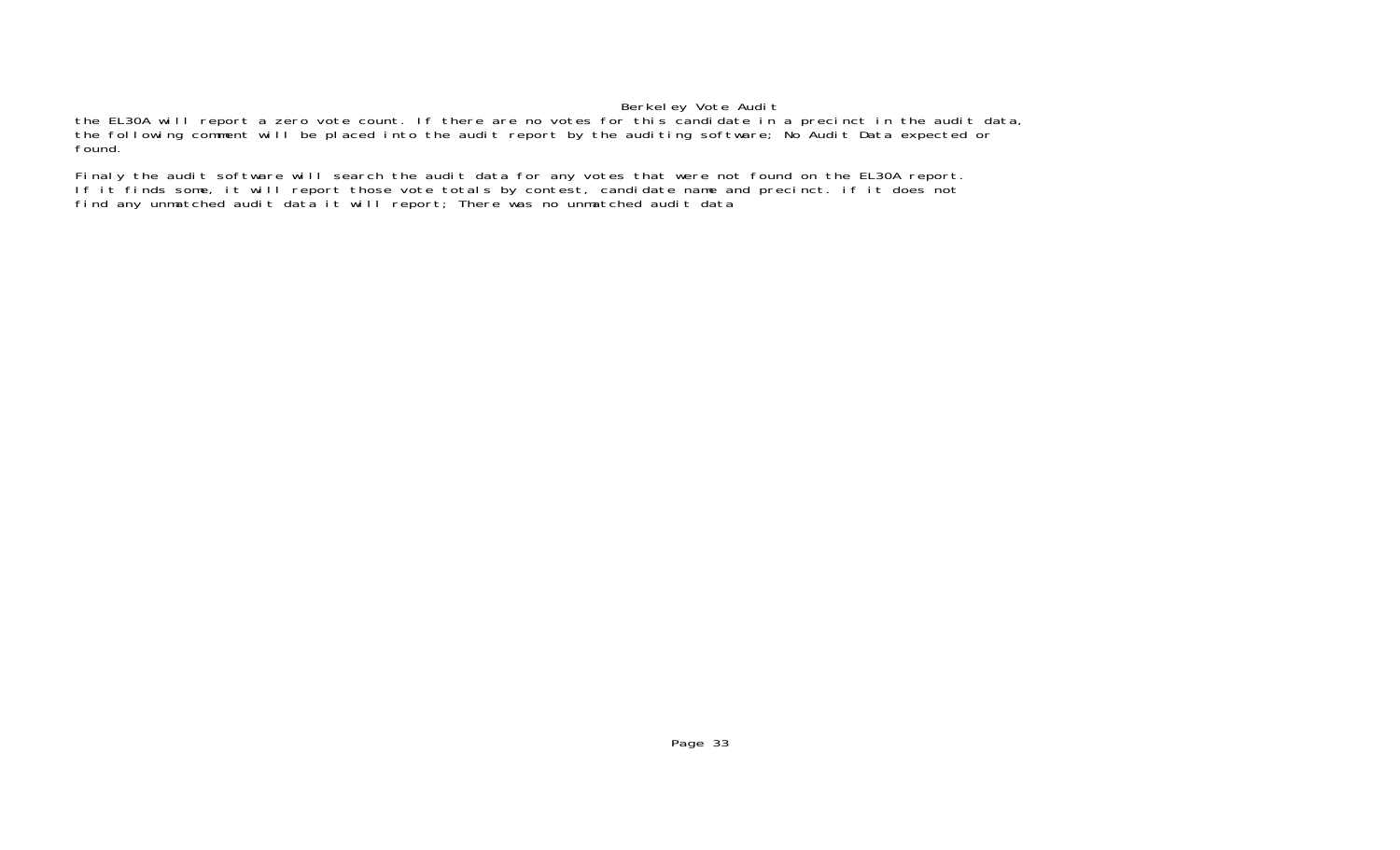the EL30A will report a zero vote count. If there are no votes for this candidate in a precinct in the audit data, the following comment will be placed into the audit report by the auditing software; No Audit Data expected or found.

Finaly the audit software will search the audit data for any votes that were not found on the EL30A report. If it finds some, it will report those vote totals by contest, candidate name and precinct. if it does not find any unmatched audit data it will report; There was no unmatched audit data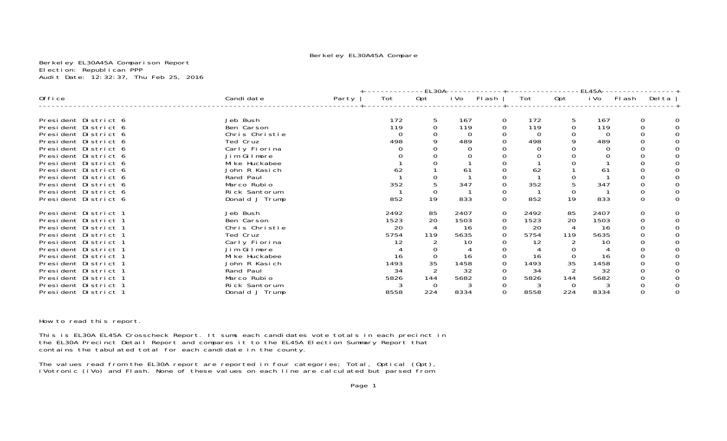Berkeley EL30A45A Compare

Berkeley EL30A45A Comparison Report
Election: Republican PPP
Audit Date: 12:32:37, Thu Feb 25, 2016

| Office | Candidate | Party | EL30A Tot | EL30A Opt | EL30A iVo | EL30A Flash | EL45A Tot | EL45A Opt | EL45A iVo | EL45A Flash | Delta |
|---|---|---|---|---|---|---|---|---|---|---|---|
| President District 6 | Jeb Bush | | 172 | 5 | 167 | 0 | 172 | 5 | 167 | 0 | 0 |
| President District 6 | Ben Carson | | 119 | 0 | 119 | 0 | 119 | 0 | 119 | 0 | 0 |
| President District 6 | Chris Christie | | 0 | 0 | 0 | 0 | 0 | 0 | 0 | 0 | 0 |
| President District 6 | Ted Cruz | | 498 | 9 | 489 | 0 | 498 | 9 | 489 | 0 | 0 |
| President District 6 | Carly Fiorina | | 0 | 0 | 0 | 0 | 0 | 0 | 0 | 0 | 0 |
| President District 6 | Jim Gilmore | | 0 | 0 | 0 | 0 | 0 | 0 | 0 | 0 | 0 |
| President District 6 | Mike Huckabee | | 1 | 0 | 1 | 0 | 1 | 0 | 1 | 0 | 0 |
| President District 6 | John R Kasich | | 62 | 1 | 61 | 0 | 62 | 1 | 61 | 0 | 0 |
| President District 6 | Rand Paul | | 1 | 0 | 1 | 0 | 1 | 0 | 1 | 0 | 0 |
| President District 6 | Marco Rubio | | 352 | 5 | 347 | 0 | 352 | 5 | 347 | 0 | 0 |
| President District 6 | Rick Santorum | | 1 | 0 | 1 | 0 | 1 | 0 | 1 | 0 | 0 |
| President District 6 | Donald J Trump | | 852 | 19 | 833 | 0 | 852 | 19 | 833 | 0 | 0 |
| President District 1 | Jeb Bush | | 2492 | 85 | 2407 | 0 | 2492 | 85 | 2407 | 0 | 0 |
| President District 1 | Ben Carson | | 1523 | 20 | 1503 | 0 | 1523 | 20 | 1503 | 0 | 0 |
| President District 1 | Chris Christie | | 20 | 4 | 16 | 0 | 20 | 4 | 16 | 0 | 0 |
| President District 1 | Ted Cruz | | 5754 | 119 | 5635 | 0 | 5754 | 119 | 5635 | 0 | 0 |
| President District 1 | Carly Fiorina | | 12 | 2 | 10 | 0 | 12 | 2 | 10 | 0 | 0 |
| President District 1 | Jim Gilmore | | 4 | 0 | 4 | 0 | 4 | 0 | 4 | 0 | 0 |
| President District 1 | Mike Huckabee | | 16 | 0 | 16 | 0 | 16 | 0 | 16 | 0 | 0 |
| President District 1 | John R Kasich | | 1493 | 35 | 1458 | 0 | 1493 | 35 | 1458 | 0 | 0 |
| President District 1 | Rand Paul | | 34 | 2 | 32 | 0 | 34 | 2 | 32 | 0 | 0 |
| President District 1 | Marco Rubio | | 5826 | 144 | 5682 | 0 | 5826 | 144 | 5682 | 0 | 0 |
| President District 1 | Rick Santorum | | 3 | 0 | 3 | 0 | 3 | 0 | 3 | 0 | 0 |
| President District 1 | Donald J Trump | | 8558 | 224 | 8334 | 0 | 8558 | 224 | 8334 | 0 | 0 |

How to read this report.

This is EL30A EL45A Crosscheck Report. It sums each candidates vote totals in each precinct in the EL30A Precinct Detail Report and compares it to the EL45A Election Summary Report that contains the tabulated total for each candidate in the county.

The values read from the EL30A report are reported in four categories; Total, Optical (Opt), iVotronic (iVo) and Flash. None of these values on each line are calculated but parsed from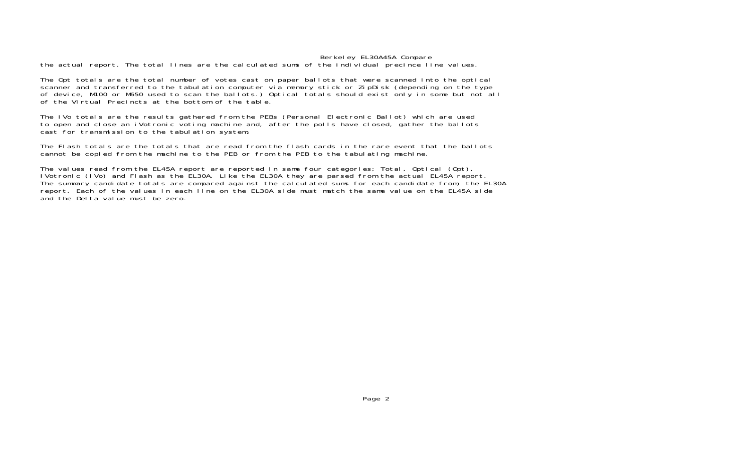the actual report. The total lines are the calculated sums of the individual precince line values.

The Opt totals are the total number of votes cast on paper ballots that were scanned into the optical scanner and transferred to the tabulation computer via memory stick or ZipDisk (depending on the type of device, M100 or M650 used to scan the ballots.) Optical totals should exist only in some but not all of the Virtual Precincts at the bottom of the table.

The iVo totals are the results gathered from the PEBs (Personal Electronic Ballot) which are used to open and close an iVotronic voting machine and, after the polls have closed, gather the ballots cast for transmission to the tabulation system.

The Flash totals are the totals that are read from the flash cards in the rare event that the ballots cannot be copied from the machine to the PEB or from the PEB to the tabulating machine.

The values read from the EL45A report are reported in same four categories; Total, Optical (Opt), iVotronic (iVo) and Flash as the EL30A. Like the EL30A they are parsed from the actual EL45A report. The summary candidate totals are compared against the calculated sums for each candidate from, the EL30A report. Each of the values in each line on the EL30A side must match the same value on the EL45A side and the Delta value must be zero.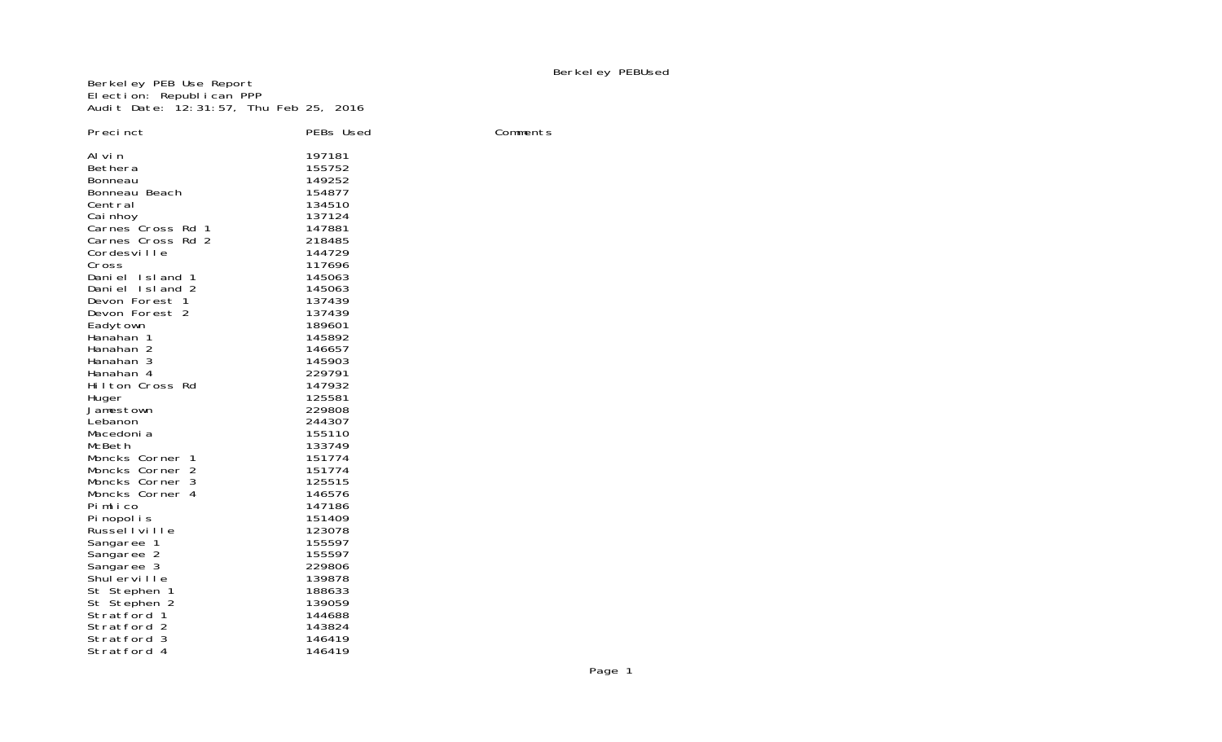Berkeley PEBUsed

Berkeley PEB Use Report
Election: Republican PPP
Audit Date: 12:31:57, Thu Feb 25, 2016

| Precinct | PEBs Used | Comments |
|---|---|---|
| Alvin | 197181 | |
| Bethera | 155752 | |
| Bonneau | 149252 | |
| Bonneau Beach | 154877 | |
| Central | 134510 | |
| Cainhoy | 137124 | |
| Carnes Cross Rd 1 | 147881 | |
| Carnes Cross Rd 2 | 218485 | |
| Cordesville | 144729 | |
| Cross | 117696 | |
| Daniel Island 1 | 145063 | |
| Daniel Island 2 | 145063 | |
| Devon Forest 1 | 137439 | |
| Devon Forest 2 | 137439 | |
| Eadytown | 189601 | |
| Hanahan 1 | 145892 | |
| Hanahan 2 | 146657 | |
| Hanahan 3 | 145903 | |
| Hanahan 4 | 229791 | |
| Hilton Cross Rd | 147932 | |
| Huger | 125581 | |
| Jamestown | 229808 | |
| Lebanon | 244307 | |
| Macedonia | 155110 | |
| McBeth | 133749 | |
| Moncks Corner 1 | 151774 | |
| Moncks Corner 2 | 151774 | |
| Moncks Corner 3 | 125515 | |
| Moncks Corner 4 | 146576 | |
| Pimlico | 147186 | |
| Pinopolis | 151409 | |
| Russellville | 123078 | |
| Sangaree 1 | 155597 | |
| Sangaree 2 | 155597 | |
| Sangaree 3 | 229806 | |
| Shulerville | 139878 | |
| St Stephen 1 | 188633 | |
| St Stephen 2 | 139059 | |
| Stratford 1 | 144688 | |
| Stratford 2 | 143824 | |
| Stratford 3 | 146419 | |
| Stratford 4 | 146419 | |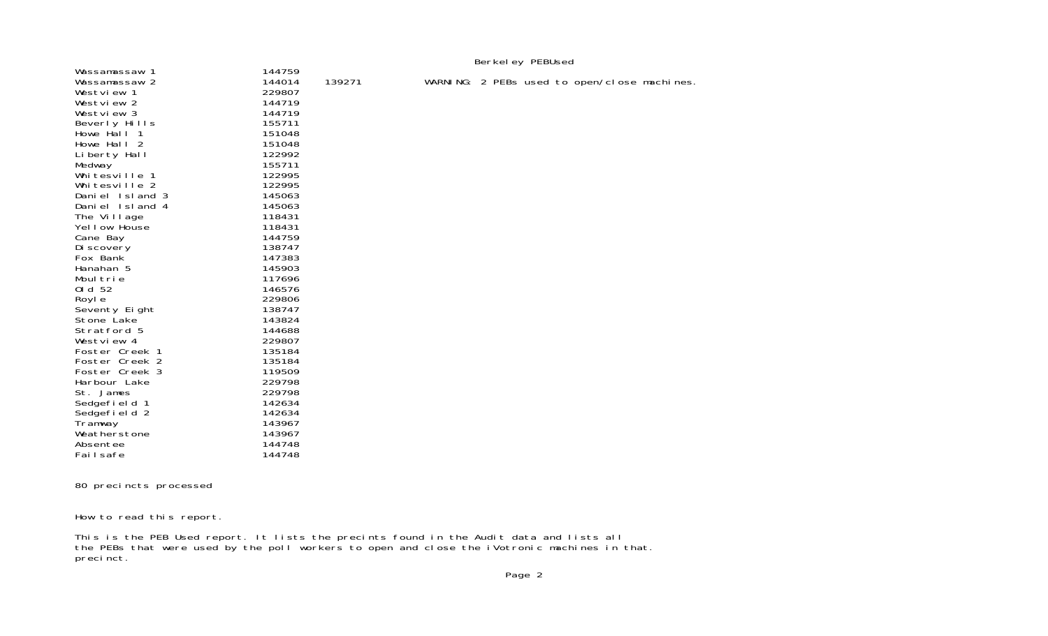Berkeley PEBUsed

| Precinct | PEB | PEB | Note |
|---|---|---|---|
| Wassamassaw 1 | 144759 | | |
| Wassamassaw 2 | 144014 | 139271 | WARNING: 2 PEBs used to open/close machines. |
| Westview 1 | 229807 | | |
| Westview 2 | 144719 | | |
| Westview 3 | 144719 | | |
| Beverly Hills | 155711 | | |
| Howe Hall 1 | 151048 | | |
| Howe Hall 2 | 151048 | | |
| Liberty Hall | 122992 | | |
| Medway | 155711 | | |
| Whitesville 1 | 122995 | | |
| Whitesville 2 | 122995 | | |
| Daniel Island 3 | 145063 | | |
| Daniel Island 4 | 145063 | | |
| The Village | 118431 | | |
| Yellow House | 118431 | | |
| Cane Bay | 144759 | | |
| Discovery | 138747 | | |
| Fox Bank | 147383 | | |
| Hanahan 5 | 145903 | | |
| Moultrie | 117696 | | |
| Old 52 | 146576 | | |
| Royle | 229806 | | |
| Seventy Eight | 138747 | | |
| Stone Lake | 143824 | | |
| Stratford 5 | 144688 | | |
| Westview 4 | 229807 | | |
| Foster Creek 1 | 135184 | | |
| Foster Creek 2 | 135184 | | |
| Foster Creek 3 | 119509 | | |
| Harbour Lake | 229798 | | |
| St. James | 229798 | | |
| Sedgefield 1 | 142634 | | |
| Sedgefield 2 | 142634 | | |
| Tramway | 143967 | | |
| Weatherstone | 143967 | | |
| Absentee | 144748 | | |
| Failsafe | 144748 | | |

80 precincts processed

How to read this report.

This is the PEB Used report. It lists the precints found in the Audit data and lists all the PEBs that were used by the poll workers to open and close the iVotronic machines in that. precinct.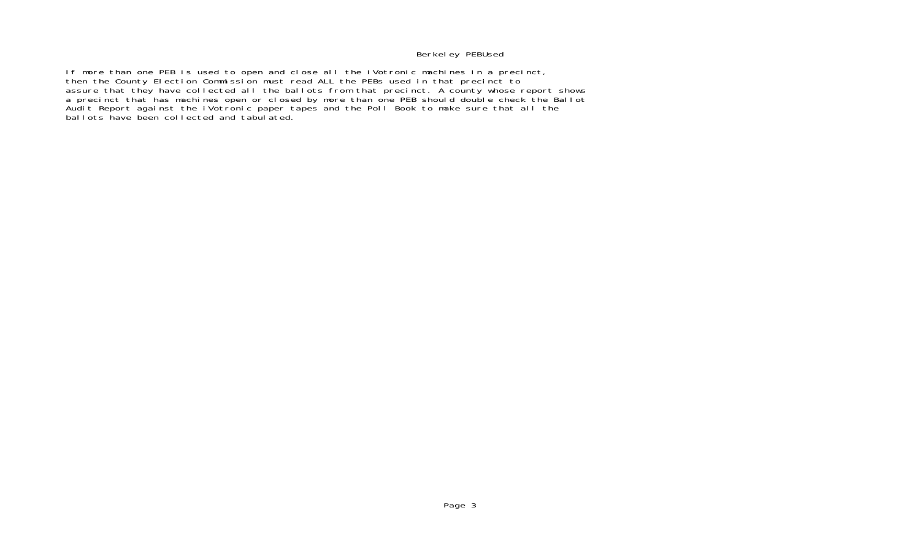If more than one PEB is used to open and close all the iVotronic machines in a precinct, then the County Election Commission must read ALL the PEBs used in that precinct to assure that they have collected all the ballots from that precinct. A county whose report shows a precinct that has machines open or closed by more than one PEB should double check the Ballot Audit Report against the iVotronic paper tapes and the Poll Book to make sure that all the ballots have been collected and tabulated.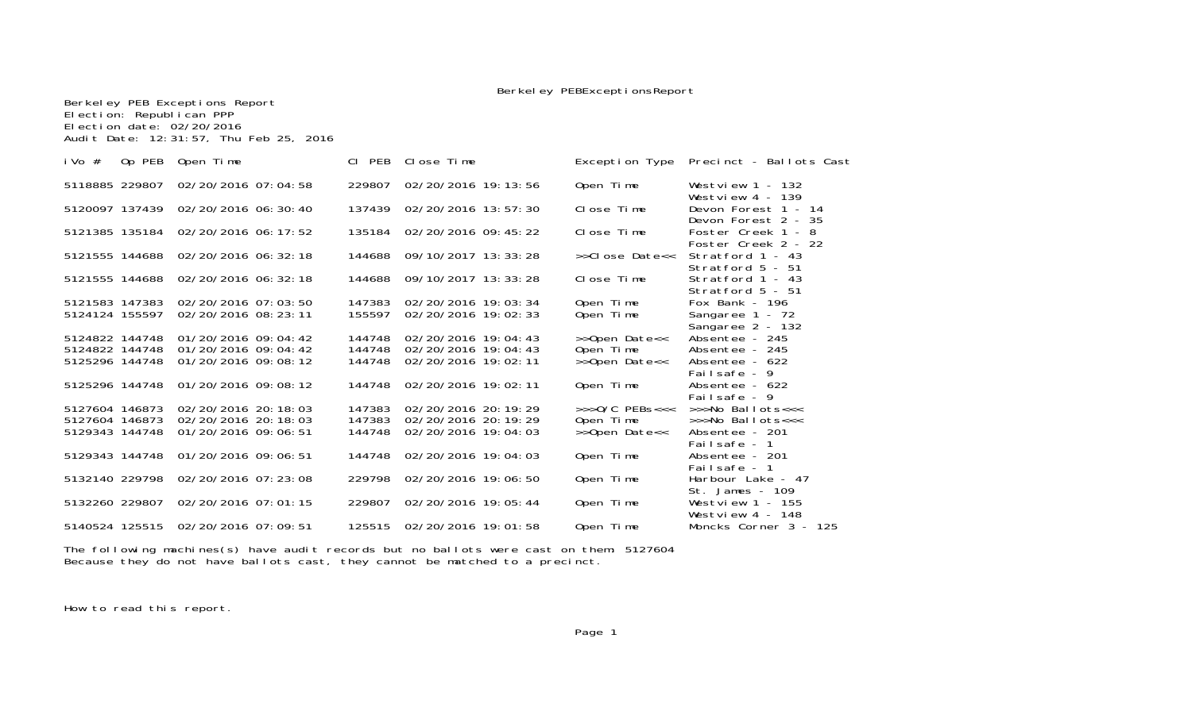Berkeley PEBExceptionsReport

Berkeley PEB Exceptions Report
Election: Republican PPP
Election date: 02/20/2016
Audit Date: 12:31:57, Thu Feb 25, 2016

| iVo # | Op PEB | Open Time | Cl PEB | Close Time | Exception Type | Precinct - Ballots Cast |
|---|---|---|---|---|---|---|
| 5118885 | 229807 | 02/20/2016 07:04:58 | 229807 | 02/20/2016 19:13:56 | Open Time | Westview 1 - 132<br>Westview 4 - 139 |
| 5120097 | 137439 | 02/20/2016 06:30:40 | 137439 | 02/20/2016 13:57:30 | Close Time | Devon Forest 1 - 14<br>Devon Forest 2 - 35 |
| 5121385 | 135184 | 02/20/2016 06:17:52 | 135184 | 02/20/2016 09:45:22 | Close Time | Foster Creek 1 - 8<br>Foster Creek 2 - 22 |
| 5121555 | 144688 | 02/20/2016 06:32:18 | 144688 | 09/10/2017 13:33:28 | >>Close Date<< | Stratford 1 - 43<br>Stratford 5 - 51 |
| 5121555 | 144688 | 02/20/2016 06:32:18 | 144688 | 09/10/2017 13:33:28 | Close Time | Stratford 1 - 43<br>Stratford 5 - 51 |
| 5121583 | 147383 | 02/20/2016 07:03:50 | 147383 | 02/20/2016 19:03:34 | Open Time | Fox Bank - 196 |
| 5124124 | 155597 | 02/20/2016 08:23:11 | 155597 | 02/20/2016 19:02:33 | Open Time | Sangaree 1 - 72<br>Sangaree 2 - 132 |
| 5124822 | 144748 | 01/20/2016 09:04:42 | 144748 | 02/20/2016 19:04:43 | >>Open Date<< | Absentee - 245 |
| 5124822 | 144748 | 01/20/2016 09:04:42 | 144748 | 02/20/2016 19:04:43 | Open Time | Absentee - 245 |
| 5125296 | 144748 | 01/20/2016 09:08:12 | 144748 | 02/20/2016 19:02:11 | >>Open Date<< | Absentee - 622<br>Failsafe - 9 |
| 5125296 | 144748 | 01/20/2016 09:08:12 | 144748 | 02/20/2016 19:02:11 | Open Time | Absentee - 622<br>Failsafe - 9 |
| 5127604 | 146873 | 02/20/2016 20:18:03 | 147383 | 02/20/2016 20:19:29 | >>>O/C PEBs<<< | >>>No Ballots<<< |
| 5127604 | 146873 | 02/20/2016 20:18:03 | 147383 | 02/20/2016 20:19:29 | Open Time | >>>No Ballots<<< |
| 5129343 | 144748 | 01/20/2016 09:06:51 | 144748 | 02/20/2016 19:04:03 | >>Open Date<< | Absentee - 201<br>Failsafe - 1 |
| 5129343 | 144748 | 01/20/2016 09:06:51 | 144748 | 02/20/2016 19:04:03 | Open Time | Absentee - 201<br>Failsafe - 1 |
| 5132140 | 229798 | 02/20/2016 07:23:08 | 229798 | 02/20/2016 19:06:50 | Open Time | Harbour Lake - 47<br>St. James - 109 |
| 5132260 | 229807 | 02/20/2016 07:01:15 | 229807 | 02/20/2016 19:05:44 | Open Time | Westview 1 - 155<br>Westview 4 - 148 |
| 5140524 | 125515 | 02/20/2016 07:09:51 | 125515 | 02/20/2016 19:01:58 | Open Time | Moncks Corner 3 - 125 |

The following machines(s) have audit records but no ballots were cast on them: 5127604
Because they do not have ballots cast, they cannot be matched to a precinct.

How to read this report.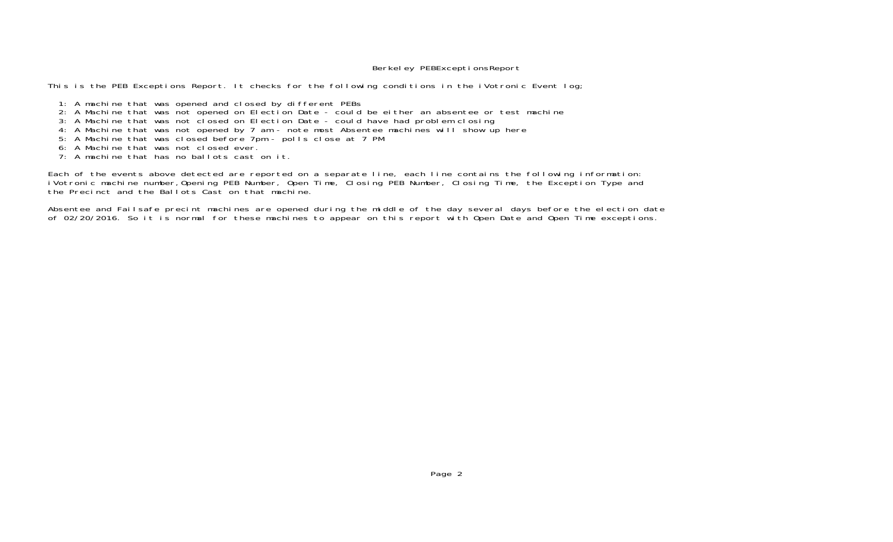# Berkeley PEBExceptionsReport

This is the PEB Exceptions Report. It checks for the following conditions in the iVotronic Event log;

1: A machine that was opened and closed by different PEBs
2: A Machine that was not opened on Election Date - could be either an absentee or test machine
3: A Machine that was not closed on Election Date - could have had problem closing
4: A Machine that was not opened by 7 am - note most Absentee machines will show up here
5: A Machine that was closed before 7pm - polls close at 7 PM
6: A Machine that was not closed ever.
7: A machine that has no ballots cast on it.

Each of the events above detected are reported on a separate line, each line contains the following information: iVotronic machine number,Opening PEB Number, Open Time, Closing PEB Number, Closing Time, the Exception Type and the Precinct and the Ballots Cast on that machine.

Absentee and Failsafe precint machines are opened during the middle of the day several days before the election date of 02/20/2016. So it is normal for these machines to appear on this report with Open Date and Open Time exceptions.